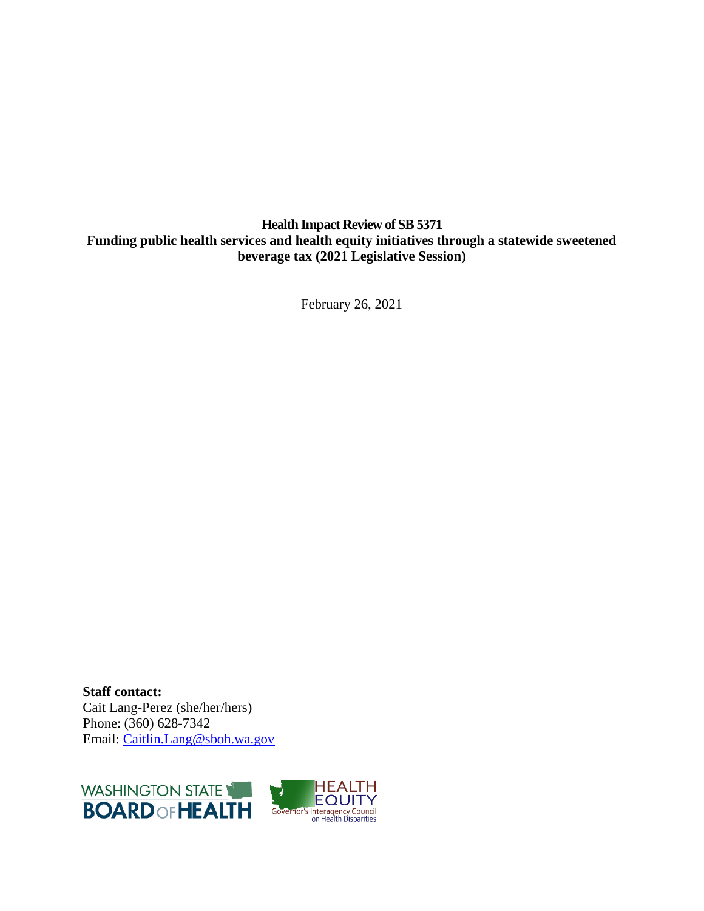**Health Impact Review of SB 5371**
**Funding public health services and health equity initiatives through a statewide sweetened beverage tax (2021 Legislative Session)**

February 26, 2021

**Staff contact:**
Cait Lang-Perez (she/her/hers)
Phone: (360) 628-7342
Email: Caitlin.Lang@sboh.wa.gov

WASHINGTON STATE BOARD OF HEALTH

HEALTH EQUITY Governor's Interagency Council on Health Disparities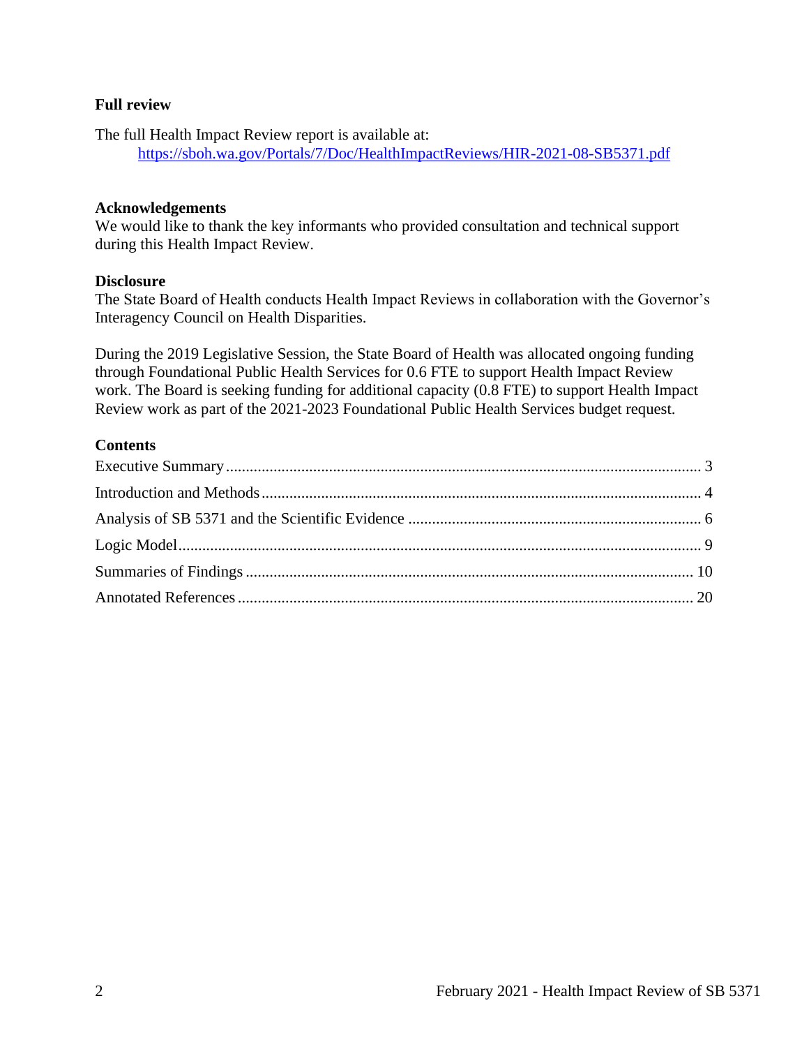**Full review**

The full Health Impact Review report is available at:
https://sboh.wa.gov/Portals/7/Doc/HealthImpactReviews/HIR-2021-08-SB5371.pdf

**Acknowledgements**

We would like to thank the key informants who provided consultation and technical support during this Health Impact Review.

**Disclosure**

The State Board of Health conducts Health Impact Reviews in collaboration with the Governor's Interagency Council on Health Disparities.

During the 2019 Legislative Session, the State Board of Health was allocated ongoing funding through Foundational Public Health Services for 0.6 FTE to support Health Impact Review work. The Board is seeking funding for additional capacity (0.8 FTE) to support Health Impact Review work as part of the 2021-2023 Foundational Public Health Services budget request.

**Contents**

Executive Summary ........................................................................ 3
Introduction and Methods .............................................................. 4
Analysis of SB 5371 and the Scientific Evidence ............................ 6
Logic Model ..................................................................................... 9
Summaries of Findings .................................................................. 10
Annotated References ................................................................... 20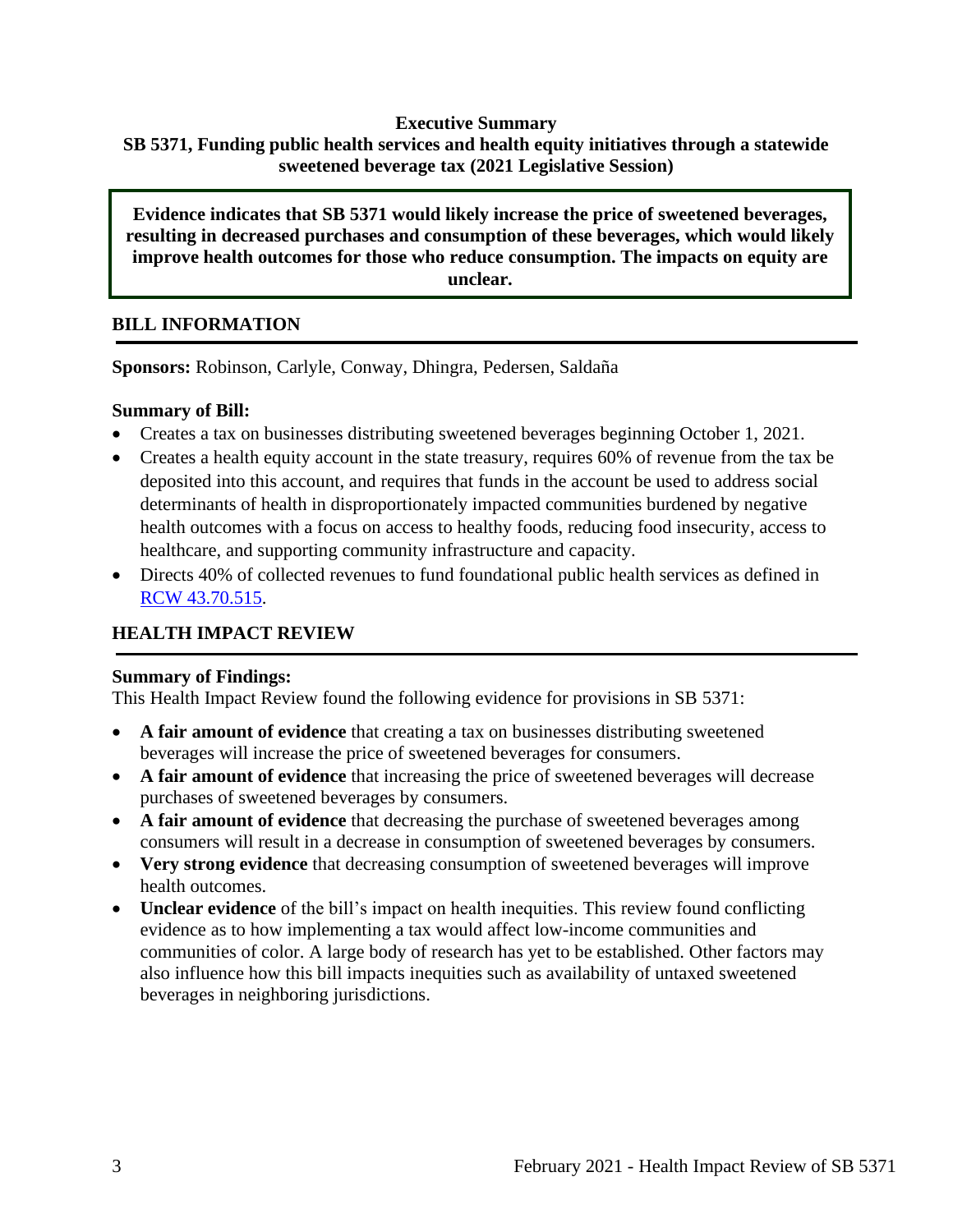**Executive Summary**

**SB 5371, Funding public health services and health equity initiatives through a statewide sweetened beverage tax (2021 Legislative Session)**

**Evidence indicates that SB 5371 would likely increase the price of sweetened beverages, resulting in decreased purchases and consumption of these beverages, which would likely improve health outcomes for those who reduce consumption. The impacts on equity are unclear.**

## BILL INFORMATION

**Sponsors:** Robinson, Carlyle, Conway, Dhingra, Pedersen, Saldaña

**Summary of Bill:**

- Creates a tax on businesses distributing sweetened beverages beginning October 1, 2021.
- Creates a health equity account in the state treasury, requires 60% of revenue from the tax be deposited into this account, and requires that funds in the account be used to address social determinants of health in disproportionately impacted communities burdened by negative health outcomes with a focus on access to healthy foods, reducing food insecurity, access to healthcare, and supporting community infrastructure and capacity.
- Directs 40% of collected revenues to fund foundational public health services as defined in RCW 43.70.515.

## HEALTH IMPACT REVIEW

**Summary of Findings:**

This Health Impact Review found the following evidence for provisions in SB 5371:

- **A fair amount of evidence** that creating a tax on businesses distributing sweetened beverages will increase the price of sweetened beverages for consumers.
- **A fair amount of evidence** that increasing the price of sweetened beverages will decrease purchases of sweetened beverages by consumers.
- **A fair amount of evidence** that decreasing the purchase of sweetened beverages among consumers will result in a decrease in consumption of sweetened beverages by consumers.
- **Very strong evidence** that decreasing consumption of sweetened beverages will improve health outcomes.
- **Unclear evidence** of the bill's impact on health inequities. This review found conflicting evidence as to how implementing a tax would affect low-income communities and communities of color. A large body of research has yet to be established. Other factors may also influence how this bill impacts inequities such as availability of untaxed sweetened beverages in neighboring jurisdictions.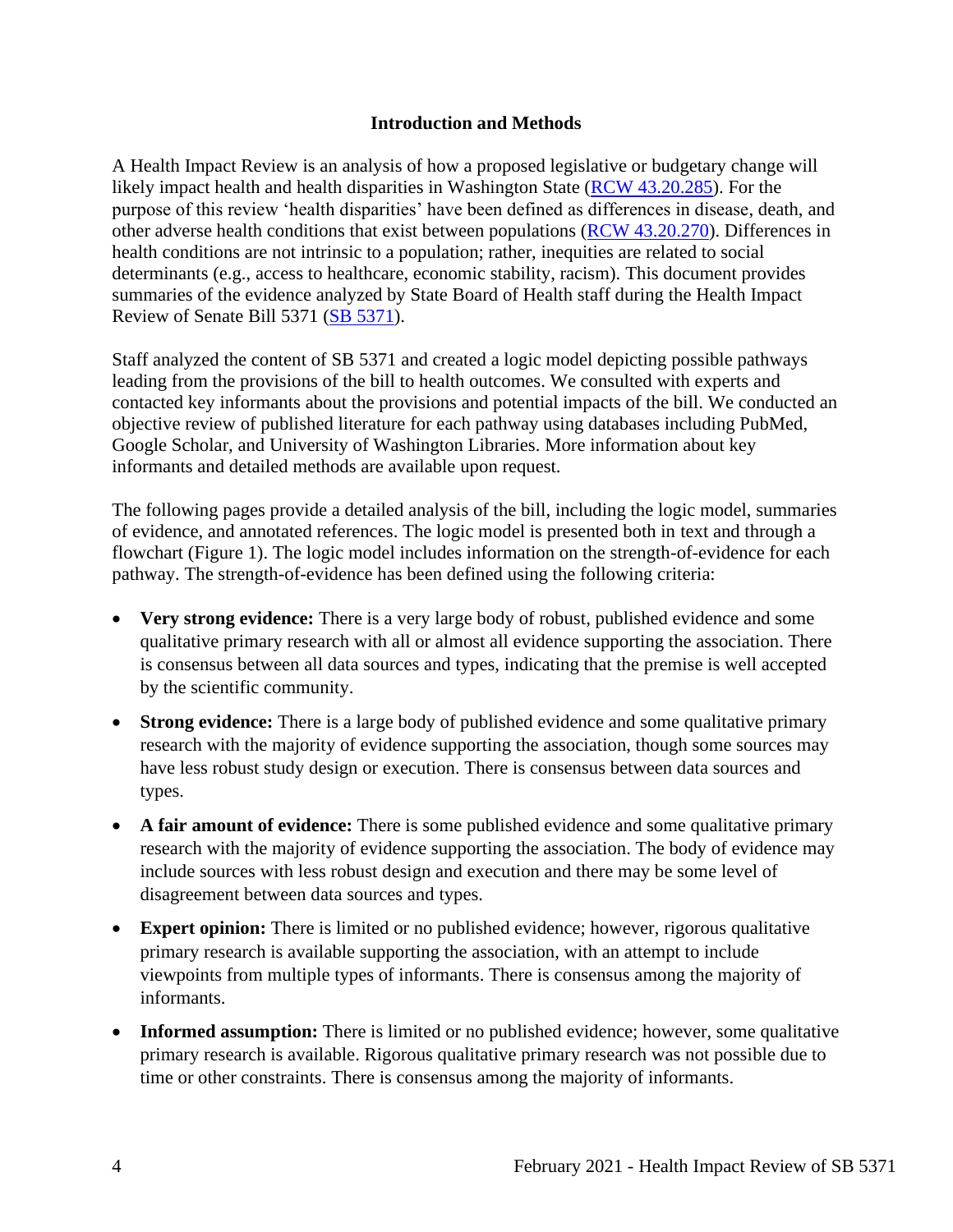## Introduction and Methods

A Health Impact Review is an analysis of how a proposed legislative or budgetary change will likely impact health and health disparities in Washington State (RCW 43.20.285). For the purpose of this review 'health disparities' have been defined as differences in disease, death, and other adverse health conditions that exist between populations (RCW 43.20.270). Differences in health conditions are not intrinsic to a population; rather, inequities are related to social determinants (e.g., access to healthcare, economic stability, racism). This document provides summaries of the evidence analyzed by State Board of Health staff during the Health Impact Review of Senate Bill 5371 (SB 5371).

Staff analyzed the content of SB 5371 and created a logic model depicting possible pathways leading from the provisions of the bill to health outcomes. We consulted with experts and contacted key informants about the provisions and potential impacts of the bill. We conducted an objective review of published literature for each pathway using databases including PubMed, Google Scholar, and University of Washington Libraries. More information about key informants and detailed methods are available upon request.

The following pages provide a detailed analysis of the bill, including the logic model, summaries of evidence, and annotated references. The logic model is presented both in text and through a flowchart (Figure 1). The logic model includes information on the strength-of-evidence for each pathway. The strength-of-evidence has been defined using the following criteria:

- **Very strong evidence:** There is a very large body of robust, published evidence and some qualitative primary research with all or almost all evidence supporting the association. There is consensus between all data sources and types, indicating that the premise is well accepted by the scientific community.
- **Strong evidence:** There is a large body of published evidence and some qualitative primary research with the majority of evidence supporting the association, though some sources may have less robust study design or execution. There is consensus between data sources and types.
- **A fair amount of evidence:** There is some published evidence and some qualitative primary research with the majority of evidence supporting the association. The body of evidence may include sources with less robust design and execution and there may be some level of disagreement between data sources and types.
- **Expert opinion:** There is limited or no published evidence; however, rigorous qualitative primary research is available supporting the association, with an attempt to include viewpoints from multiple types of informants. There is consensus among the majority of informants.
- **Informed assumption:** There is limited or no published evidence; however, some qualitative primary research is available. Rigorous qualitative primary research was not possible due to time or other constraints. There is consensus among the majority of informants.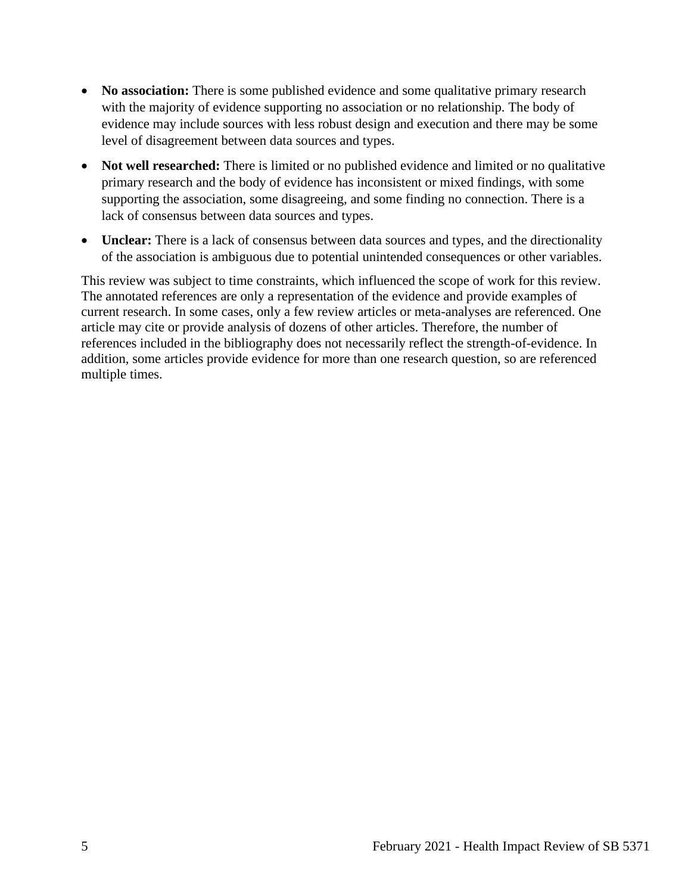- **No association:** There is some published evidence and some qualitative primary research with the majority of evidence supporting no association or no relationship. The body of evidence may include sources with less robust design and execution and there may be some level of disagreement between data sources and types.
- **Not well researched:** There is limited or no published evidence and limited or no qualitative primary research and the body of evidence has inconsistent or mixed findings, with some supporting the association, some disagreeing, and some finding no connection. There is a lack of consensus between data sources and types.
- **Unclear:** There is a lack of consensus between data sources and types, and the directionality of the association is ambiguous due to potential unintended consequences or other variables.

This review was subject to time constraints, which influenced the scope of work for this review. The annotated references are only a representation of the evidence and provide examples of current research. In some cases, only a few review articles or meta-analyses are referenced. One article may cite or provide analysis of dozens of other articles. Therefore, the number of references included in the bibliography does not necessarily reflect the strength-of-evidence. In addition, some articles provide evidence for more than one research question, so are referenced multiple times.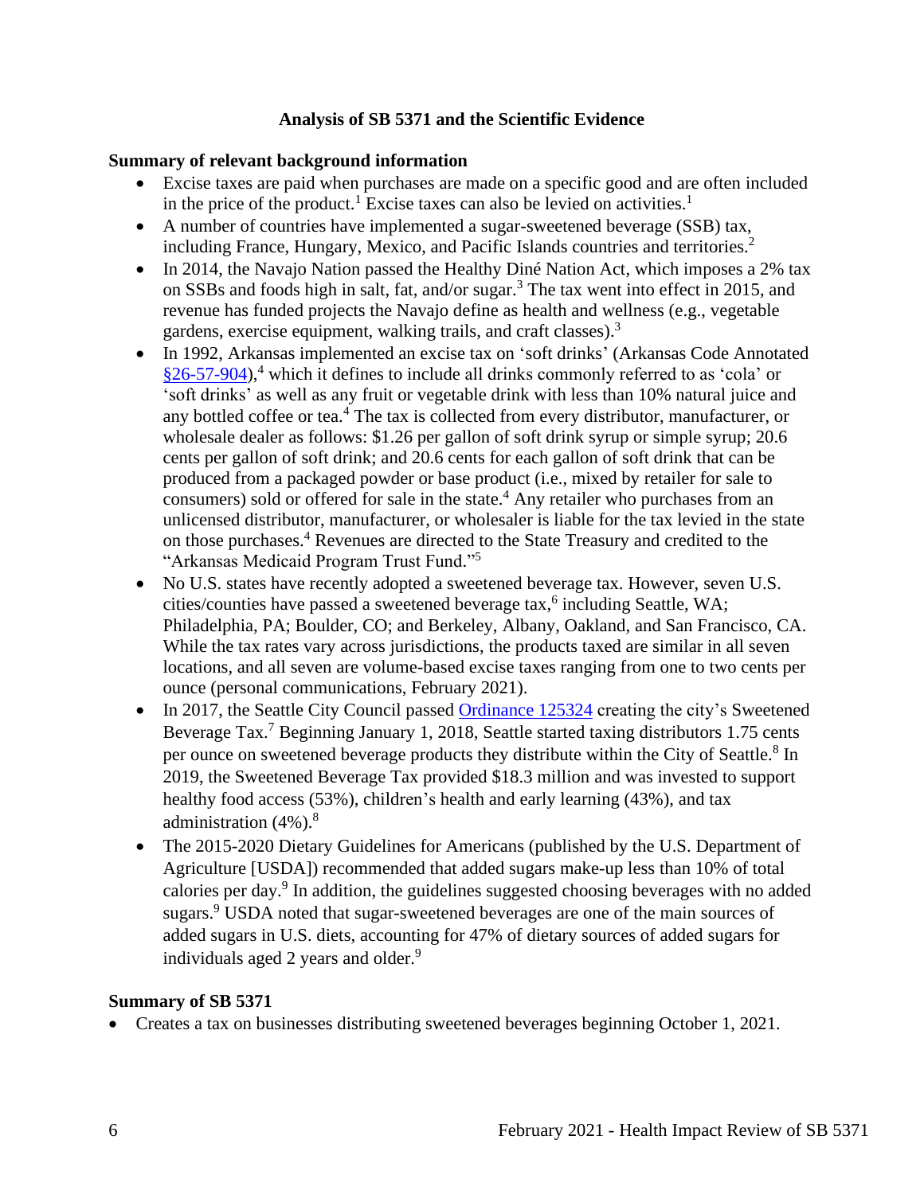## Analysis of SB 5371 and the Scientific Evidence

### Summary of relevant background information

- Excise taxes are paid when purchases are made on a specific good and are often included in the price of the product.[1] Excise taxes can also be levied on activities.[1]
- A number of countries have implemented a sugar-sweetened beverage (SSB) tax, including France, Hungary, Mexico, and Pacific Islands countries and territories.[2]
- In 2014, the Navajo Nation passed the Healthy Diné Nation Act, which imposes a 2% tax on SSBs and foods high in salt, fat, and/or sugar.[3] The tax went into effect in 2015, and revenue has funded projects the Navajo define as health and wellness (e.g., vegetable gardens, exercise equipment, walking trails, and craft classes).[3]
- In 1992, Arkansas implemented an excise tax on 'soft drinks' (Arkansas Code Annotated §26-57-904),[4] which it defines to include all drinks commonly referred to as 'cola' or 'soft drinks' as well as any fruit or vegetable drink with less than 10% natural juice and any bottled coffee or tea.[4] The tax is collected from every distributor, manufacturer, or wholesale dealer as follows: $1.26 per gallon of soft drink syrup or simple syrup; 20.6 cents per gallon of soft drink; and 20.6 cents for each gallon of soft drink that can be produced from a packaged powder or base product (i.e., mixed by retailer for sale to consumers) sold or offered for sale in the state.[4] Any retailer who purchases from an unlicensed distributor, manufacturer, or wholesaler is liable for the tax levied in the state on those purchases.[4] Revenues are directed to the State Treasury and credited to the "Arkansas Medicaid Program Trust Fund."[5]
- No U.S. states have recently adopted a sweetened beverage tax. However, seven U.S. cities/counties have passed a sweetened beverage tax,[6] including Seattle, WA; Philadelphia, PA; Boulder, CO; and Berkeley, Albany, Oakland, and San Francisco, CA. While the tax rates vary across jurisdictions, the products taxed are similar in all seven locations, and all seven are volume-based excise taxes ranging from one to two cents per ounce (personal communications, February 2021).
- In 2017, the Seattle City Council passed Ordinance 125324 creating the city's Sweetened Beverage Tax.[7] Beginning January 1, 2018, Seattle started taxing distributors 1.75 cents per ounce on sweetened beverage products they distribute within the City of Seattle.[8] In 2019, the Sweetened Beverage Tax provided $18.3 million and was invested to support healthy food access (53%), children's health and early learning (43%), and tax administration (4%).[8]
- The 2015-2020 Dietary Guidelines for Americans (published by the U.S. Department of Agriculture [USDA]) recommended that added sugars make-up less than 10% of total calories per day.[9] In addition, the guidelines suggested choosing beverages with no added sugars.[9] USDA noted that sugar-sweetened beverages are one of the main sources of added sugars in U.S. diets, accounting for 47% of dietary sources of added sugars for individuals aged 2 years and older.[9]

### Summary of SB 5371

- Creates a tax on businesses distributing sweetened beverages beginning October 1, 2021.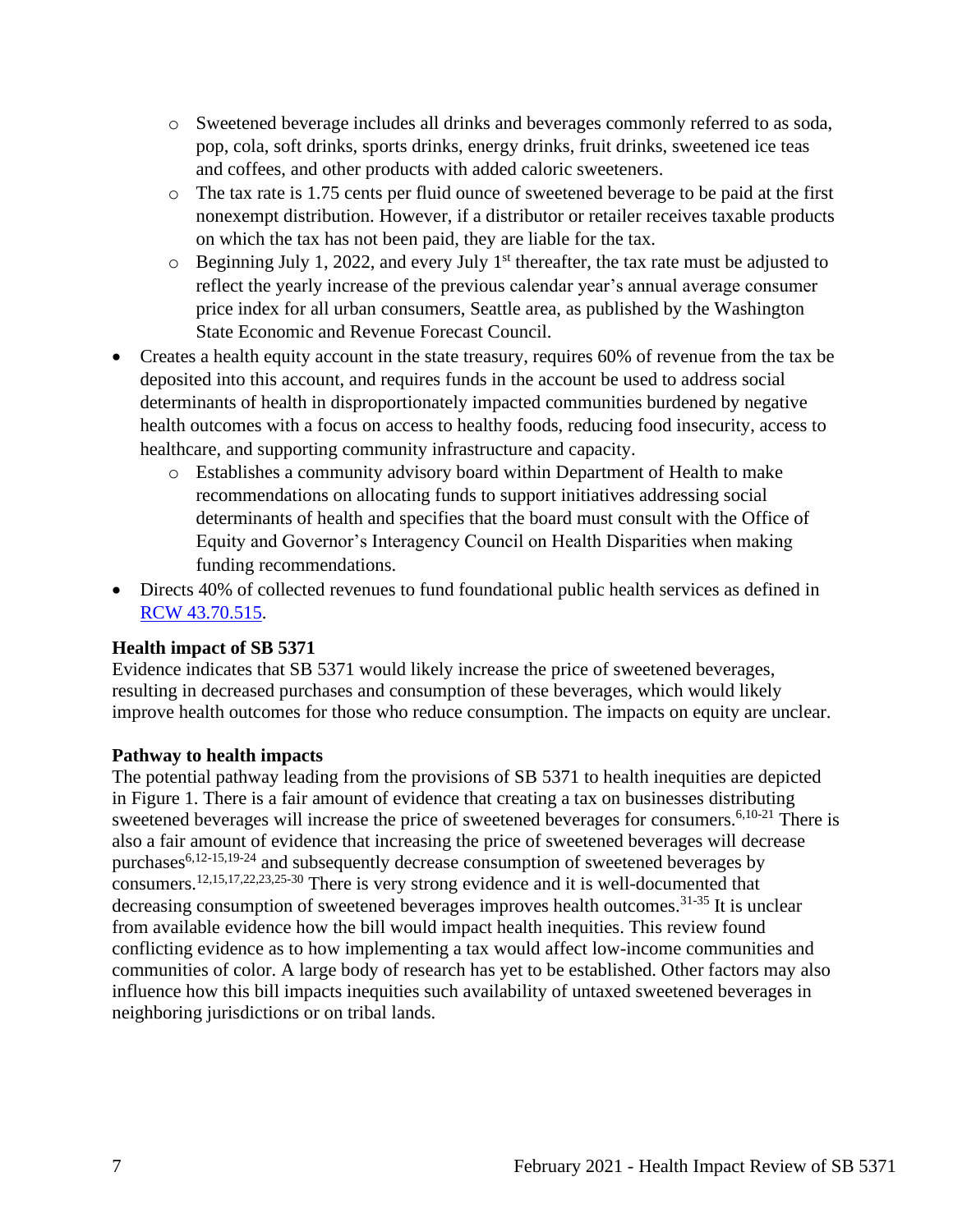- Sweetened beverage includes all drinks and beverages commonly referred to as soda, pop, cola, soft drinks, sports drinks, energy drinks, fruit drinks, sweetened ice teas and coffees, and other products with added caloric sweeteners.
  - The tax rate is 1.75 cents per fluid ounce of sweetened beverage to be paid at the first nonexempt distribution. However, if a distributor or retailer receives taxable products on which the tax has not been paid, they are liable for the tax.
  - Beginning July 1, 2022, and every July 1st thereafter, the tax rate must be adjusted to reflect the yearly increase of the previous calendar year's annual average consumer price index for all urban consumers, Seattle area, as published by the Washington State Economic and Revenue Forecast Council.
- Creates a health equity account in the state treasury, requires 60% of revenue from the tax be deposited into this account, and requires funds in the account be used to address social determinants of health in disproportionately impacted communities burdened by negative health outcomes with a focus on access to healthy foods, reducing food insecurity, access to healthcare, and supporting community infrastructure and capacity.
  - Establishes a community advisory board within Department of Health to make recommendations on allocating funds to support initiatives addressing social determinants of health and specifies that the board must consult with the Office of Equity and Governor's Interagency Council on Health Disparities when making funding recommendations.
- Directs 40% of collected revenues to fund foundational public health services as defined in RCW 43.70.515.

**Health impact of SB 5371**

Evidence indicates that SB 5371 would likely increase the price of sweetened beverages, resulting in decreased purchases and consumption of these beverages, which would likely improve health outcomes for those who reduce consumption. The impacts on equity are unclear.

**Pathway to health impacts**

The potential pathway leading from the provisions of SB 5371 to health inequities are depicted in Figure 1. There is a fair amount of evidence that creating a tax on businesses distributing sweetened beverages will increase the price of sweetened beverages for consumers.[6,10-21] There is also a fair amount of evidence that increasing the price of sweetened beverages will decrease purchases[6,12-15,19-24] and subsequently decrease consumption of sweetened beverages by consumers.[12,15,17,22,23,25-30] There is very strong evidence and it is well-documented that decreasing consumption of sweetened beverages improves health outcomes.[31-35] It is unclear from available evidence how the bill would impact health inequities. This review found conflicting evidence as to how implementing a tax would affect low-income communities and communities of color. A large body of research has yet to be established. Other factors may also influence how this bill impacts inequities such availability of untaxed sweetened beverages in neighboring jurisdictions or on tribal lands.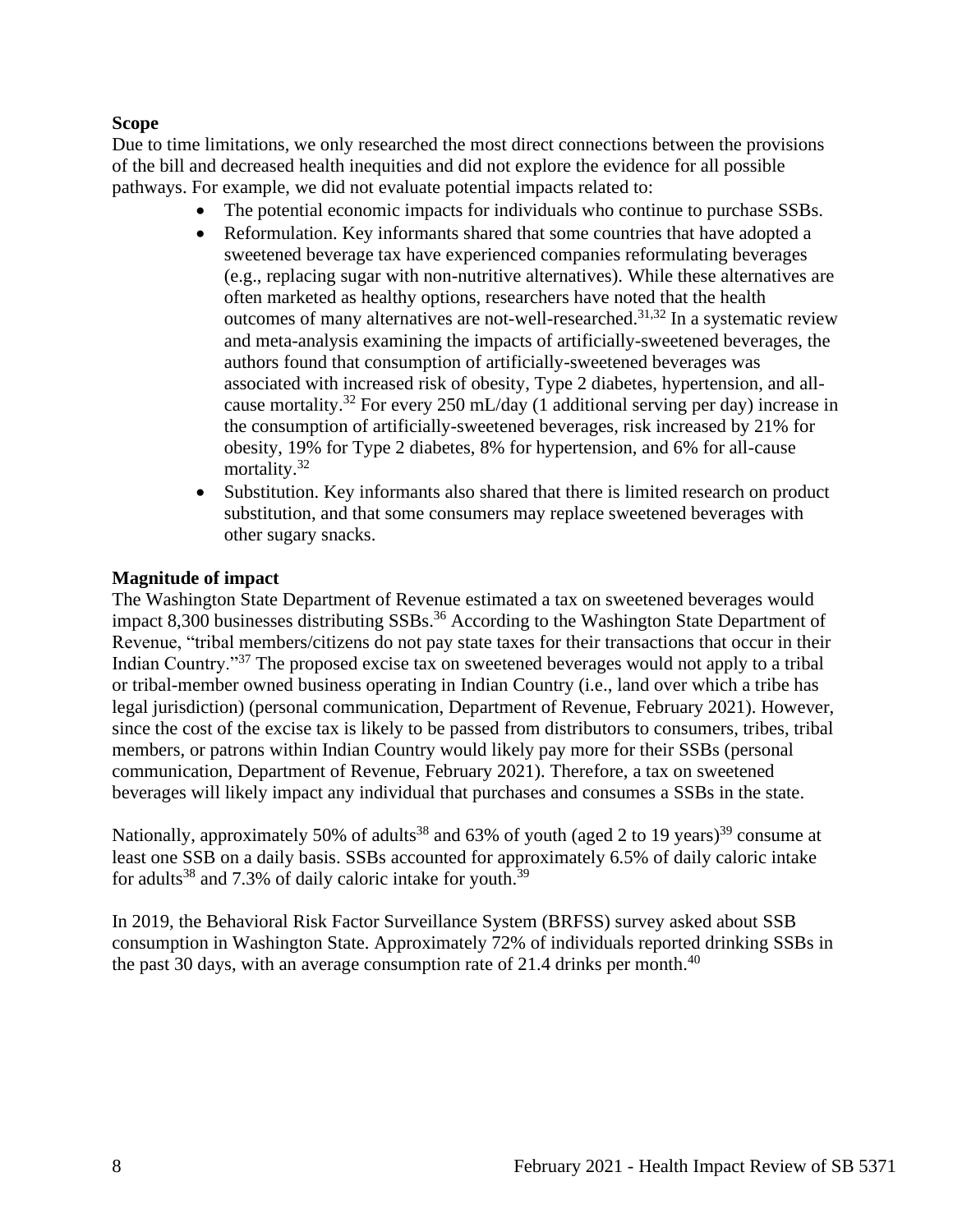**Scope**

Due to time limitations, we only researched the most direct connections between the provisions of the bill and decreased health inequities and did not explore the evidence for all possible pathways. For example, we did not evaluate potential impacts related to:

- The potential economic impacts for individuals who continue to purchase SSBs.
- Reformulation. Key informants shared that some countries that have adopted a sweetened beverage tax have experienced companies reformulating beverages (e.g., replacing sugar with non-nutritive alternatives). While these alternatives are often marketed as healthy options, researchers have noted that the health outcomes of many alternatives are not-well-researched.[31,32] In a systematic review and meta-analysis examining the impacts of artificially-sweetened beverages, the authors found that consumption of artificially-sweetened beverages was associated with increased risk of obesity, Type 2 diabetes, hypertension, and all-cause mortality.[32] For every 250 mL/day (1 additional serving per day) increase in the consumption of artificially-sweetened beverages, risk increased by 21% for obesity, 19% for Type 2 diabetes, 8% for hypertension, and 6% for all-cause mortality.[32]
- Substitution. Key informants also shared that there is limited research on product substitution, and that some consumers may replace sweetened beverages with other sugary snacks.

**Magnitude of impact**

The Washington State Department of Revenue estimated a tax on sweetened beverages would impact 8,300 businesses distributing SSBs.[36] According to the Washington State Department of Revenue, "tribal members/citizens do not pay state taxes for their transactions that occur in their Indian Country."[37] The proposed excise tax on sweetened beverages would not apply to a tribal or tribal-member owned business operating in Indian Country (i.e., land over which a tribe has legal jurisdiction) (personal communication, Department of Revenue, February 2021). However, since the cost of the excise tax is likely to be passed from distributors to consumers, tribes, tribal members, or patrons within Indian Country would likely pay more for their SSBs (personal communication, Department of Revenue, February 2021). Therefore, a tax on sweetened beverages will likely impact any individual that purchases and consumes a SSBs in the state.

Nationally, approximately 50% of adults[38] and 63% of youth (aged 2 to 19 years)[39] consume at least one SSB on a daily basis. SSBs accounted for approximately 6.5% of daily caloric intake for adults[38] and 7.3% of daily caloric intake for youth.[39]

In 2019, the Behavioral Risk Factor Surveillance System (BRFSS) survey asked about SSB consumption in Washington State. Approximately 72% of individuals reported drinking SSBs in the past 30 days, with an average consumption rate of 21.4 drinks per month.[40]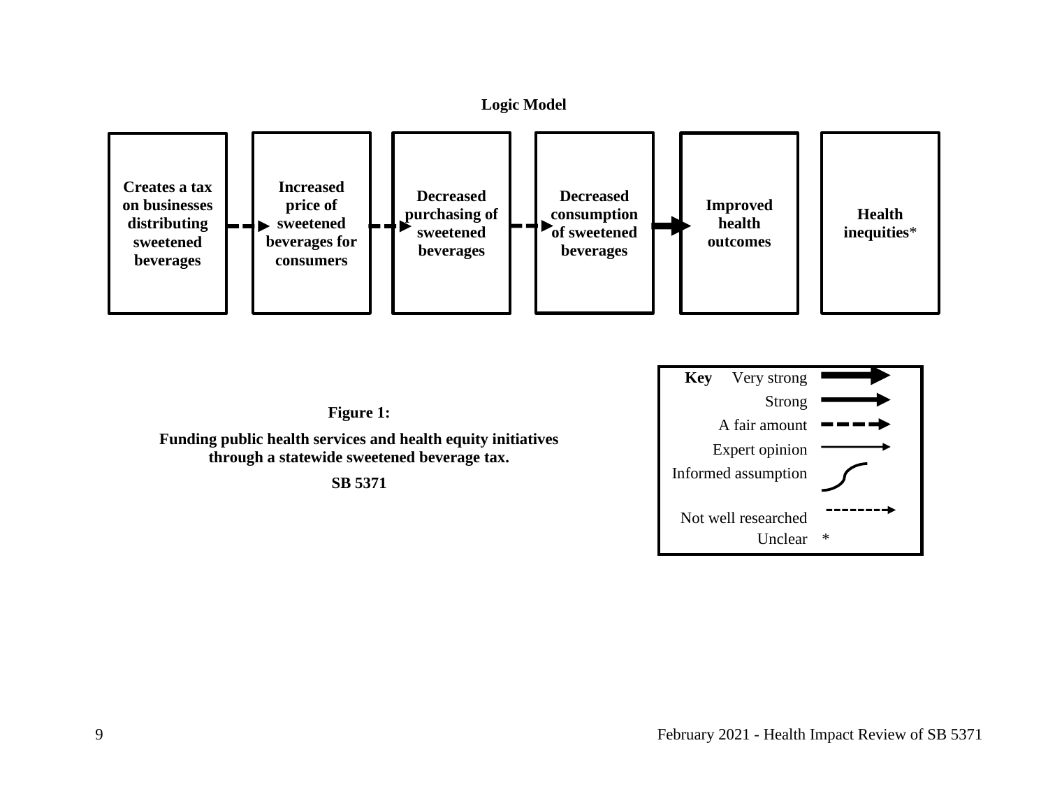**Logic Model**

Creates a tax on businesses distributing sweetened beverages

Increased price of sweetened beverages for consumers

Decreased purchasing of sweetened beverages

Decreased consumption of sweetened beverages

Improved health outcomes

Health inequities*

**Key**

Very strong

Strong

A fair amount

Expert opinion

Informed assumption

Not well researched

Unclear *

**Figure 1:**

**Funding public health services and health equity initiatives through a statewide sweetened beverage tax.**

**SB 5371**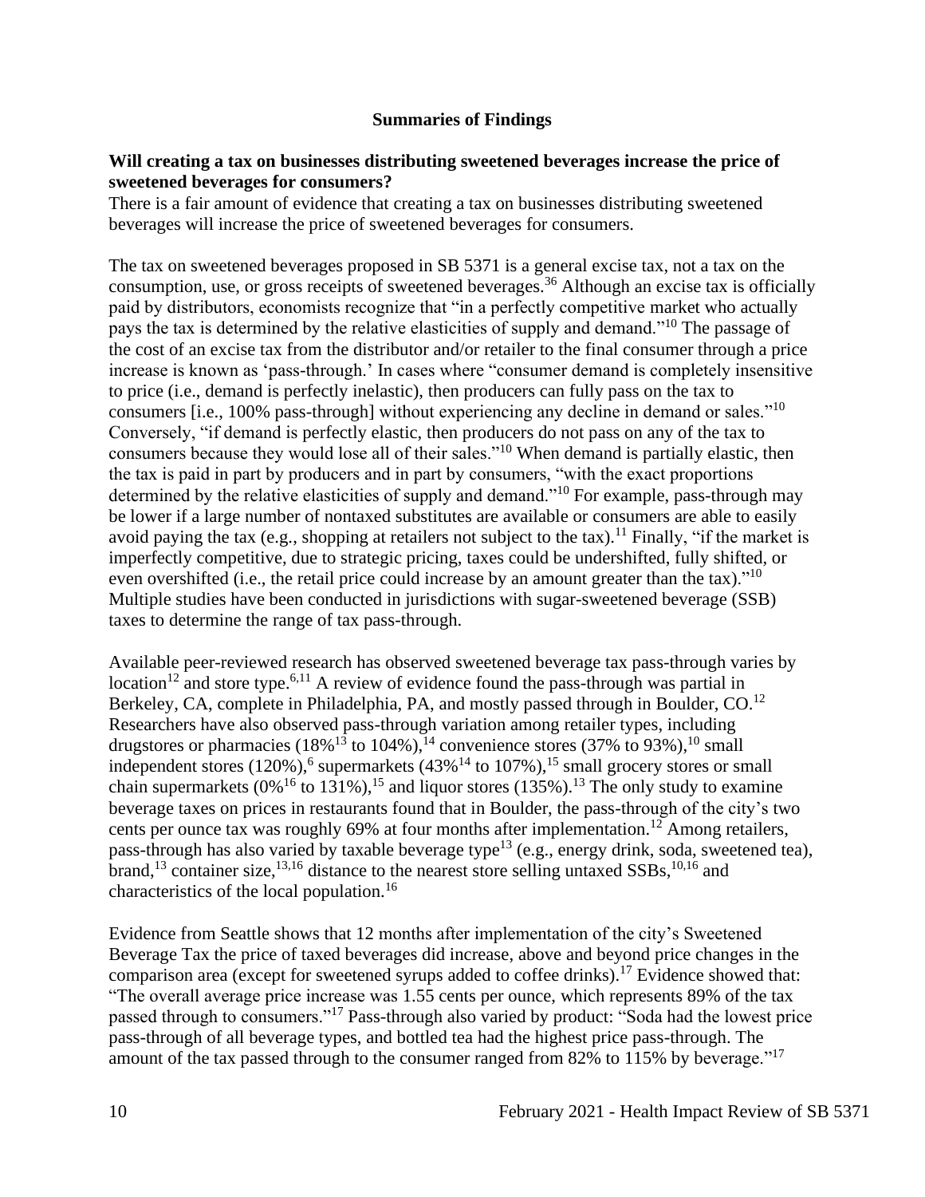## Summaries of Findings

**Will creating a tax on businesses distributing sweetened beverages increase the price of sweetened beverages for consumers?**

There is a fair amount of evidence that creating a tax on businesses distributing sweetened beverages will increase the price of sweetened beverages for consumers.

The tax on sweetened beverages proposed in SB 5371 is a general excise tax, not a tax on the consumption, use, or gross receipts of sweetened beverages.[36] Although an excise tax is officially paid by distributors, economists recognize that "in a perfectly competitive market who actually pays the tax is determined by the relative elasticities of supply and demand."[10] The passage of the cost of an excise tax from the distributor and/or retailer to the final consumer through a price increase is known as 'pass-through.' In cases where "consumer demand is completely insensitive to price (i.e., demand is perfectly inelastic), then producers can fully pass on the tax to consumers [i.e., 100% pass-through] without experiencing any decline in demand or sales."[10] Conversely, "if demand is perfectly elastic, then producers do not pass on any of the tax to consumers because they would lose all of their sales."[10] When demand is partially elastic, then the tax is paid in part by producers and in part by consumers, "with the exact proportions determined by the relative elasticities of supply and demand."[10] For example, pass-through may be lower if a large number of nontaxed substitutes are available or consumers are able to easily avoid paying the tax (e.g., shopping at retailers not subject to the tax).[11] Finally, "if the market is imperfectly competitive, due to strategic pricing, taxes could be undershifted, fully shifted, or even overshifted (i.e., the retail price could increase by an amount greater than the tax)."[10] Multiple studies have been conducted in jurisdictions with sugar-sweetened beverage (SSB) taxes to determine the range of tax pass-through.

Available peer-reviewed research has observed sweetened beverage tax pass-through varies by location[12] and store type.[6,11] A review of evidence found the pass-through was partial in Berkeley, CA, complete in Philadelphia, PA, and mostly passed through in Boulder, CO.[12] Researchers have also observed pass-through variation among retailer types, including drugstores or pharmacies (18%[13] to 104%),[14] convenience stores (37% to 93%),[10] small independent stores (120%),[6] supermarkets (43%[14] to 107%),[15] small grocery stores or small chain supermarkets (0%[16] to 131%),[15] and liquor stores (135%).[13] The only study to examine beverage taxes on prices in restaurants found that in Boulder, the pass-through of the city's two cents per ounce tax was roughly 69% at four months after implementation.[12] Among retailers, pass-through has also varied by taxable beverage type[13] (e.g., energy drink, soda, sweetened tea), brand,[13] container size,[13,16] distance to the nearest store selling untaxed SSBs,[10,16] and characteristics of the local population.[16]

Evidence from Seattle shows that 12 months after implementation of the city's Sweetened Beverage Tax the price of taxed beverages did increase, above and beyond price changes in the comparison area (except for sweetened syrups added to coffee drinks).[17] Evidence showed that: "The overall average price increase was 1.55 cents per ounce, which represents 89% of the tax passed through to consumers."[17] Pass-through also varied by product: "Soda had the lowest price pass-through of all beverage types, and bottled tea had the highest price pass-through. The amount of the tax passed through to the consumer ranged from 82% to 115% by beverage."[17]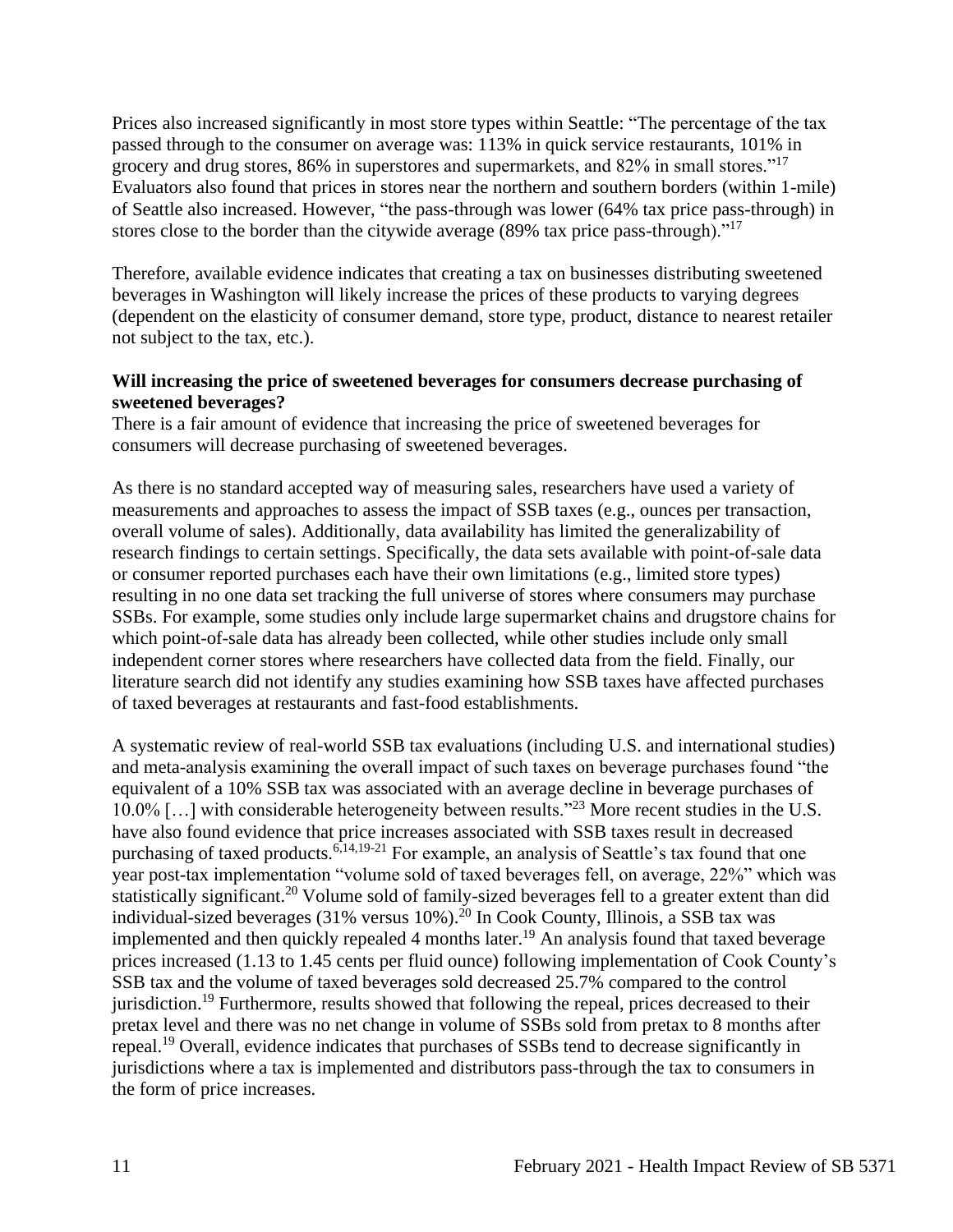Prices also increased significantly in most store types within Seattle: "The percentage of the tax passed through to the consumer on average was: 113% in quick service restaurants, 101% in grocery and drug stores, 86% in superstores and supermarkets, and 82% in small stores."[17] Evaluators also found that prices in stores near the northern and southern borders (within 1-mile) of Seattle also increased. However, "the pass-through was lower (64% tax price pass-through) in stores close to the border than the citywide average (89% tax price pass-through)."[17]

Therefore, available evidence indicates that creating a tax on businesses distributing sweetened beverages in Washington will likely increase the prices of these products to varying degrees (dependent on the elasticity of consumer demand, store type, product, distance to nearest retailer not subject to the tax, etc.).

**Will increasing the price of sweetened beverages for consumers decrease purchasing of sweetened beverages?**

There is a fair amount of evidence that increasing the price of sweetened beverages for consumers will decrease purchasing of sweetened beverages.

As there is no standard accepted way of measuring sales, researchers have used a variety of measurements and approaches to assess the impact of SSB taxes (e.g., ounces per transaction, overall volume of sales). Additionally, data availability has limited the generalizability of research findings to certain settings. Specifically, the data sets available with point-of-sale data or consumer reported purchases each have their own limitations (e.g., limited store types) resulting in no one data set tracking the full universe of stores where consumers may purchase SSBs. For example, some studies only include large supermarket chains and drugstore chains for which point-of-sale data has already been collected, while other studies include only small independent corner stores where researchers have collected data from the field. Finally, our literature search did not identify any studies examining how SSB taxes have affected purchases of taxed beverages at restaurants and fast-food establishments.

A systematic review of real-world SSB tax evaluations (including U.S. and international studies) and meta-analysis examining the overall impact of such taxes on beverage purchases found "the equivalent of a 10% SSB tax was associated with an average decline in beverage purchases of 10.0% […] with considerable heterogeneity between results."[23] More recent studies in the U.S. have also found evidence that price increases associated with SSB taxes result in decreased purchasing of taxed products.[6,14,19-21] For example, an analysis of Seattle's tax found that one year post-tax implementation "volume sold of taxed beverages fell, on average, 22%" which was statistically significant.[20] Volume sold of family-sized beverages fell to a greater extent than did individual-sized beverages (31% versus 10%).[20] In Cook County, Illinois, a SSB tax was implemented and then quickly repealed 4 months later.[19] An analysis found that taxed beverage prices increased (1.13 to 1.45 cents per fluid ounce) following implementation of Cook County's SSB tax and the volume of taxed beverages sold decreased 25.7% compared to the control jurisdiction.[19] Furthermore, results showed that following the repeal, prices decreased to their pretax level and there was no net change in volume of SSBs sold from pretax to 8 months after repeal.[19] Overall, evidence indicates that purchases of SSBs tend to decrease significantly in jurisdictions where a tax is implemented and distributors pass-through the tax to consumers in the form of price increases.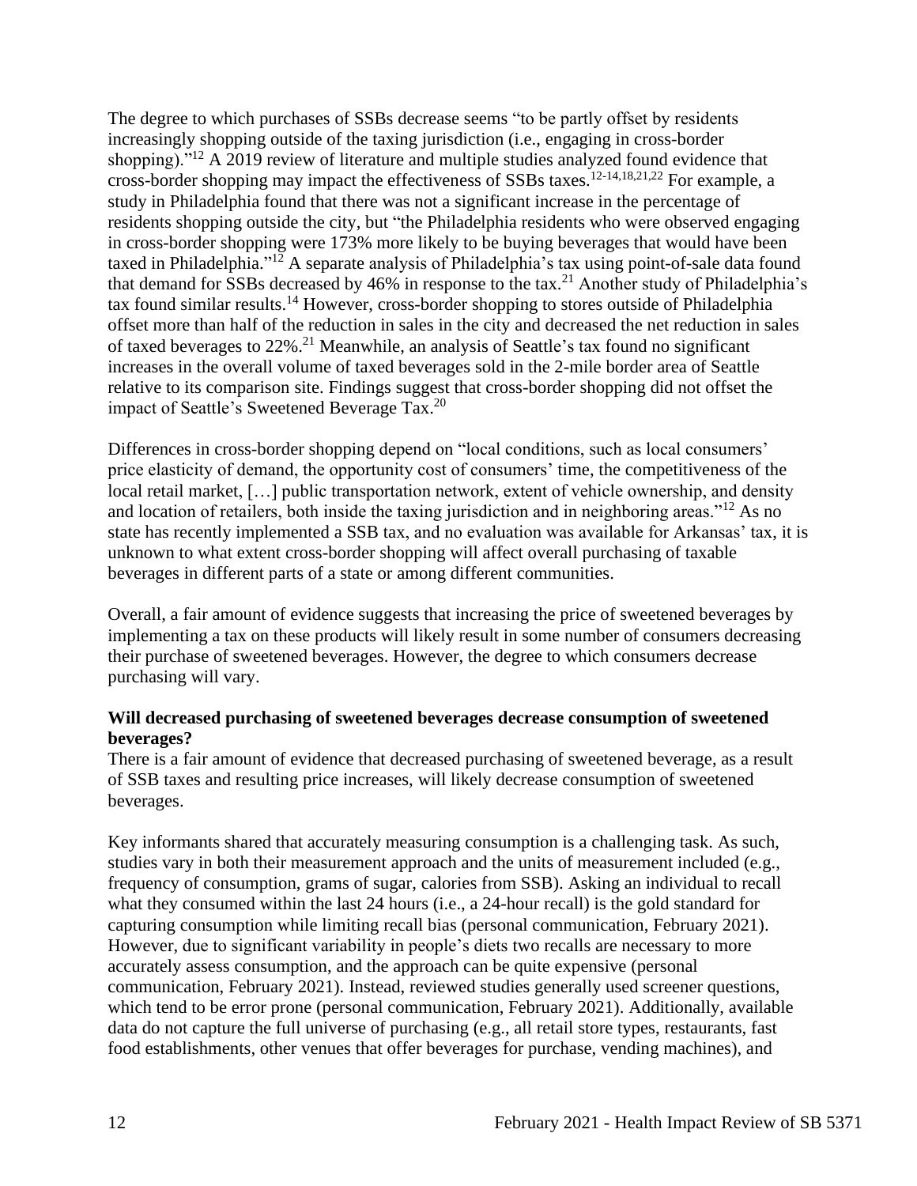The degree to which purchases of SSBs decrease seems "to be partly offset by residents increasingly shopping outside of the taxing jurisdiction (i.e., engaging in cross-border shopping)."[12] A 2019 review of literature and multiple studies analyzed found evidence that cross-border shopping may impact the effectiveness of SSBs taxes.[12-14,18,21,22] For example, a study in Philadelphia found that there was not a significant increase in the percentage of residents shopping outside the city, but "the Philadelphia residents who were observed engaging in cross-border shopping were 173% more likely to be buying beverages that would have been taxed in Philadelphia."[12] A separate analysis of Philadelphia's tax using point-of-sale data found that demand for SSBs decreased by 46% in response to the tax.[21] Another study of Philadelphia's tax found similar results.[14] However, cross-border shopping to stores outside of Philadelphia offset more than half of the reduction in sales in the city and decreased the net reduction in sales of taxed beverages to 22%.[21] Meanwhile, an analysis of Seattle's tax found no significant increases in the overall volume of taxed beverages sold in the 2-mile border area of Seattle relative to its comparison site. Findings suggest that cross-border shopping did not offset the impact of Seattle's Sweetened Beverage Tax.[20]

Differences in cross-border shopping depend on "local conditions, such as local consumers' price elasticity of demand, the opportunity cost of consumers' time, the competitiveness of the local retail market, […] public transportation network, extent of vehicle ownership, and density and location of retailers, both inside the taxing jurisdiction and in neighboring areas."[12] As no state has recently implemented a SSB tax, and no evaluation was available for Arkansas' tax, it is unknown to what extent cross-border shopping will affect overall purchasing of taxable beverages in different parts of a state or among different communities.

Overall, a fair amount of evidence suggests that increasing the price of sweetened beverages by implementing a tax on these products will likely result in some number of consumers decreasing their purchase of sweetened beverages. However, the degree to which consumers decrease purchasing will vary.

**Will decreased purchasing of sweetened beverages decrease consumption of sweetened beverages?**

There is a fair amount of evidence that decreased purchasing of sweetened beverage, as a result of SSB taxes and resulting price increases, will likely decrease consumption of sweetened beverages.

Key informants shared that accurately measuring consumption is a challenging task. As such, studies vary in both their measurement approach and the units of measurement included (e.g., frequency of consumption, grams of sugar, calories from SSB). Asking an individual to recall what they consumed within the last 24 hours (i.e., a 24-hour recall) is the gold standard for capturing consumption while limiting recall bias (personal communication, February 2021). However, due to significant variability in people's diets two recalls are necessary to more accurately assess consumption, and the approach can be quite expensive (personal communication, February 2021). Instead, reviewed studies generally used screener questions, which tend to be error prone (personal communication, February 2021). Additionally, available data do not capture the full universe of purchasing (e.g., all retail store types, restaurants, fast food establishments, other venues that offer beverages for purchase, vending machines), and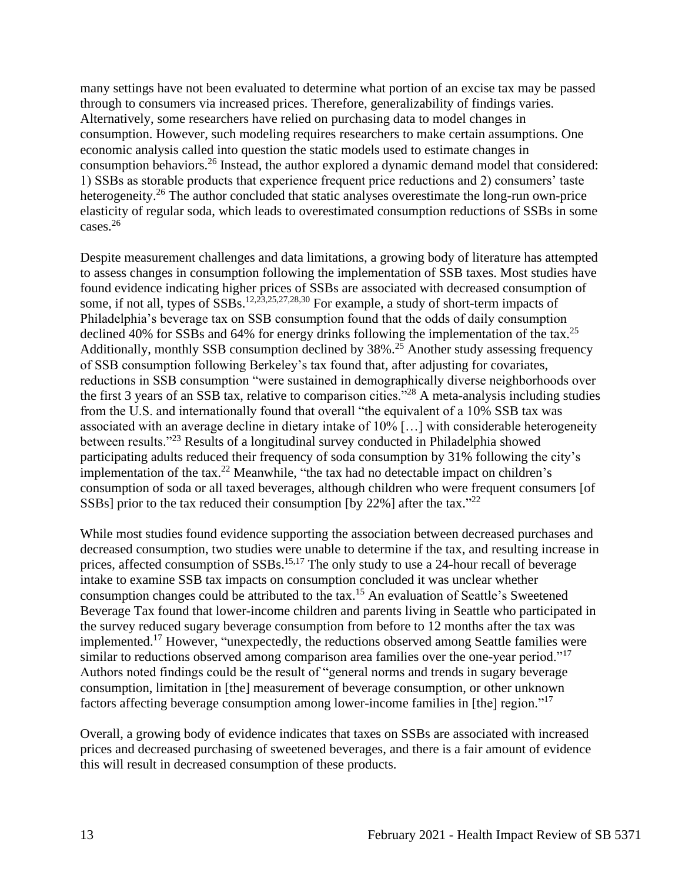many settings have not been evaluated to determine what portion of an excise tax may be passed through to consumers via increased prices. Therefore, generalizability of findings varies. Alternatively, some researchers have relied on purchasing data to model changes in consumption. However, such modeling requires researchers to make certain assumptions. One economic analysis called into question the static models used to estimate changes in consumption behaviors.[26] Instead, the author explored a dynamic demand model that considered: 1) SSBs as storable products that experience frequent price reductions and 2) consumers' taste heterogeneity.[26] The author concluded that static analyses overestimate the long-run own-price elasticity of regular soda, which leads to overestimated consumption reductions of SSBs in some cases.[26]

Despite measurement challenges and data limitations, a growing body of literature has attempted to assess changes in consumption following the implementation of SSB taxes. Most studies have found evidence indicating higher prices of SSBs are associated with decreased consumption of some, if not all, types of SSBs.[12,23,25,27,28,30] For example, a study of short-term impacts of Philadelphia's beverage tax on SSB consumption found that the odds of daily consumption declined 40% for SSBs and 64% for energy drinks following the implementation of the tax.[25] Additionally, monthly SSB consumption declined by 38%.[25] Another study assessing frequency of SSB consumption following Berkeley's tax found that, after adjusting for covariates, reductions in SSB consumption "were sustained in demographically diverse neighborhoods over the first 3 years of an SSB tax, relative to comparison cities."[28] A meta-analysis including studies from the U.S. and internationally found that overall "the equivalent of a 10% SSB tax was associated with an average decline in dietary intake of 10% […] with considerable heterogeneity between results."[23] Results of a longitudinal survey conducted in Philadelphia showed participating adults reduced their frequency of soda consumption by 31% following the city's implementation of the tax.[22] Meanwhile, "the tax had no detectable impact on children's consumption of soda or all taxed beverages, although children who were frequent consumers [of SSBs] prior to the tax reduced their consumption [by 22%] after the tax."[22]

While most studies found evidence supporting the association between decreased purchases and decreased consumption, two studies were unable to determine if the tax, and resulting increase in prices, affected consumption of SSBs.[15,17] The only study to use a 24-hour recall of beverage intake to examine SSB tax impacts on consumption concluded it was unclear whether consumption changes could be attributed to the tax.[15] An evaluation of Seattle's Sweetened Beverage Tax found that lower-income children and parents living in Seattle who participated in the survey reduced sugary beverage consumption from before to 12 months after the tax was implemented.[17] However, "unexpectedly, the reductions observed among Seattle families were similar to reductions observed among comparison area families over the one-year period."[17] Authors noted findings could be the result of "general norms and trends in sugary beverage consumption, limitation in [the] measurement of beverage consumption, or other unknown factors affecting beverage consumption among lower-income families in [the] region."[17]

Overall, a growing body of evidence indicates that taxes on SSBs are associated with increased prices and decreased purchasing of sweetened beverages, and there is a fair amount of evidence this will result in decreased consumption of these products.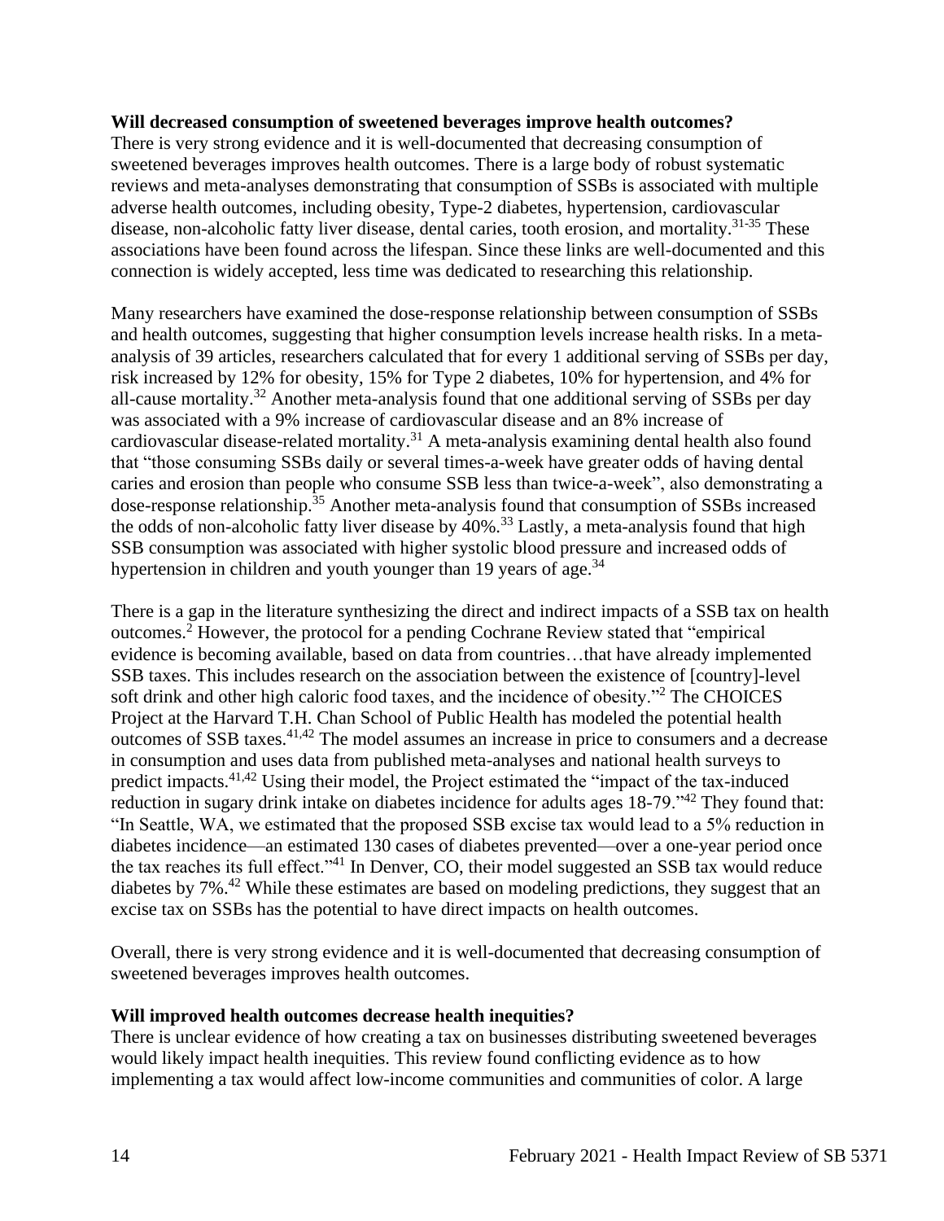**Will decreased consumption of sweetened beverages improve health outcomes?**

There is very strong evidence and it is well-documented that decreasing consumption of sweetened beverages improves health outcomes. There is a large body of robust systematic reviews and meta-analyses demonstrating that consumption of SSBs is associated with multiple adverse health outcomes, including obesity, Type-2 diabetes, hypertension, cardiovascular disease, non-alcoholic fatty liver disease, dental caries, tooth erosion, and mortality.[31-35] These associations have been found across the lifespan. Since these links are well-documented and this connection is widely accepted, less time was dedicated to researching this relationship.

Many researchers have examined the dose-response relationship between consumption of SSBs and health outcomes, suggesting that higher consumption levels increase health risks. In a meta-analysis of 39 articles, researchers calculated that for every 1 additional serving of SSBs per day, risk increased by 12% for obesity, 15% for Type 2 diabetes, 10% for hypertension, and 4% for all-cause mortality.[32] Another meta-analysis found that one additional serving of SSBs per day was associated with a 9% increase of cardiovascular disease and an 8% increase of cardiovascular disease-related mortality.[31] A meta-analysis examining dental health also found that "those consuming SSBs daily or several times-a-week have greater odds of having dental caries and erosion than people who consume SSB less than twice-a-week", also demonstrating a dose-response relationship.[35] Another meta-analysis found that consumption of SSBs increased the odds of non-alcoholic fatty liver disease by 40%.[33] Lastly, a meta-analysis found that high SSB consumption was associated with higher systolic blood pressure and increased odds of hypertension in children and youth younger than 19 years of age.[34]

There is a gap in the literature synthesizing the direct and indirect impacts of a SSB tax on health outcomes.[2] However, the protocol for a pending Cochrane Review stated that "empirical evidence is becoming available, based on data from countries…that have already implemented SSB taxes. This includes research on the association between the existence of [country]-level soft drink and other high caloric food taxes, and the incidence of obesity."[2] The CHOICES Project at the Harvard T.H. Chan School of Public Health has modeled the potential health outcomes of SSB taxes.[41,42] The model assumes an increase in price to consumers and a decrease in consumption and uses data from published meta-analyses and national health surveys to predict impacts.[41,42] Using their model, the Project estimated the "impact of the tax-induced reduction in sugary drink intake on diabetes incidence for adults ages 18-79."[42] They found that: "In Seattle, WA, we estimated that the proposed SSB excise tax would lead to a 5% reduction in diabetes incidence—an estimated 130 cases of diabetes prevented—over a one-year period once the tax reaches its full effect."[41] In Denver, CO, their model suggested an SSB tax would reduce diabetes by 7%.[42] While these estimates are based on modeling predictions, they suggest that an excise tax on SSBs has the potential to have direct impacts on health outcomes.

Overall, there is very strong evidence and it is well-documented that decreasing consumption of sweetened beverages improves health outcomes.

**Will improved health outcomes decrease health inequities?**

There is unclear evidence of how creating a tax on businesses distributing sweetened beverages would likely impact health inequities. This review found conflicting evidence as to how implementing a tax would affect low-income communities and communities of color. A large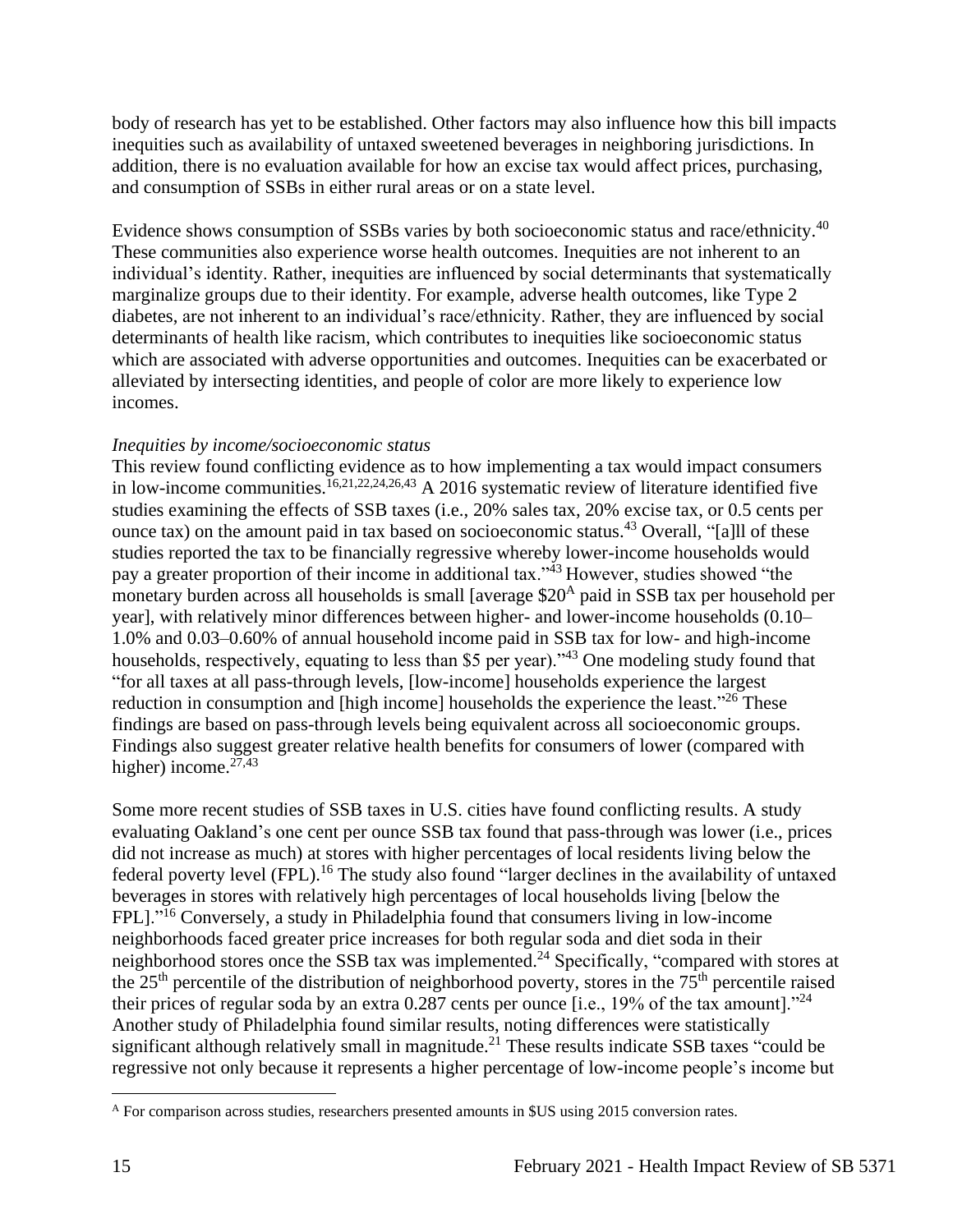body of research has yet to be established. Other factors may also influence how this bill impacts inequities such as availability of untaxed sweetened beverages in neighboring jurisdictions. In addition, there is no evaluation available for how an excise tax would affect prices, purchasing, and consumption of SSBs in either rural areas or on a state level.

Evidence shows consumption of SSBs varies by both socioeconomic status and race/ethnicity.[40] These communities also experience worse health outcomes. Inequities are not inherent to an individual's identity. Rather, inequities are influenced by social determinants that systematically marginalize groups due to their identity. For example, adverse health outcomes, like Type 2 diabetes, are not inherent to an individual's race/ethnicity. Rather, they are influenced by social determinants of health like racism, which contributes to inequities like socioeconomic status which are associated with adverse opportunities and outcomes. Inequities can be exacerbated or alleviated by intersecting identities, and people of color are more likely to experience low incomes.

*Inequities by income/socioeconomic status*

This review found conflicting evidence as to how implementing a tax would impact consumers in low-income communities.[16,21,22,24,26,43] A 2016 systematic review of literature identified five studies examining the effects of SSB taxes (i.e., 20% sales tax, 20% excise tax, or 0.5 cents per ounce tax) on the amount paid in tax based on socioeconomic status.[43] Overall, "[a]ll of these studies reported the tax to be financially regressive whereby lower-income households would pay a greater proportion of their income in additional tax."[43] However, studies showed "the monetary burden across all households is small [average $20[A] paid in SSB tax per household per year], with relatively minor differences between higher- and lower-income households (0.10–1.0% and 0.03–0.60% of annual household income paid in SSB tax for low- and high-income households, respectively, equating to less than $5 per year)."[43] One modeling study found that "for all taxes at all pass-through levels, [low-income] households experience the largest reduction in consumption and [high income] households the experience the least."[26] These findings are based on pass-through levels being equivalent across all socioeconomic groups. Findings also suggest greater relative health benefits for consumers of lower (compared with higher) income.[27,43]

Some more recent studies of SSB taxes in U.S. cities have found conflicting results. A study evaluating Oakland's one cent per ounce SSB tax found that pass-through was lower (i.e., prices did not increase as much) at stores with higher percentages of local residents living below the federal poverty level (FPL).[16] The study also found "larger declines in the availability of untaxed beverages in stores with relatively high percentages of local households living [below the FPL]."[16] Conversely, a study in Philadelphia found that consumers living in low-income neighborhoods faced greater price increases for both regular soda and diet soda in their neighborhood stores once the SSB tax was implemented.[24] Specifically, "compared with stores at the 25th percentile of the distribution of neighborhood poverty, stores in the 75th percentile raised their prices of regular soda by an extra 0.287 cents per ounce [i.e., 19% of the tax amount]."[24] Another study of Philadelphia found similar results, noting differences were statistically significant although relatively small in magnitude.[21] These results indicate SSB taxes "could be regressive not only because it represents a higher percentage of low-income people's income but

[A] For comparison across studies, researchers presented amounts in $US using 2015 conversion rates.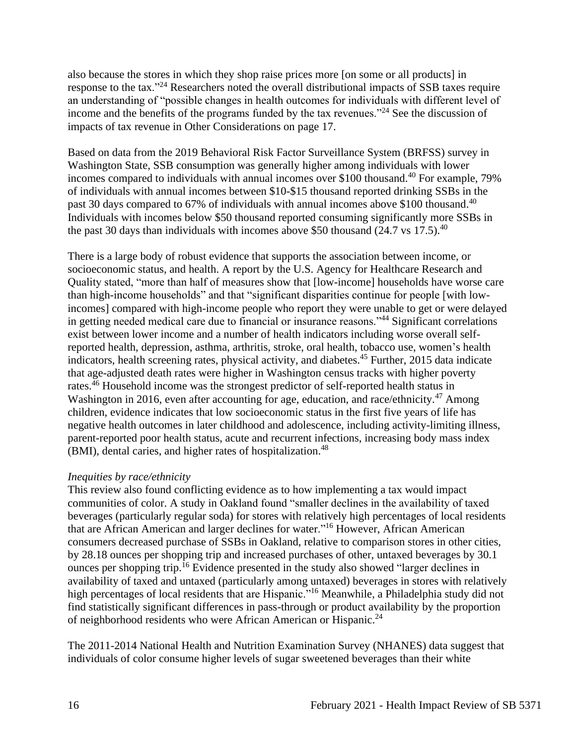also because the stores in which they shop raise prices more [on some or all products] in response to the tax."[24] Researchers noted the overall distributional impacts of SSB taxes require an understanding of "possible changes in health outcomes for individuals with different level of income and the benefits of the programs funded by the tax revenues."[24] See the discussion of impacts of tax revenue in Other Considerations on page 17.

Based on data from the 2019 Behavioral Risk Factor Surveillance System (BRFSS) survey in Washington State, SSB consumption was generally higher among individuals with lower incomes compared to individuals with annual incomes over $100 thousand.[40] For example, 79% of individuals with annual incomes between $10-$15 thousand reported drinking SSBs in the past 30 days compared to 67% of individuals with annual incomes above $100 thousand.[40] Individuals with incomes below $50 thousand reported consuming significantly more SSBs in the past 30 days than individuals with incomes above $50 thousand (24.7 vs 17.5).[40]

There is a large body of robust evidence that supports the association between income, or socioeconomic status, and health. A report by the U.S. Agency for Healthcare Research and Quality stated, "more than half of measures show that [low-income] households have worse care than high-income households" and that "significant disparities continue for people [with low-incomes] compared with high-income people who report they were unable to get or were delayed in getting needed medical care due to financial or insurance reasons."[44] Significant correlations exist between lower income and a number of health indicators including worse overall self-reported health, depression, asthma, arthritis, stroke, oral health, tobacco use, women's health indicators, health screening rates, physical activity, and diabetes.[45] Further, 2015 data indicate that age-adjusted death rates were higher in Washington census tracks with higher poverty rates.[46] Household income was the strongest predictor of self-reported health status in Washington in 2016, even after accounting for age, education, and race/ethnicity.[47] Among children, evidence indicates that low socioeconomic status in the first five years of life has negative health outcomes in later childhood and adolescence, including activity-limiting illness, parent-reported poor health status, acute and recurrent infections, increasing body mass index (BMI), dental caries, and higher rates of hospitalization.[48]

*Inequities by race/ethnicity*

This review also found conflicting evidence as to how implementing a tax would impact communities of color. A study in Oakland found "smaller declines in the availability of taxed beverages (particularly regular soda) for stores with relatively high percentages of local residents that are African American and larger declines for water."[16] However, African American consumers decreased purchase of SSBs in Oakland, relative to comparison stores in other cities, by 28.18 ounces per shopping trip and increased purchases of other, untaxed beverages by 30.1 ounces per shopping trip.[16] Evidence presented in the study also showed "larger declines in availability of taxed and untaxed (particularly among untaxed) beverages in stores with relatively high percentages of local residents that are Hispanic."[16] Meanwhile, a Philadelphia study did not find statistically significant differences in pass-through or product availability by the proportion of neighborhood residents who were African American or Hispanic.[24]

The 2011-2014 National Health and Nutrition Examination Survey (NHANES) data suggest that individuals of color consume higher levels of sugar sweetened beverages than their white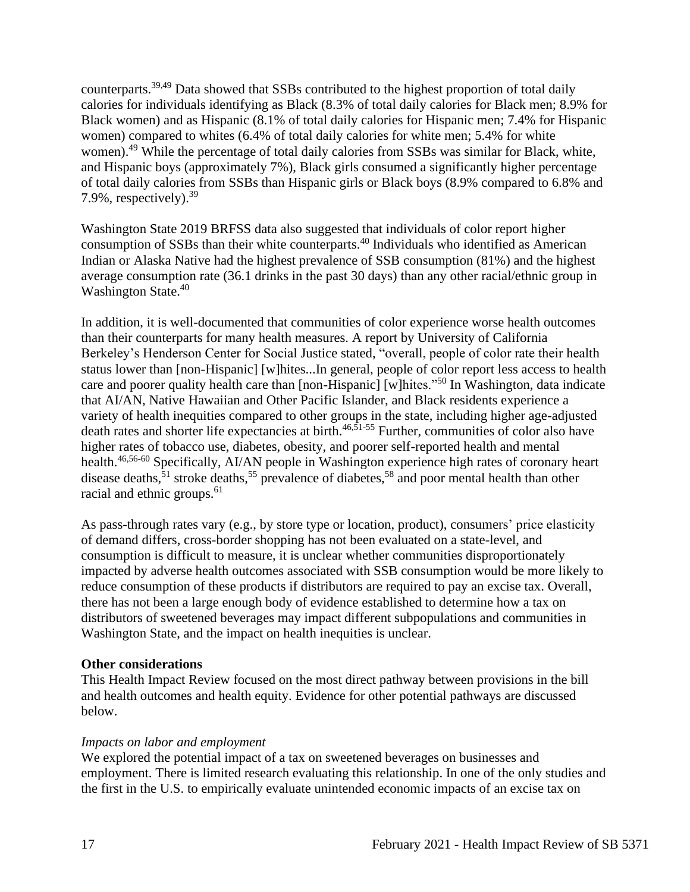counterparts.[39,49] Data showed that SSBs contributed to the highest proportion of total daily calories for individuals identifying as Black (8.3% of total daily calories for Black men; 8.9% for Black women) and as Hispanic (8.1% of total daily calories for Hispanic men; 7.4% for Hispanic women) compared to whites (6.4% of total daily calories for white men; 5.4% for white women).[49] While the percentage of total daily calories from SSBs was similar for Black, white, and Hispanic boys (approximately 7%), Black girls consumed a significantly higher percentage of total daily calories from SSBs than Hispanic girls or Black boys (8.9% compared to 6.8% and 7.9%, respectively).[39]

Washington State 2019 BRFSS data also suggested that individuals of color report higher consumption of SSBs than their white counterparts.[40] Individuals who identified as American Indian or Alaska Native had the highest prevalence of SSB consumption (81%) and the highest average consumption rate (36.1 drinks in the past 30 days) than any other racial/ethnic group in Washington State.[40]

In addition, it is well-documented that communities of color experience worse health outcomes than their counterparts for many health measures. A report by University of California Berkeley's Henderson Center for Social Justice stated, "overall, people of color rate their health status lower than [non-Hispanic] [w]hites...In general, people of color report less access to health care and poorer quality health care than [non-Hispanic] [w]hites."[50] In Washington, data indicate that AI/AN, Native Hawaiian and Other Pacific Islander, and Black residents experience a variety of health inequities compared to other groups in the state, including higher age-adjusted death rates and shorter life expectancies at birth.[46,51-55] Further, communities of color also have higher rates of tobacco use, diabetes, obesity, and poorer self-reported health and mental health.[46,56-60] Specifically, AI/AN people in Washington experience high rates of coronary heart disease deaths,[51] stroke deaths,[55] prevalence of diabetes,[58] and poor mental health than other racial and ethnic groups.[61]

As pass-through rates vary (e.g., by store type or location, product), consumers' price elasticity of demand differs, cross-border shopping has not been evaluated on a state-level, and consumption is difficult to measure, it is unclear whether communities disproportionately impacted by adverse health outcomes associated with SSB consumption would be more likely to reduce consumption of these products if distributors are required to pay an excise tax. Overall, there has not been a large enough body of evidence established to determine how a tax on distributors of sweetened beverages may impact different subpopulations and communities in Washington State, and the impact on health inequities is unclear.

**Other considerations**

This Health Impact Review focused on the most direct pathway between provisions in the bill and health outcomes and health equity. Evidence for other potential pathways are discussed below.

*Impacts on labor and employment*

We explored the potential impact of a tax on sweetened beverages on businesses and employment. There is limited research evaluating this relationship. In one of the only studies and the first in the U.S. to empirically evaluate unintended economic impacts of an excise tax on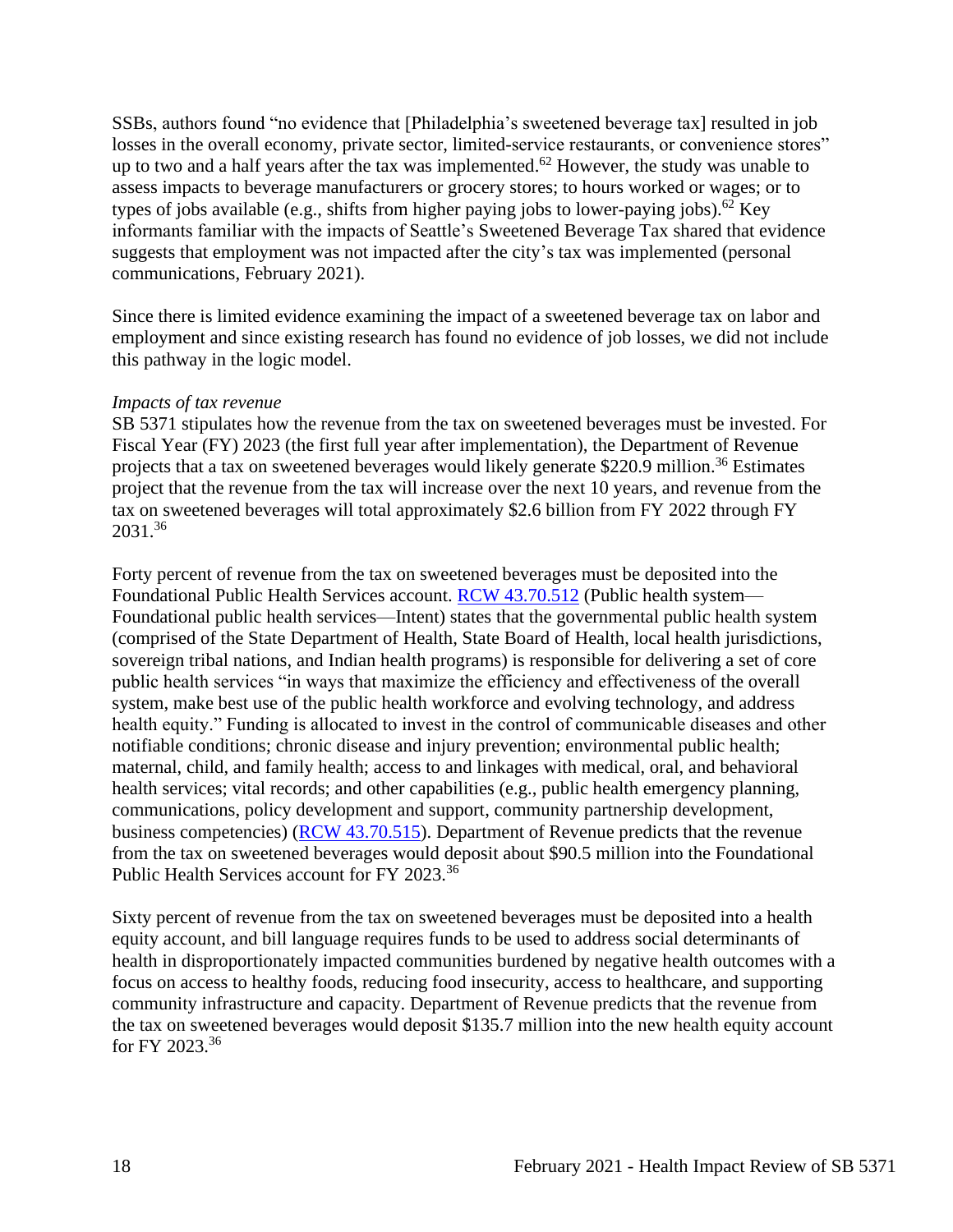SSBs, authors found "no evidence that [Philadelphia's sweetened beverage tax] resulted in job losses in the overall economy, private sector, limited-service restaurants, or convenience stores" up to two and a half years after the tax was implemented.[62] However, the study was unable to assess impacts to beverage manufacturers or grocery stores; to hours worked or wages; or to types of jobs available (e.g., shifts from higher paying jobs to lower-paying jobs).[62] Key informants familiar with the impacts of Seattle's Sweetened Beverage Tax shared that evidence suggests that employment was not impacted after the city's tax was implemented (personal communications, February 2021).

Since there is limited evidence examining the impact of a sweetened beverage tax on labor and employment and since existing research has found no evidence of job losses, we did not include this pathway in the logic model.

*Impacts of tax revenue*

SB 5371 stipulates how the revenue from the tax on sweetened beverages must be invested. For Fiscal Year (FY) 2023 (the first full year after implementation), the Department of Revenue projects that a tax on sweetened beverages would likely generate $220.9 million.[36] Estimates project that the revenue from the tax will increase over the next 10 years, and revenue from the tax on sweetened beverages will total approximately $2.6 billion from FY 2022 through FY 2031.[36]

Forty percent of revenue from the tax on sweetened beverages must be deposited into the Foundational Public Health Services account. [RCW 43.70.512](RCW 43.70.512) (Public health system—Foundational public health services—Intent) states that the governmental public health system (comprised of the State Department of Health, State Board of Health, local health jurisdictions, sovereign tribal nations, and Indian health programs) is responsible for delivering a set of core public health services "in ways that maximize the efficiency and effectiveness of the overall system, make best use of the public health workforce and evolving technology, and address health equity." Funding is allocated to invest in the control of communicable diseases and other notifiable conditions; chronic disease and injury prevention; environmental public health; maternal, child, and family health; access to and linkages with medical, oral, and behavioral health services; vital records; and other capabilities (e.g., public health emergency planning, communications, policy development and support, community partnership development, business competencies) ([RCW 43.70.515](RCW 43.70.515)). Department of Revenue predicts that the revenue from the tax on sweetened beverages would deposit about $90.5 million into the Foundational Public Health Services account for FY 2023.[36]

Sixty percent of revenue from the tax on sweetened beverages must be deposited into a health equity account, and bill language requires funds to be used to address social determinants of health in disproportionately impacted communities burdened by negative health outcomes with a focus on access to healthy foods, reducing food insecurity, access to healthcare, and supporting community infrastructure and capacity. Department of Revenue predicts that the revenue from the tax on sweetened beverages would deposit $135.7 million into the new health equity account for FY 2023.[36]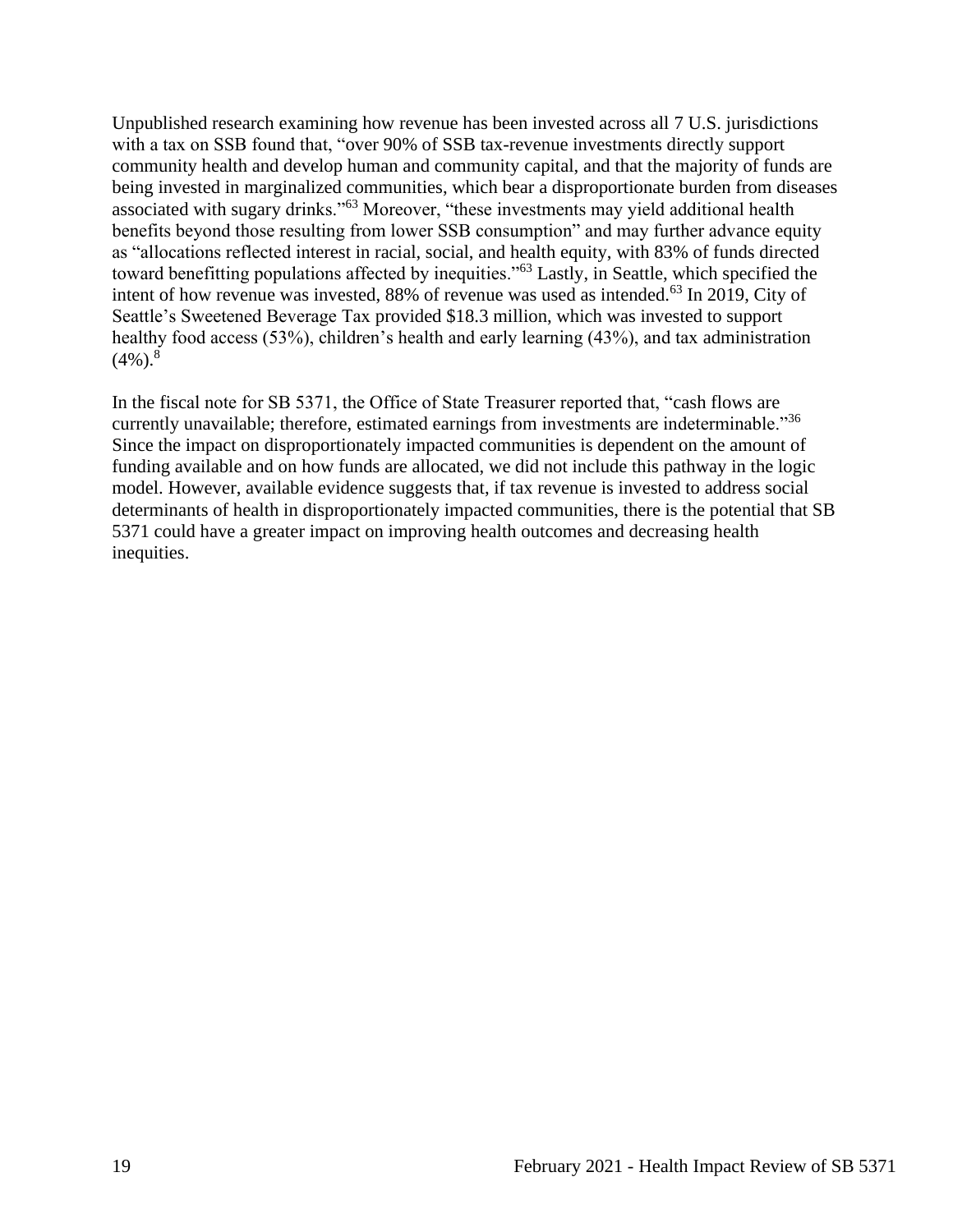Unpublished research examining how revenue has been invested across all 7 U.S. jurisdictions with a tax on SSB found that, "over 90% of SSB tax-revenue investments directly support community health and develop human and community capital, and that the majority of funds are being invested in marginalized communities, which bear a disproportionate burden from diseases associated with sugary drinks."[63] Moreover, "these investments may yield additional health benefits beyond those resulting from lower SSB consumption" and may further advance equity as "allocations reflected interest in racial, social, and health equity, with 83% of funds directed toward benefitting populations affected by inequities."[63] Lastly, in Seattle, which specified the intent of how revenue was invested, 88% of revenue was used as intended.[63] In 2019, City of Seattle's Sweetened Beverage Tax provided $18.3 million, which was invested to support healthy food access (53%), children's health and early learning (43%), and tax administration (4%).[8]

In the fiscal note for SB 5371, the Office of State Treasurer reported that, "cash flows are currently unavailable; therefore, estimated earnings from investments are indeterminable."[36] Since the impact on disproportionately impacted communities is dependent on the amount of funding available and on how funds are allocated, we did not include this pathway in the logic model. However, available evidence suggests that, if tax revenue is invested to address social determinants of health in disproportionately impacted communities, there is the potential that SB 5371 could have a greater impact on improving health outcomes and decreasing health inequities.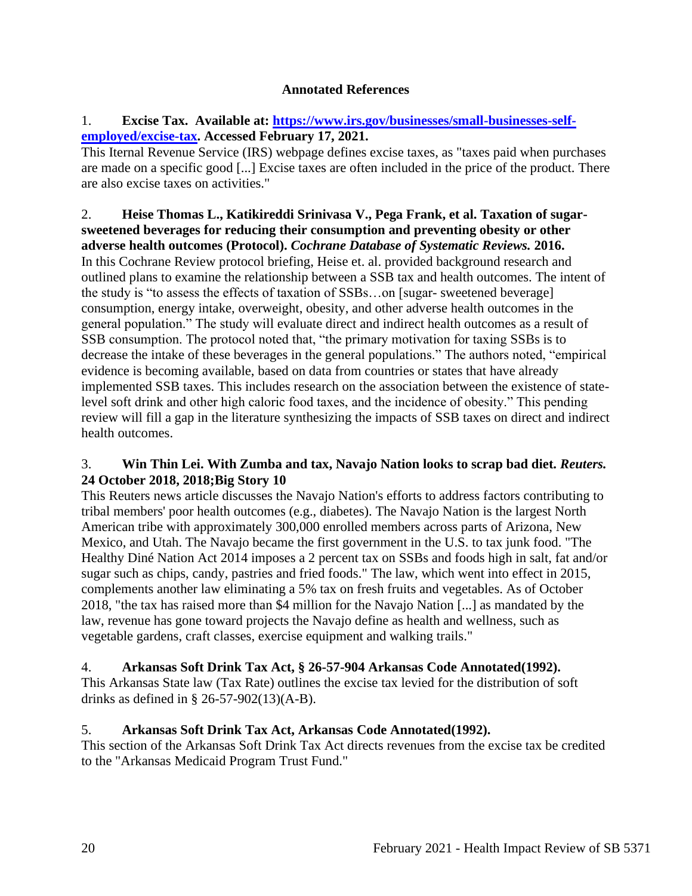## Annotated References

1. **Excise Tax. Available at: [https://www.irs.gov/businesses/small-businesses-self-employed/excise-tax](https://www.irs.gov/businesses/small-businesses-self-employed/excise-tax). Accessed February 17, 2021.**

This Iternal Revenue Service (IRS) webpage defines excise taxes, as "taxes paid when purchases are made on a specific good [...] Excise taxes are often included in the price of the product. There are also excise taxes on activities."

2. **Heise Thomas L., Katikireddi Srinivasa V., Pega Frank, et al. Taxation of sugar-sweetened beverages for reducing their consumption and preventing obesity or other adverse health outcomes (Protocol).** ***Cochrane Database of Systematic Reviews.*** **2016.**

In this Cochrane Review protocol briefing, Heise et. al. provided background research and outlined plans to examine the relationship between a SSB tax and health outcomes. The intent of the study is "to assess the effects of taxation of SSBs…on [sugar- sweetened beverage] consumption, energy intake, overweight, obesity, and other adverse health outcomes in the general population." The study will evaluate direct and indirect health outcomes as a result of SSB consumption. The protocol noted that, "the primary motivation for taxing SSBs is to decrease the intake of these beverages in the general populations." The authors noted, "empirical evidence is becoming available, based on data from countries or states that have already implemented SSB taxes. This includes research on the association between the existence of state-level soft drink and other high caloric food taxes, and the incidence of obesity." This pending review will fill a gap in the literature synthesizing the impacts of SSB taxes on direct and indirect health outcomes.

3. **Win Thin Lei. With Zumba and tax, Navajo Nation looks to scrap bad diet.** ***Reuters.*** **24 October 2018, 2018;Big Story 10**

This Reuters news article discusses the Navajo Nation's efforts to address factors contributing to tribal members' poor health outcomes (e.g., diabetes). The Navajo Nation is the largest North American tribe with approximately 300,000 enrolled members across parts of Arizona, New Mexico, and Utah. The Navajo became the first government in the U.S. to tax junk food. "The Healthy Diné Nation Act 2014 imposes a 2 percent tax on SSBs and foods high in salt, fat and/or sugar such as chips, candy, pastries and fried foods." The law, which went into effect in 2015, complements another law eliminating a 5% tax on fresh fruits and vegetables. As of October 2018, "the tax has raised more than $4 million for the Navajo Nation [...] as mandated by the law, revenue has gone toward projects the Navajo define as health and wellness, such as vegetable gardens, craft classes, exercise equipment and walking trails."

4. **Arkansas Soft Drink Tax Act, § 26-57-904 Arkansas Code Annotated(1992).**

This Arkansas State law (Tax Rate) outlines the excise tax levied for the distribution of soft drinks as defined in § 26-57-902(13)(A-B).

5. **Arkansas Soft Drink Tax Act, Arkansas Code Annotated(1992).**

This section of the Arkansas Soft Drink Tax Act directs revenues from the excise tax be credited to the "Arkansas Medicaid Program Trust Fund."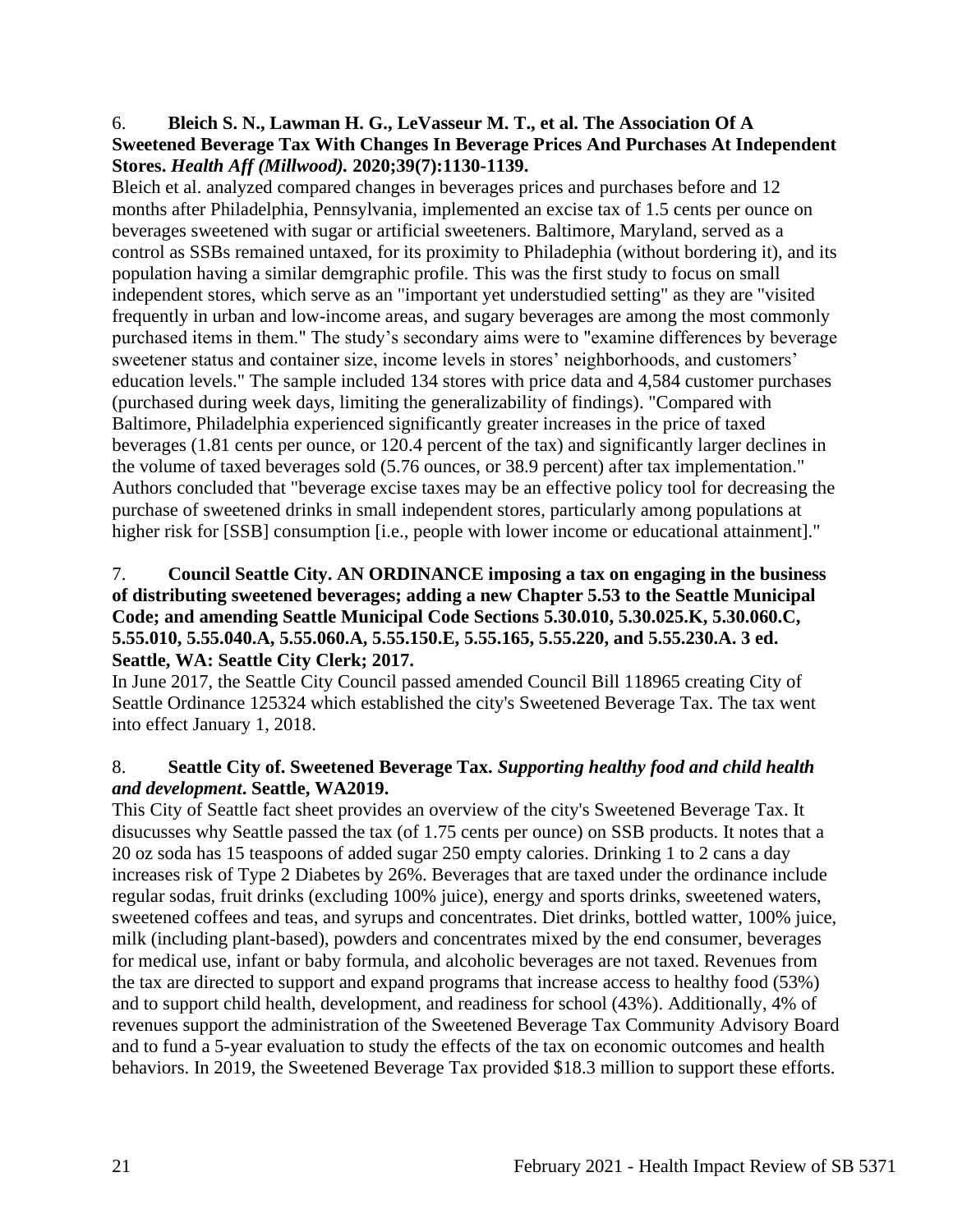6. **Bleich S. N., Lawman H. G., LeVasseur M. T., et al. The Association Of A Sweetened Beverage Tax With Changes In Beverage Prices And Purchases At Independent Stores.** ***Health Aff (Millwood).*** **2020;39(7):1130-1139.**

Bleich et al. analyzed compared changes in beverages prices and purchases before and 12 months after Philadelphia, Pennsylvania, implemented an excise tax of 1.5 cents per ounce on beverages sweetened with sugar or artificial sweeteners. Baltimore, Maryland, served as a control as SSBs remained untaxed, for its proximity to Philadephia (without bordering it), and its population having a similar demgraphic profile. This was the first study to focus on small independent stores, which serve as an "important yet understudied setting" as they are "visited frequently in urban and low-income areas, and sugary beverages are among the most commonly purchased items in them." The study's secondary aims were to "examine differences by beverage sweetener status and container size, income levels in stores' neighborhoods, and customers' education levels." The sample included 134 stores with price data and 4,584 customer purchases (purchased during week days, limiting the generalizability of findings). "Compared with Baltimore, Philadelphia experienced significantly greater increases in the price of taxed beverages (1.81 cents per ounce, or 120.4 percent of the tax) and significantly larger declines in the volume of taxed beverages sold (5.76 ounces, or 38.9 percent) after tax implementation." Authors concluded that "beverage excise taxes may be an effective policy tool for decreasing the purchase of sweetened drinks in small independent stores, particularly among populations at higher risk for [SSB] consumption [i.e., people with lower income or educational attainment]."

7. **Council Seattle City. AN ORDINANCE imposing a tax on engaging in the business of distributing sweetened beverages; adding a new Chapter 5.53 to the Seattle Municipal Code; and amending Seattle Municipal Code Sections 5.30.010, 5.30.025.K, 5.30.060.C, 5.55.010, 5.55.040.A, 5.55.060.A, 5.55.150.E, 5.55.165, 5.55.220, and 5.55.230.A. 3 ed. Seattle, WA: Seattle City Clerk; 2017.**

In June 2017, the Seattle City Council passed amended Council Bill 118965 creating City of Seattle Ordinance 125324 which established the city's Sweetened Beverage Tax. The tax went into effect January 1, 2018.

8. **Seattle City of. Sweetened Beverage Tax.** ***Supporting healthy food and child health and development*****. Seattle, WA2019.**

This City of Seattle fact sheet provides an overview of the city's Sweetened Beverage Tax. It disucusses why Seattle passed the tax (of 1.75 cents per ounce) on SSB products. It notes that a 20 oz soda has 15 teaspoons of added sugar 250 empty calories. Drinking 1 to 2 cans a day increases risk of Type 2 Diabetes by 26%. Beverages that are taxed under the ordinance include regular sodas, fruit drinks (excluding 100% juice), energy and sports drinks, sweetened waters, sweetened coffees and teas, and syrups and concentrates. Diet drinks, bottled watter, 100% juice, milk (including plant-based), powders and concentrates mixed by the end consumer, beverages for medical use, infant or baby formula, and alcoholic beverages are not taxed. Revenues from the tax are directed to support and expand programs that increase access to healthy food (53%) and to support child health, development, and readiness for school (43%). Additionally, 4% of revenues support the administration of the Sweetened Beverage Tax Community Advisory Board and to fund a 5-year evaluation to study the effects of the tax on economic outcomes and health behaviors. In 2019, the Sweetened Beverage Tax provided $18.3 million to support these efforts.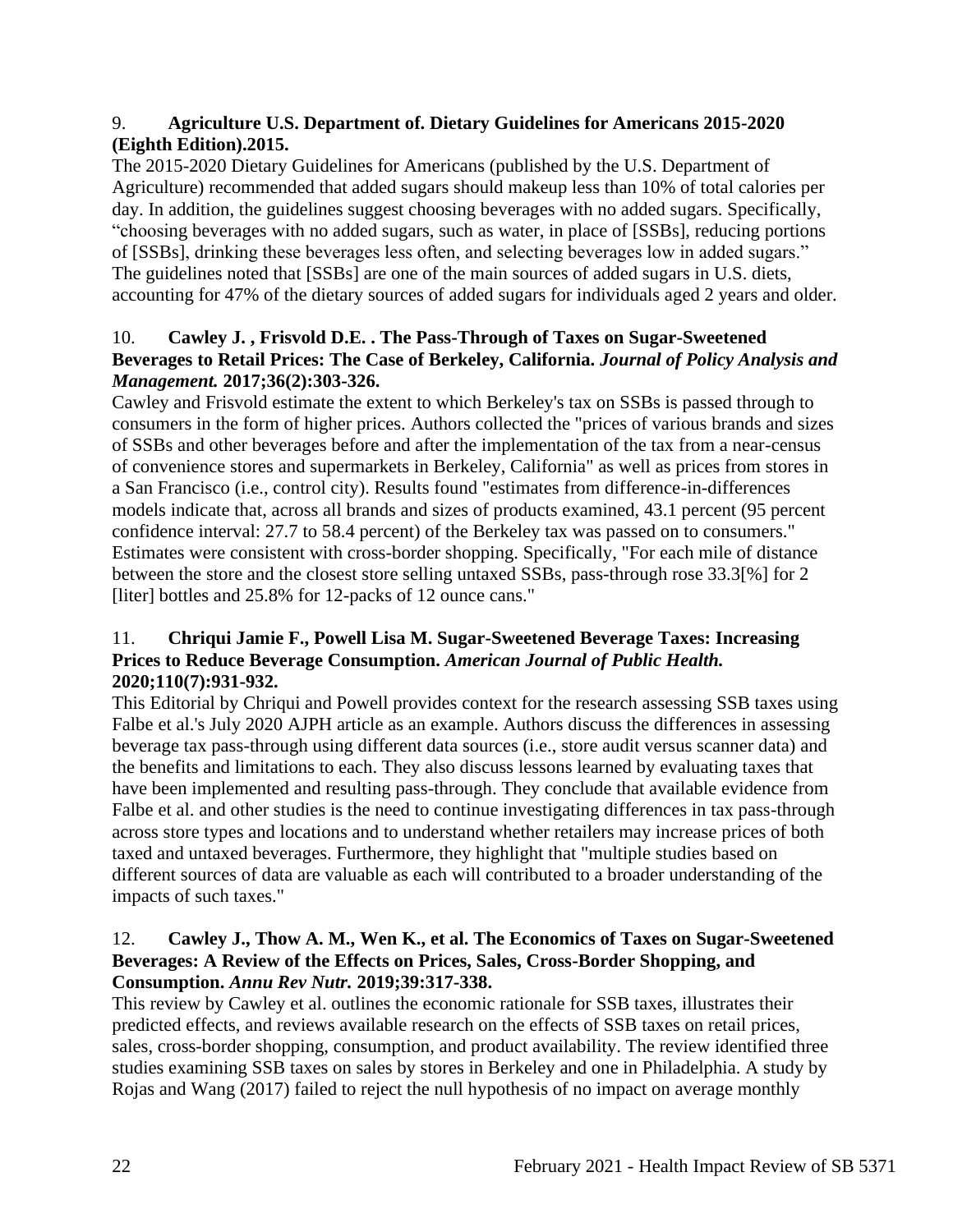9. **Agriculture U.S. Department of. Dietary Guidelines for Americans 2015-2020 (Eighth Edition).2015.**

The 2015-2020 Dietary Guidelines for Americans (published by the U.S. Department of Agriculture) recommended that added sugars should makeup less than 10% of total calories per day. In addition, the guidelines suggest choosing beverages with no added sugars. Specifically, "choosing beverages with no added sugars, such as water, in place of [SSBs], reducing portions of [SSBs], drinking these beverages less often, and selecting beverages low in added sugars." The guidelines noted that [SSBs] are one of the main sources of added sugars in U.S. diets, accounting for 47% of the dietary sources of added sugars for individuals aged 2 years and older.

10. **Cawley J. , Frisvold D.E. . The Pass-Through of Taxes on Sugar-Sweetened Beverages to Retail Prices: The Case of Berkeley, California.** ***Journal of Policy Analysis and Management.*** **2017;36(2):303-326.**

Cawley and Frisvold estimate the extent to which Berkeley's tax on SSBs is passed through to consumers in the form of higher prices. Authors collected the "prices of various brands and sizes of SSBs and other beverages before and after the implementation of the tax from a near-census of convenience stores and supermarkets in Berkeley, California" as well as prices from stores in a San Francisco (i.e., control city). Results found "estimates from difference-in-differences models indicate that, across all brands and sizes of products examined, 43.1 percent (95 percent confidence interval: 27.7 to 58.4 percent) of the Berkeley tax was passed on to consumers." Estimates were consistent with cross-border shopping. Specifically, "For each mile of distance between the store and the closest store selling untaxed SSBs, pass-through rose 33.3[%] for 2 [liter] bottles and 25.8% for 12-packs of 12 ounce cans."

11. **Chriqui Jamie F., Powell Lisa M. Sugar-Sweetened Beverage Taxes: Increasing Prices to Reduce Beverage Consumption.** ***American Journal of Public Health.*** **2020;110(7):931-932.**

This Editorial by Chriqui and Powell provides context for the research assessing SSB taxes using Falbe et al.'s July 2020 AJPH article as an example. Authors discuss the differences in assessing beverage tax pass-through using different data sources (i.e., store audit versus scanner data) and the benefits and limitations to each. They also discuss lessons learned by evaluating taxes that have been implemented and resulting pass-through. They conclude that available evidence from Falbe et al. and other studies is the need to continue investigating differences in tax pass-through across store types and locations and to understand whether retailers may increase prices of both taxed and untaxed beverages. Furthermore, they highlight that "multiple studies based on different sources of data are valuable as each will contributed to a broader understanding of the impacts of such taxes."

12. **Cawley J., Thow A. M., Wen K., et al. The Economics of Taxes on Sugar-Sweetened Beverages: A Review of the Effects on Prices, Sales, Cross-Border Shopping, and Consumption.** ***Annu Rev Nutr.*** **2019;39:317-338.**

This review by Cawley et al. outlines the economic rationale for SSB taxes, illustrates their predicted effects, and reviews available research on the effects of SSB taxes on retail prices, sales, cross-border shopping, consumption, and product availability. The review identified three studies examining SSB taxes on sales by stores in Berkeley and one in Philadelphia. A study by Rojas and Wang (2017) failed to reject the null hypothesis of no impact on average monthly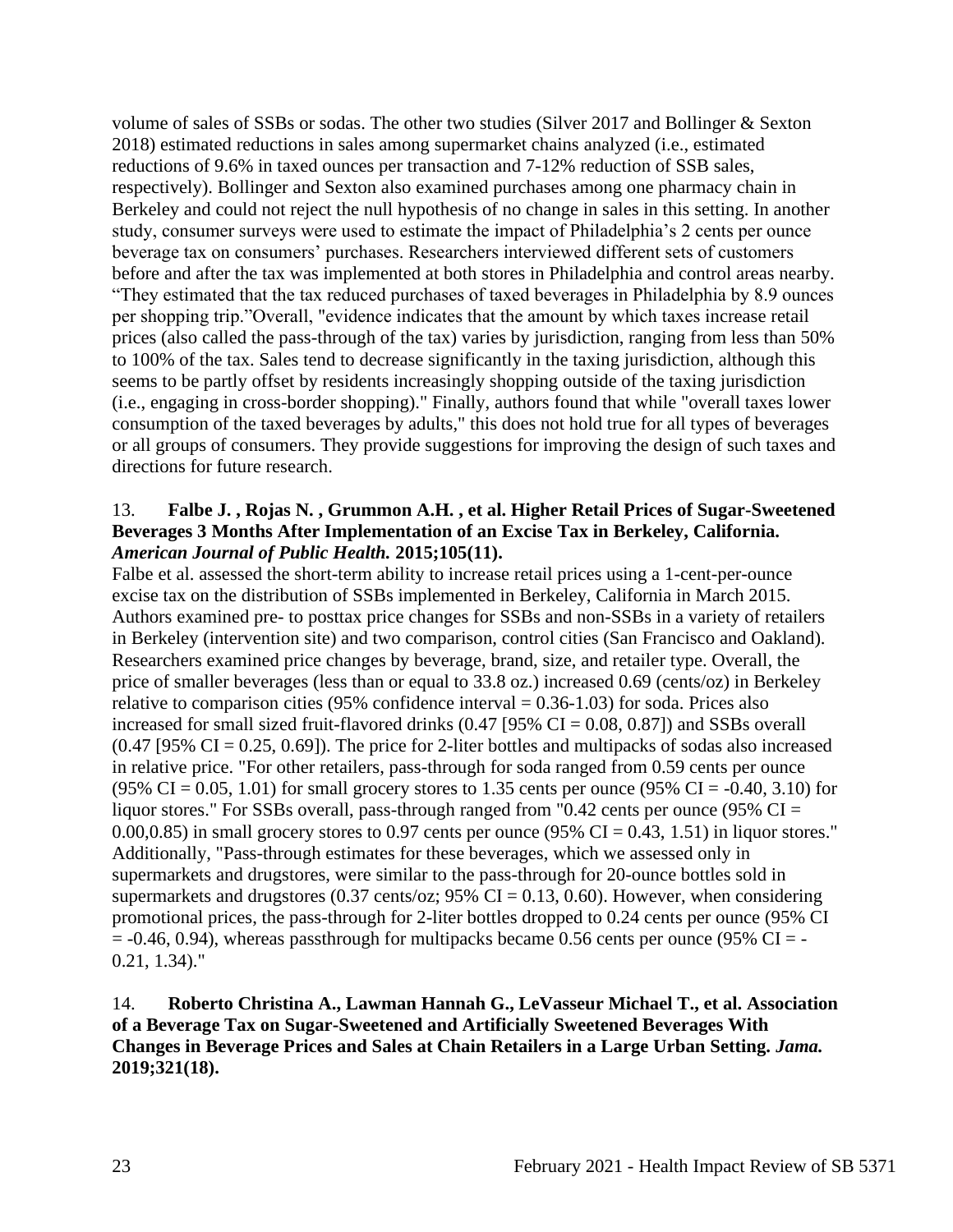volume of sales of SSBs or sodas. The other two studies (Silver 2017 and Bollinger & Sexton 2018) estimated reductions in sales among supermarket chains analyzed (i.e., estimated reductions of 9.6% in taxed ounces per transaction and 7-12% reduction of SSB sales, respectively). Bollinger and Sexton also examined purchases among one pharmacy chain in Berkeley and could not reject the null hypothesis of no change in sales in this setting. In another study, consumer surveys were used to estimate the impact of Philadelphia's 2 cents per ounce beverage tax on consumers' purchases. Researchers interviewed different sets of customers before and after the tax was implemented at both stores in Philadelphia and control areas nearby. "They estimated that the tax reduced purchases of taxed beverages in Philadelphia by 8.9 ounces per shopping trip."Overall, "evidence indicates that the amount by which taxes increase retail prices (also called the pass-through of the tax) varies by jurisdiction, ranging from less than 50% to 100% of the tax. Sales tend to decrease significantly in the taxing jurisdiction, although this seems to be partly offset by residents increasingly shopping outside of the taxing jurisdiction (i.e., engaging in cross-border shopping)." Finally, authors found that while "overall taxes lower consumption of the taxed beverages by adults," this does not hold true for all types of beverages or all groups of consumers. They provide suggestions for improving the design of such taxes and directions for future research.

13. **Falbe J. , Rojas N. , Grummon A.H. , et al. Higher Retail Prices of Sugar-Sweetened Beverages 3 Months After Implementation of an Excise Tax in Berkeley, California. *American Journal of Public Health.* 2015;105(11).**

Falbe et al. assessed the short-term ability to increase retail prices using a 1-cent-per-ounce excise tax on the distribution of SSBs implemented in Berkeley, California in March 2015. Authors examined pre- to posttax price changes for SSBs and non-SSBs in a variety of retailers in Berkeley (intervention site) and two comparison, control cities (San Francisco and Oakland). Researchers examined price changes by beverage, brand, size, and retailer type. Overall, the price of smaller beverages (less than or equal to 33.8 oz.) increased 0.69 (cents/oz) in Berkeley relative to comparison cities (95% confidence interval = 0.36-1.03) for soda. Prices also increased for small sized fruit-flavored drinks (0.47 [95% CI = 0.08, 0.87]) and SSBs overall (0.47 [95% CI = 0.25, 0.69]). The price for 2-liter bottles and multipacks of sodas also increased in relative price. "For other retailers, pass-through for soda ranged from 0.59 cents per ounce (95% CI = 0.05, 1.01) for small grocery stores to 1.35 cents per ounce (95% CI = -0.40, 3.10) for liquor stores." For SSBs overall, pass-through ranged from "0.42 cents per ounce (95% CI = 0.00,0.85) in small grocery stores to 0.97 cents per ounce (95% CI = 0.43, 1.51) in liquor stores." Additionally, "Pass-through estimates for these beverages, which we assessed only in supermarkets and drugstores, were similar to the pass-through for 20-ounce bottles sold in supermarkets and drugstores (0.37 cents/oz; 95% CI = 0.13, 0.60). However, when considering promotional prices, the pass-through for 2-liter bottles dropped to 0.24 cents per ounce (95% CI = -0.46, 0.94), whereas passthrough for multipacks became 0.56 cents per ounce (95% CI = -0.21, 1.34)."

14. **Roberto Christina A., Lawman Hannah G., LeVasseur Michael T., et al. Association of a Beverage Tax on Sugar-Sweetened and Artificially Sweetened Beverages With Changes in Beverage Prices and Sales at Chain Retailers in a Large Urban Setting. *Jama.* 2019;321(18).**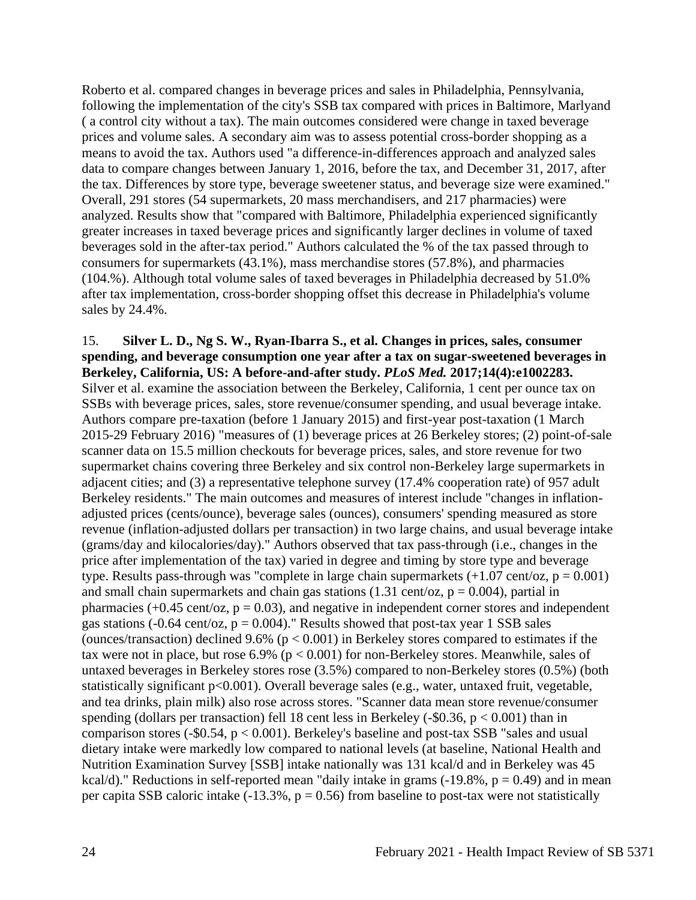Roberto et al. compared changes in beverage prices and sales in Philadelphia, Pennsylvania, following the implementation of the city's SSB tax compared with prices in Baltimore, Marlyand ( a control city without a tax). The main outcomes considered were change in taxed beverage prices and volume sales. A secondary aim was to assess potential cross-border shopping as a means to avoid the tax. Authors used "a difference-in-differences approach and analyzed sales data to compare changes between January 1, 2016, before the tax, and December 31, 2017, after the tax. Differences by store type, beverage sweetener status, and beverage size were examined." Overall, 291 stores (54 supermarkets, 20 mass merchandisers, and 217 pharmacies) were analyzed. Results show that "compared with Baltimore, Philadelphia experienced significantly greater increases in taxed beverage prices and significantly larger declines in volume of taxed beverages sold in the after-tax period." Authors calculated the % of the tax passed through to consumers for supermarkets (43.1%), mass merchandise stores (57.8%), and pharmacies (104.%). Although total volume sales of taxed beverages in Philadelphia decreased by 51.0% after tax implementation, cross-border shopping offset this decrease in Philadelphia's volume sales by 24.4%.

15. **Silver L. D., Ng S. W., Ryan-Ibarra S., et al. Changes in prices, sales, consumer spending, and beverage consumption one year after a tax on sugar-sweetened beverages in Berkeley, California, US: A before-and-after study. *PLoS Med.* 2017;14(4):e1002283.**
Silver et al. examine the association between the Berkeley, California, 1 cent per ounce tax on SSBs with beverage prices, sales, store revenue/consumer spending, and usual beverage intake. Authors compare pre-taxation (before 1 January 2015) and first-year post-taxation (1 March 2015-29 February 2016) "measures of (1) beverage prices at 26 Berkeley stores; (2) point-of-sale scanner data on 15.5 million checkouts for beverage prices, sales, and store revenue for two supermarket chains covering three Berkeley and six control non-Berkeley large supermarkets in adjacent cities; and (3) a representative telephone survey (17.4% cooperation rate) of 957 adult Berkeley residents." The main outcomes and measures of interest include "changes in inflation-adjusted prices (cents/ounce), beverage sales (ounces), consumers' spending measured as store revenue (inflation-adjusted dollars per transaction) in two large chains, and usual beverage intake (grams/day and kilocalories/day)." Authors observed that tax pass-through (i.e., changes in the price after implementation of the tax) varied in degree and timing by store type and beverage type. Results pass-through was "complete in large chain supermarkets (+1.07 cent/oz, $p = 0.001$) and small chain supermarkets and chain gas stations (1.31 cent/oz, $p = 0.004$), partial in pharmacies (+0.45 cent/oz, $p = 0.03$), and negative in independent corner stores and independent gas stations (-0.64 cent/oz, $p = 0.004$)." Results showed that post-tax year 1 SSB sales (ounces/transaction) declined 9.6% ($p < 0.001$) in Berkeley stores compared to estimates if the tax were not in place, but rose 6.9% ($p < 0.001$) for non-Berkeley stores. Meanwhile, sales of untaxed beverages in Berkeley stores rose (3.5%) compared to non-Berkeley stores (0.5%) (both statistically significant $p<0.001$). Overall beverage sales (e.g., water, untaxed fruit, vegetable, and tea drinks, plain milk) also rose across stores. "Scanner data mean store revenue/consumer spending (dollars per transaction) fell 18 cent less in Berkeley (-\$0.36, $p < 0.001$) than in comparison stores (-\$0.54, $p < 0.001$). Berkeley's baseline and post-tax SSB "sales and usual dietary intake were markedly low compared to national levels (at baseline, National Health and Nutrition Examination Survey [SSB] intake nationally was 131 kcal/d and in Berkeley was 45 kcal/d)." Reductions in self-reported mean "daily intake in grams (-19.8%, $p = 0.49$) and in mean per capita SSB caloric intake (-13.3%, $p = 0.56$) from baseline to post-tax were not statistically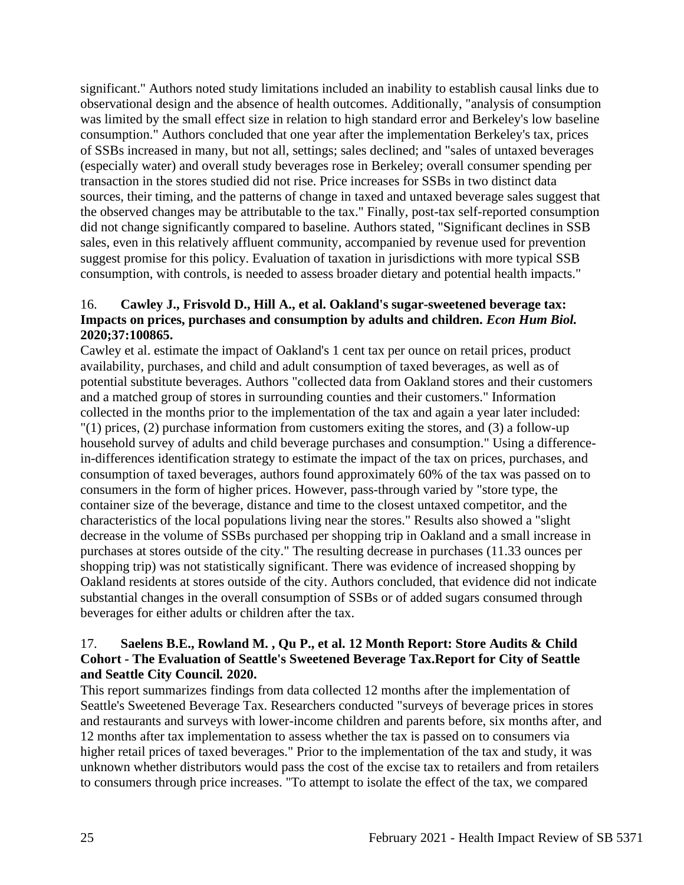significant." Authors noted study limitations included an inability to establish causal links due to observational design and the absence of health outcomes. Additionally, "analysis of consumption was limited by the small effect size in relation to high standard error and Berkeley's low baseline consumption." Authors concluded that one year after the implementation Berkeley's tax, prices of SSBs increased in many, but not all, settings; sales declined; and "sales of untaxed beverages (especially water) and overall study beverages rose in Berkeley; overall consumer spending per transaction in the stores studied did not rise. Price increases for SSBs in two distinct data sources, their timing, and the patterns of change in taxed and untaxed beverage sales suggest that the observed changes may be attributable to the tax." Finally, post-tax self-reported consumption did not change significantly compared to baseline. Authors stated, "Significant declines in SSB sales, even in this relatively affluent community, accompanied by revenue used for prevention suggest promise for this policy. Evaluation of taxation in jurisdictions with more typical SSB consumption, with controls, is needed to assess broader dietary and potential health impacts."

16. **Cawley J., Frisvold D., Hill A., et al. Oakland's sugar-sweetened beverage tax: Impacts on prices, purchases and consumption by adults and children. *Econ Hum Biol.* 2020;37:100865.**

Cawley et al. estimate the impact of Oakland's 1 cent tax per ounce on retail prices, product availability, purchases, and child and adult consumption of taxed beverages, as well as of potential substitute beverages. Authors "collected data from Oakland stores and their customers and a matched group of stores in surrounding counties and their customers." Information collected in the months prior to the implementation of the tax and again a year later included: "(1) prices, (2) purchase information from customers exiting the stores, and (3) a follow-up household survey of adults and child beverage purchases and consumption." Using a difference-in-differences identification strategy to estimate the impact of the tax on prices, purchases, and consumption of taxed beverages, authors found approximately 60% of the tax was passed on to consumers in the form of higher prices. However, pass-through varied by "store type, the container size of the beverage, distance and time to the closest untaxed competitor, and the characteristics of the local populations living near the stores." Results also showed a "slight decrease in the volume of SSBs purchased per shopping trip in Oakland and a small increase in purchases at stores outside of the city." The resulting decrease in purchases (11.33 ounces per shopping trip) was not statistically significant. There was evidence of increased shopping by Oakland residents at stores outside of the city. Authors concluded, that evidence did not indicate substantial changes in the overall consumption of SSBs or of added sugars consumed through beverages for either adults or children after the tax.

17. **Saelens B.E., Rowland M. , Qu P., et al. 12 Month Report: Store Audits & Child Cohort - The Evaluation of Seattle's Sweetened Beverage Tax.Report for City of Seattle and Seattle City Council*.* 2020.**

This report summarizes findings from data collected 12 months after the implementation of Seattle's Sweetened Beverage Tax. Researchers conducted "surveys of beverage prices in stores and restaurants and surveys with lower-income children and parents before, six months after, and 12 months after tax implementation to assess whether the tax is passed on to consumers via higher retail prices of taxed beverages." Prior to the implementation of the tax and study, it was unknown whether distributors would pass the cost of the excise tax to retailers and from retailers to consumers through price increases. "To attempt to isolate the effect of the tax, we compared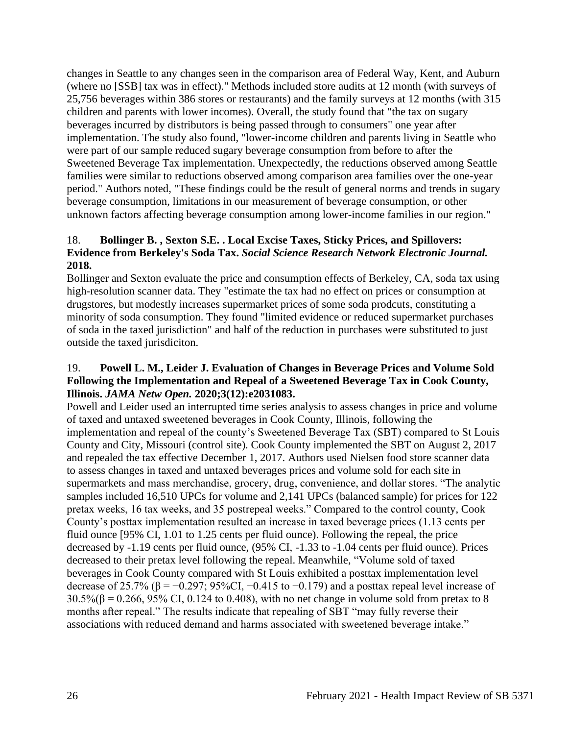changes in Seattle to any changes seen in the comparison area of Federal Way, Kent, and Auburn (where no [SSB] tax was in effect)." Methods included store audits at 12 month (with surveys of 25,756 beverages within 386 stores or restaurants) and the family surveys at 12 months (with 315 children and parents with lower incomes). Overall, the study found that "the tax on sugary beverages incurred by distributors is being passed through to consumers" one year after implementation. The study also found, "lower-income children and parents living in Seattle who were part of our sample reduced sugary beverage consumption from before to after the Sweetened Beverage Tax implementation. Unexpectedly, the reductions observed among Seattle families were similar to reductions observed among comparison area families over the one-year period." Authors noted, "These findings could be the result of general norms and trends in sugary beverage consumption, limitations in our measurement of beverage consumption, or other unknown factors affecting beverage consumption among lower-income families in our region."

18. **Bollinger B. , Sexton S.E. . Local Excise Taxes, Sticky Prices, and Spillovers: Evidence from Berkeley's Soda Tax.** ***Social Science Research Network Electronic Journal.*** **2018.**

Bollinger and Sexton evaluate the price and consumption effects of Berkeley, CA, soda tax using high-resolution scanner data. They "estimate the tax had no effect on prices or consumption at drugstores, but modestly increases supermarket prices of some soda prodcuts, constituting a minority of soda consumption. They found "limited evidence or reduced supermarket purchases of soda in the taxed jurisdiction" and half of the reduction in purchases were substituted to just outside the taxed jurisdiciton.

19. **Powell L. M., Leider J. Evaluation of Changes in Beverage Prices and Volume Sold Following the Implementation and Repeal of a Sweetened Beverage Tax in Cook County, Illinois.** ***JAMA Netw Open.*** **2020;3(12):e2031083.**

Powell and Leider used an interrupted time series analysis to assess changes in price and volume of taxed and untaxed sweetened beverages in Cook County, Illinois, following the implementation and repeal of the county's Sweetened Beverage Tax (SBT) compared to St Louis County and City, Missouri (control site). Cook County implemented the SBT on August 2, 2017 and repealed the tax effective December 1, 2017. Authors used Nielsen food store scanner data to assess changes in taxed and untaxed beverages prices and volume sold for each site in supermarkets and mass merchandise, grocery, drug, convenience, and dollar stores. "The analytic samples included 16,510 UPCs for volume and 2,141 UPCs (balanced sample) for prices for 122 pretax weeks, 16 tax weeks, and 35 postrepeal weeks." Compared to the control county, Cook County's posttax implementation resulted an increase in taxed beverage prices (1.13 cents per fluid ounce [95% CI, 1.01 to 1.25 cents per fluid ounce). Following the repeal, the price decreased by -1.19 cents per fluid ounce, (95% CI, -1.33 to -1.04 cents per fluid ounce). Prices decreased to their pretax level following the repeal. Meanwhile, "Volume sold of taxed beverages in Cook County compared with St Louis exhibited a posttax implementation level decrease of 25.7% ($\beta = -0.297$; 95%CI, −0.415 to −0.179) and a posttax repeal level increase of 30.5%($\beta = 0.266$, 95% CI, 0.124 to 0.408), with no net change in volume sold from pretax to 8 months after repeal." The results indicate that repealing of SBT "may fully reverse their associations with reduced demand and harms associated with sweetened beverage intake."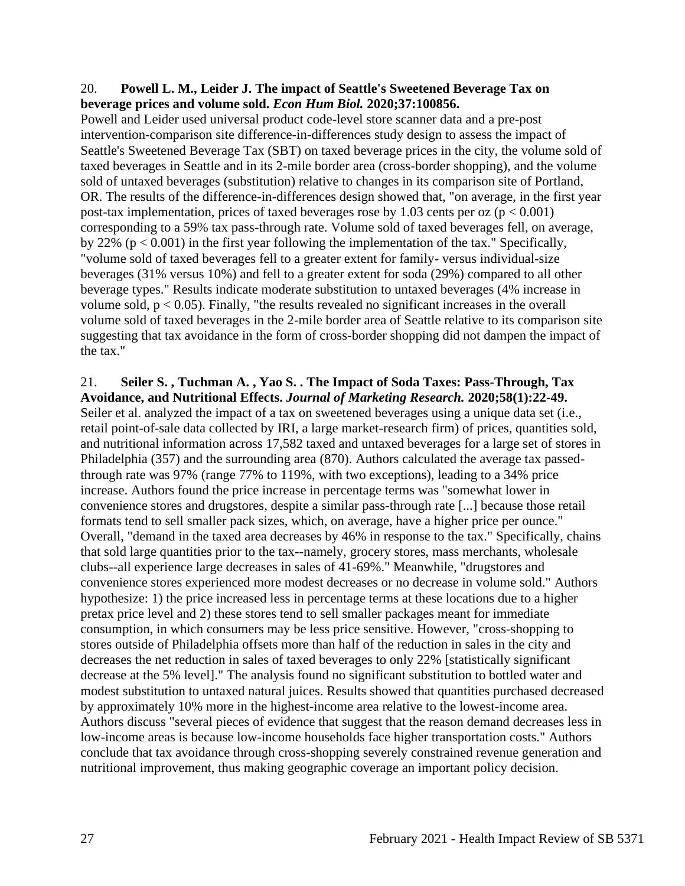20. **Powell L. M., Leider J. The impact of Seattle's Sweetened Beverage Tax on beverage prices and volume sold.** ***Econ Hum Biol.*** **2020;37:100856.**

Powell and Leider used universal product code-level store scanner data and a pre-post intervention-comparison site difference-in-differences study design to assess the impact of Seattle's Sweetened Beverage Tax (SBT) on taxed beverage prices in the city, the volume sold of taxed beverages in Seattle and in its 2-mile border area (cross-border shopping), and the volume sold of untaxed beverages (substitution) relative to changes in its comparison site of Portland, OR. The results of the difference-in-differences design showed that, "on average, in the first year post-tax implementation, prices of taxed beverages rose by 1.03 cents per oz ($p < 0.001$) corresponding to a 59% tax pass-through rate. Volume sold of taxed beverages fell, on average, by 22% ($p < 0.001$) in the first year following the implementation of the tax." Specifically, "volume sold of taxed beverages fell to a greater extent for family- versus individual-size beverages (31% versus 10%) and fell to a greater extent for soda (29%) compared to all other beverage types." Results indicate moderate substitution to untaxed beverages (4% increase in volume sold, $p < 0.05$). Finally, "the results revealed no significant increases in the overall volume sold of taxed beverages in the 2-mile border area of Seattle relative to its comparison site suggesting that tax avoidance in the form of cross-border shopping did not dampen the impact of the tax."

21. **Seiler S. , Tuchman A. , Yao S. . The Impact of Soda Taxes: Pass-Through, Tax Avoidance, and Nutritional Effects.** ***Journal of Marketing Research.*** **2020;58(1):22-49.**

Seiler et al. analyzed the impact of a tax on sweetened beverages using a unique data set (i.e., retail point-of-sale data collected by IRI, a large market-research firm) of prices, quantities sold, and nutritional information across 17,582 taxed and untaxed beverages for a large set of stores in Philadelphia (357) and the surrounding area (870). Authors calculated the average tax passed-through rate was 97% (range 77% to 119%, with two exceptions), leading to a 34% price increase. Authors found the price increase in percentage terms was "somewhat lower in convenience stores and drugstores, despite a similar pass-through rate [...] because those retail formats tend to sell smaller pack sizes, which, on average, have a higher price per ounce." Overall, "demand in the taxed area decreases by 46% in response to the tax." Specifically, chains that sold large quantities prior to the tax--namely, grocery stores, mass merchants, wholesale clubs--all experience large decreases in sales of 41-69%." Meanwhile, "drugstores and convenience stores experienced more modest decreases or no decrease in volume sold." Authors hypothesize: 1) the price increased less in percentage terms at these locations due to a higher pretax price level and 2) these stores tend to sell smaller packages meant for immediate consumption, in which consumers may be less price sensitive. However, "cross-shopping to stores outside of Philadelphia offsets more than half of the reduction in sales in the city and decreases the net reduction in sales of taxed beverages to only 22% [statistically significant decrease at the 5% level]." The analysis found no significant substitution to bottled water and modest substitution to untaxed natural juices. Results showed that quantities purchased decreased by approximately 10% more in the highest-income area relative to the lowest-income area. Authors discuss "several pieces of evidence that suggest that the reason demand decreases less in low-income areas is because low-income households face higher transportation costs." Authors conclude that tax avoidance through cross-shopping severely constrained revenue generation and nutritional improvement, thus making geographic coverage an important policy decision.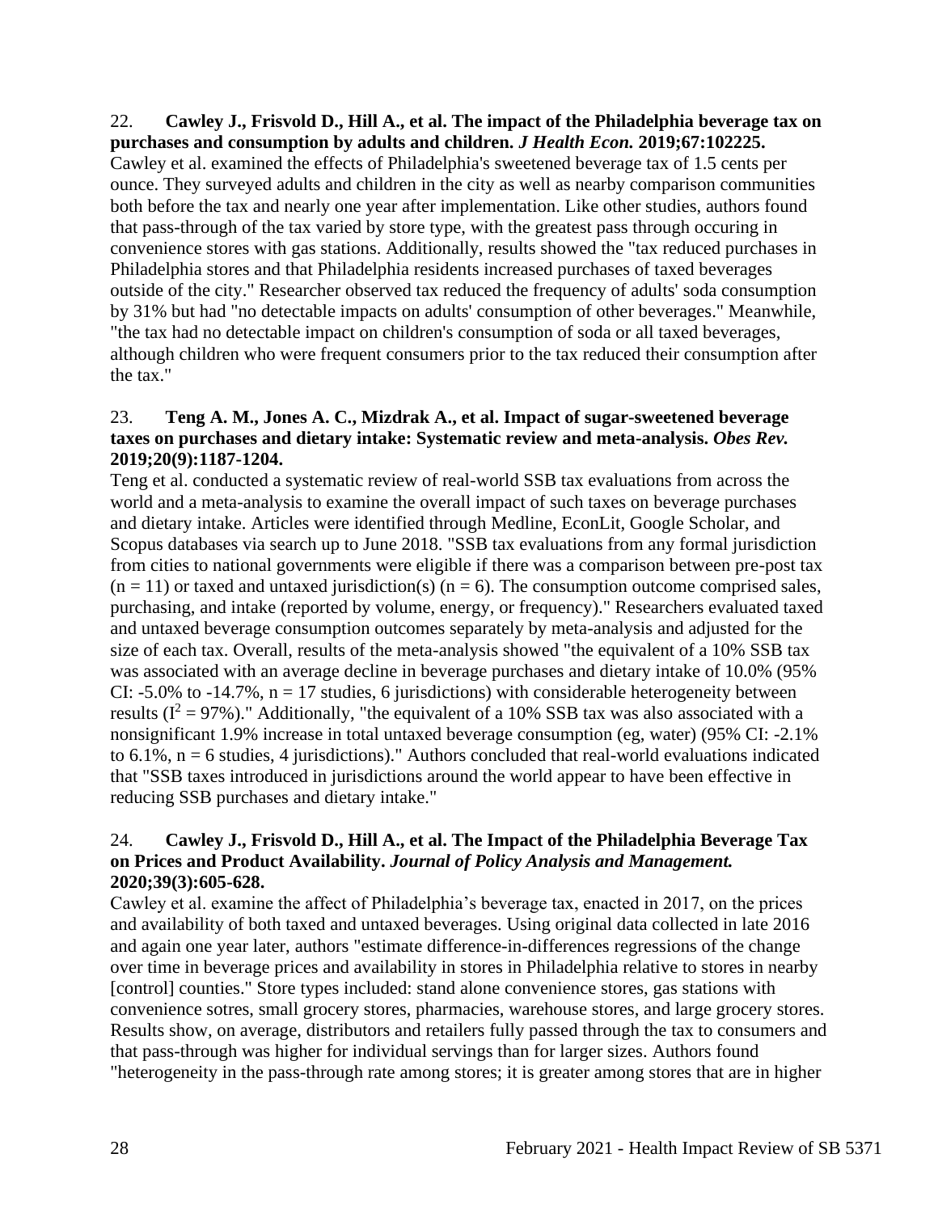22. **Cawley J., Frisvold D., Hill A., et al. The impact of the Philadelphia beverage tax on purchases and consumption by adults and children.** ***J Health Econ.*** **2019;67:102225.**
Cawley et al. examined the effects of Philadelphia's sweetened beverage tax of 1.5 cents per ounce. They surveyed adults and children in the city as well as nearby comparison communities both before the tax and nearly one year after implementation. Like other studies, authors found that pass-through of the tax varied by store type, with the greatest pass through occuring in convenience stores with gas stations. Additionally, results showed the "tax reduced purchases in Philadelphia stores and that Philadelphia residents increased purchases of taxed beverages outside of the city." Researcher observed tax reduced the frequency of adults' soda consumption by 31% but had "no detectable impacts on adults' consumption of other beverages." Meanwhile, "the tax had no detectable impact on children's consumption of soda or all taxed beverages, although children who were frequent consumers prior to the tax reduced their consumption after the tax."

23. **Teng A. M., Jones A. C., Mizdrak A., et al. Impact of sugar-sweetened beverage taxes on purchases and dietary intake: Systematic review and meta-analysis.** ***Obes Rev.*** **2019;20(9):1187-1204.**
Teng et al. conducted a systematic review of real-world SSB tax evaluations from across the world and a meta-analysis to examine the overall impact of such taxes on beverage purchases and dietary intake. Articles were identified through Medline, EconLit, Google Scholar, and Scopus databases via search up to June 2018. "SSB tax evaluations from any formal jurisdiction from cities to national governments were eligible if there was a comparison between pre-post tax (n = 11) or taxed and untaxed jurisdiction(s) (n = 6). The consumption outcome comprised sales, purchasing, and intake (reported by volume, energy, or frequency)." Researchers evaluated taxed and untaxed beverage consumption outcomes separately by meta-analysis and adjusted for the size of each tax. Overall, results of the meta-analysis showed "the equivalent of a 10% SSB tax was associated with an average decline in beverage purchases and dietary intake of 10.0% (95% CI: -5.0% to -14.7%, n = 17 studies, 6 jurisdictions) with considerable heterogeneity between results ($I^2$ = 97%)." Additionally, "the equivalent of a 10% SSB tax was also associated with a nonsignificant 1.9% increase in total untaxed beverage consumption (eg, water) (95% CI: -2.1% to 6.1%, n = 6 studies, 4 jurisdictions)." Authors concluded that real-world evaluations indicated that "SSB taxes introduced in jurisdictions around the world appear to have been effective in reducing SSB purchases and dietary intake."

24. **Cawley J., Frisvold D., Hill A., et al. The Impact of the Philadelphia Beverage Tax on Prices and Product Availability.** ***Journal of Policy Analysis and Management.*** **2020;39(3):605-628.**
Cawley et al. examine the affect of Philadelphia's beverage tax, enacted in 2017, on the prices and availability of both taxed and untaxed beverages. Using original data collected in late 2016 and again one year later, authors "estimate difference-in-differences regressions of the change over time in beverage prices and availability in stores in Philadelphia relative to stores in nearby [control] counties." Store types included: stand alone convenience stores, gas stations with convenience sotres, small grocery stores, pharmacies, warehouse stores, and large grocery stores. Results show, on average, distributors and retailers fully passed through the tax to consumers and that pass-through was higher for individual servings than for larger sizes. Authors found "heterogeneity in the pass-through rate among stores; it is greater among stores that are in higher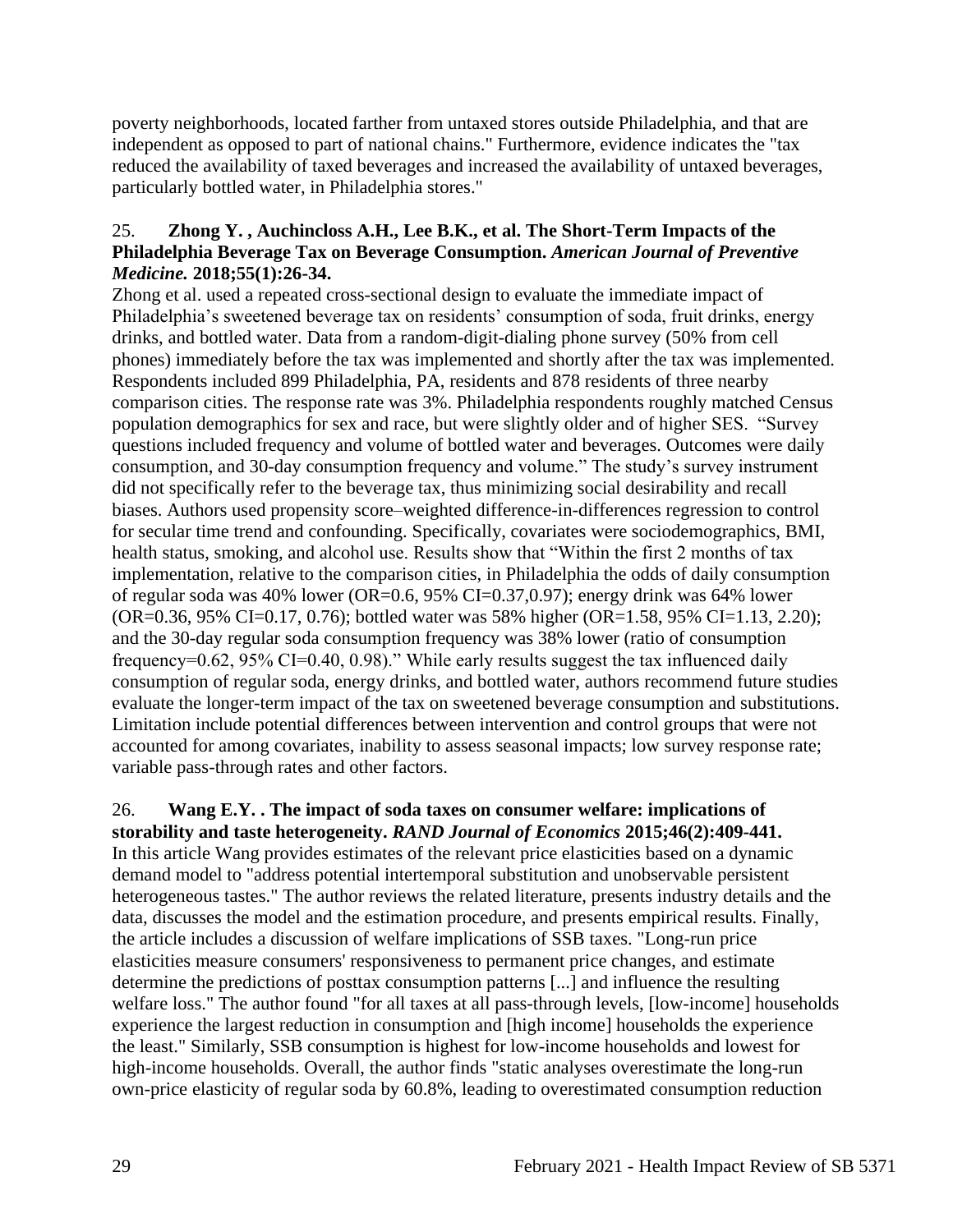poverty neighborhoods, located farther from untaxed stores outside Philadelphia, and that are independent as opposed to part of national chains." Furthermore, evidence indicates the "tax reduced the availability of taxed beverages and increased the availability of untaxed beverages, particularly bottled water, in Philadelphia stores."

25. **Zhong Y. , Auchincloss A.H., Lee B.K., et al. The Short-Term Impacts of the Philadelphia Beverage Tax on Beverage Consumption.** ***American Journal of Preventive Medicine.*** **2018;55(1):26-34.**

Zhong et al. used a repeated cross-sectional design to evaluate the immediate impact of Philadelphia's sweetened beverage tax on residents' consumption of soda, fruit drinks, energy drinks, and bottled water. Data from a random-digit-dialing phone survey (50% from cell phones) immediately before the tax was implemented and shortly after the tax was implemented. Respondents included 899 Philadelphia, PA, residents and 878 residents of three nearby comparison cities. The response rate was 3%. Philadelphia respondents roughly matched Census population demographics for sex and race, but were slightly older and of higher SES. "Survey questions included frequency and volume of bottled water and beverages. Outcomes were daily consumption, and 30-day consumption frequency and volume." The study's survey instrument did not specifically refer to the beverage tax, thus minimizing social desirability and recall biases. Authors used propensity score–weighted difference-in-differences regression to control for secular time trend and confounding. Specifically, covariates were sociodemographics, BMI, health status, smoking, and alcohol use. Results show that "Within the first 2 months of tax implementation, relative to the comparison cities, in Philadelphia the odds of daily consumption of regular soda was 40% lower (OR=0.6, 95% CI=0.37,0.97); energy drink was 64% lower (OR=0.36, 95% CI=0.17, 0.76); bottled water was 58% higher (OR=1.58, 95% CI=1.13, 2.20); and the 30-day regular soda consumption frequency was 38% lower (ratio of consumption frequency=0.62, 95% CI=0.40, 0.98)." While early results suggest the tax influenced daily consumption of regular soda, energy drinks, and bottled water, authors recommend future studies evaluate the longer-term impact of the tax on sweetened beverage consumption and substitutions. Limitation include potential differences between intervention and control groups that were not accounted for among covariates, inability to assess seasonal impacts; low survey response rate; variable pass-through rates and other factors.

26. **Wang E.Y. . The impact of soda taxes on consumer welfare: implications of storability and taste heterogeneity.** ***RAND Journal of Economics*** **2015;46(2):409-441.**

In this article Wang provides estimates of the relevant price elasticities based on a dynamic demand model to "address potential intertemporal substitution and unobservable persistent heterogeneous tastes." The author reviews the related literature, presents industry details and the data, discusses the model and the estimation procedure, and presents empirical results. Finally, the article includes a discussion of welfare implications of SSB taxes. "Long-run price elasticities measure consumers' responsiveness to permanent price changes, and estimate determine the predictions of posttax consumption patterns [...] and influence the resulting welfare loss." The author found "for all taxes at all pass-through levels, [low-income] households experience the largest reduction in consumption and [high income] households the experience the least." Similarly, SSB consumption is highest for low-income households and lowest for high-income households. Overall, the author finds "static analyses overestimate the long-run own-price elasticity of regular soda by 60.8%, leading to overestimated consumption reduction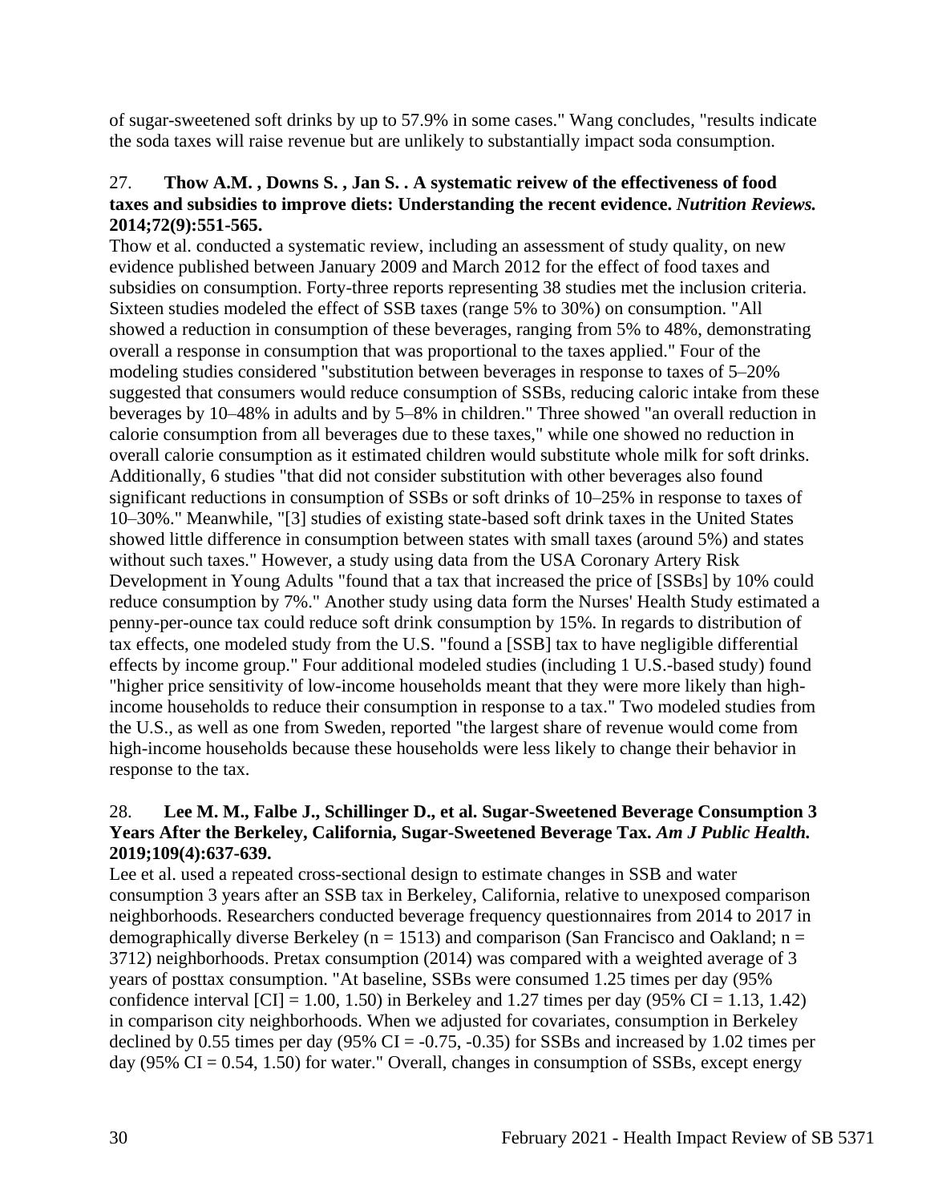of sugar-sweetened soft drinks by up to 57.9% in some cases." Wang concludes, "results indicate the soda taxes will raise revenue but are unlikely to substantially impact soda consumption.

27. **Thow A.M. , Downs S. , Jan S. . A systematic reivew of the effectiveness of food taxes and subsidies to improve diets: Understanding the recent evidence.** ***Nutrition Reviews.*** **2014;72(9):551-565.**

Thow et al. conducted a systematic review, including an assessment of study quality, on new evidence published between January 2009 and March 2012 for the effect of food taxes and subsidies on consumption. Forty-three reports representing 38 studies met the inclusion criteria. Sixteen studies modeled the effect of SSB taxes (range 5% to 30%) on consumption. "All showed a reduction in consumption of these beverages, ranging from 5% to 48%, demonstrating overall a response in consumption that was proportional to the taxes applied." Four of the modeling studies considered "substitution between beverages in response to taxes of 5–20% suggested that consumers would reduce consumption of SSBs, reducing caloric intake from these beverages by 10–48% in adults and by 5–8% in children." Three showed "an overall reduction in calorie consumption from all beverages due to these taxes," while one showed no reduction in overall calorie consumption as it estimated children would substitute whole milk for soft drinks. Additionally, 6 studies "that did not consider substitution with other beverages also found significant reductions in consumption of SSBs or soft drinks of 10–25% in response to taxes of 10–30%." Meanwhile, "[3] studies of existing state-based soft drink taxes in the United States showed little difference in consumption between states with small taxes (around 5%) and states without such taxes." However, a study using data from the USA Coronary Artery Risk Development in Young Adults "found that a tax that increased the price of [SSBs] by 10% could reduce consumption by 7%." Another study using data form the Nurses' Health Study estimated a penny-per-ounce tax could reduce soft drink consumption by 15%. In regards to distribution of tax effects, one modeled study from the U.S. "found a [SSB] tax to have negligible differential effects by income group." Four additional modeled studies (including 1 U.S.-based study) found "higher price sensitivity of low-income households meant that they were more likely than high-income households to reduce their consumption in response to a tax." Two modeled studies from the U.S., as well as one from Sweden, reported "the largest share of revenue would come from high-income households because these households were less likely to change their behavior in response to the tax.

28. **Lee M. M., Falbe J., Schillinger D., et al. Sugar-Sweetened Beverage Consumption 3 Years After the Berkeley, California, Sugar-Sweetened Beverage Tax.** ***Am J Public Health.*** **2019;109(4):637-639.**

Lee et al. used a repeated cross-sectional design to estimate changes in SSB and water consumption 3 years after an SSB tax in Berkeley, California, relative to unexposed comparison neighborhoods. Researchers conducted beverage frequency questionnaires from 2014 to 2017 in demographically diverse Berkeley ($n = 1513$) and comparison (San Francisco and Oakland; $n = 3712$) neighborhoods. Pretax consumption (2014) was compared with a weighted average of 3 years of posttax consumption. "At baseline, SSBs were consumed 1.25 times per day (95% confidence interval [CI] = 1.00, 1.50) in Berkeley and 1.27 times per day (95% CI = 1.13, 1.42) in comparison city neighborhoods. When we adjusted for covariates, consumption in Berkeley declined by 0.55 times per day (95% CI = -0.75, -0.35) for SSBs and increased by 1.02 times per day (95% CI = 0.54, 1.50) for water." Overall, changes in consumption of SSBs, except energy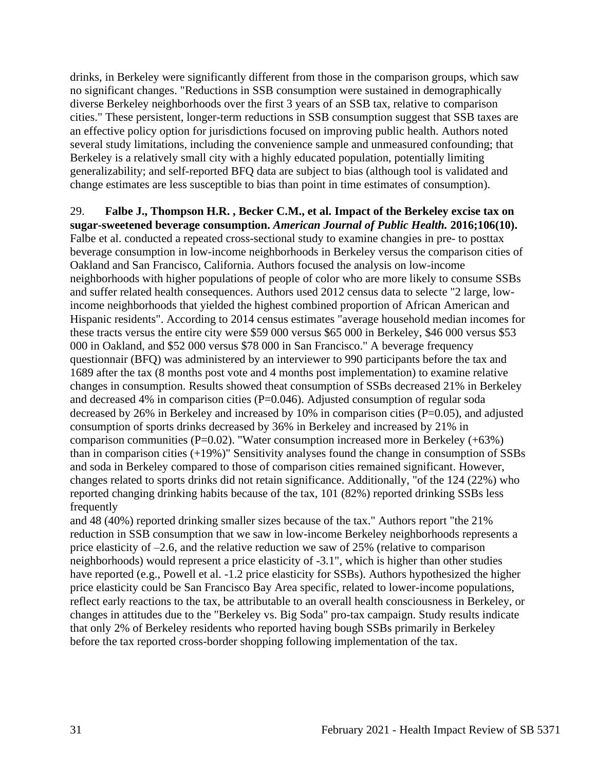drinks, in Berkeley were significantly different from those in the comparison groups, which saw no significant changes. "Reductions in SSB consumption were sustained in demographically diverse Berkeley neighborhoods over the first 3 years of an SSB tax, relative to comparison cities." These persistent, longer-term reductions in SSB consumption suggest that SSB taxes are an effective policy option for jurisdictions focused on improving public health. Authors noted several study limitations, including the convenience sample and unmeasured confounding; that Berkeley is a relatively small city with a highly educated population, potentially limiting generalizability; and self-reported BFQ data are subject to bias (although tool is validated and change estimates are less susceptible to bias than point in time estimates of consumption).

29. **Falbe J., Thompson H.R. , Becker C.M., et al. Impact of the Berkeley excise tax on sugar-sweetened beverage consumption.** ***American Journal of Public Health.*** **2016;106(10).** Falbe et al. conducted a repeated cross-sectional study to examine changies in pre- to posttax beverage consumption in low-income neighborhoods in Berkeley versus the comparison cities of Oakland and San Francisco, California. Authors focused the analysis on low-income neighborhoods with higher populations of people of color who are more likely to consume SSBs and suffer related health consequences. Authors used 2012 census data to selecte "2 large, low-income neighborhoods that yielded the highest combined proportion of African American and Hispanic residents". According to 2014 census estimates "average household median incomes for these tracts versus the entire city were \$59 000 versus \$65 000 in Berkeley, \$46 000 versus \$53 000 in Oakland, and \$52 000 versus \$78 000 in San Francisco." A beverage frequency questionnair (BFQ) was administered by an interviewer to 990 participants before the tax and 1689 after the tax (8 months post vote and 4 months post implementation) to examine relative changes in consumption. Results showed theat consumption of SSBs decreased 21% in Berkeley and decreased 4% in comparison cities (P=0.046). Adjusted consumption of regular soda decreased by 26% in Berkeley and increased by 10% in comparison cities (P=0.05), and adjusted consumption of sports drinks decreased by 36% in Berkeley and increased by 21% in comparison communities (P=0.02). "Water consumption increased more in Berkeley (+63%) than in comparison cities (+19%)" Sensitivity analyses found the change in consumption of SSBs and soda in Berkeley compared to those of comparison cities remained significant. However, changes related to sports drinks did not retain significance. Additionally, "of the 124 (22%) who reported changing drinking habits because of the tax, 101 (82%) reported drinking SSBs less frequently
and 48 (40%) reported drinking smaller sizes because of the tax." Authors report "the 21% reduction in SSB consumption that we saw in low-income Berkeley neighborhoods represents a price elasticity of –2.6, and the relative reduction we saw of 25% (relative to comparison neighborhoods) would represent a price elasticity of -3.1", which is higher than other studies have reported (e.g., Powell et al. -1.2 price elasticity for SSBs). Authors hypothesized the higher price elasticity could be San Francisco Bay Area specific, related to lower-income populations, reflect early reactions to the tax, be attributable to an overall health consciousness in Berkeley, or changes in attitudes due to the "Berkeley vs. Big Soda" pro-tax campaign. Study results indicate that only 2% of Berkeley residents who reported having bough SSBs primarily in Berkeley before the tax reported cross-border shopping following implementation of the tax.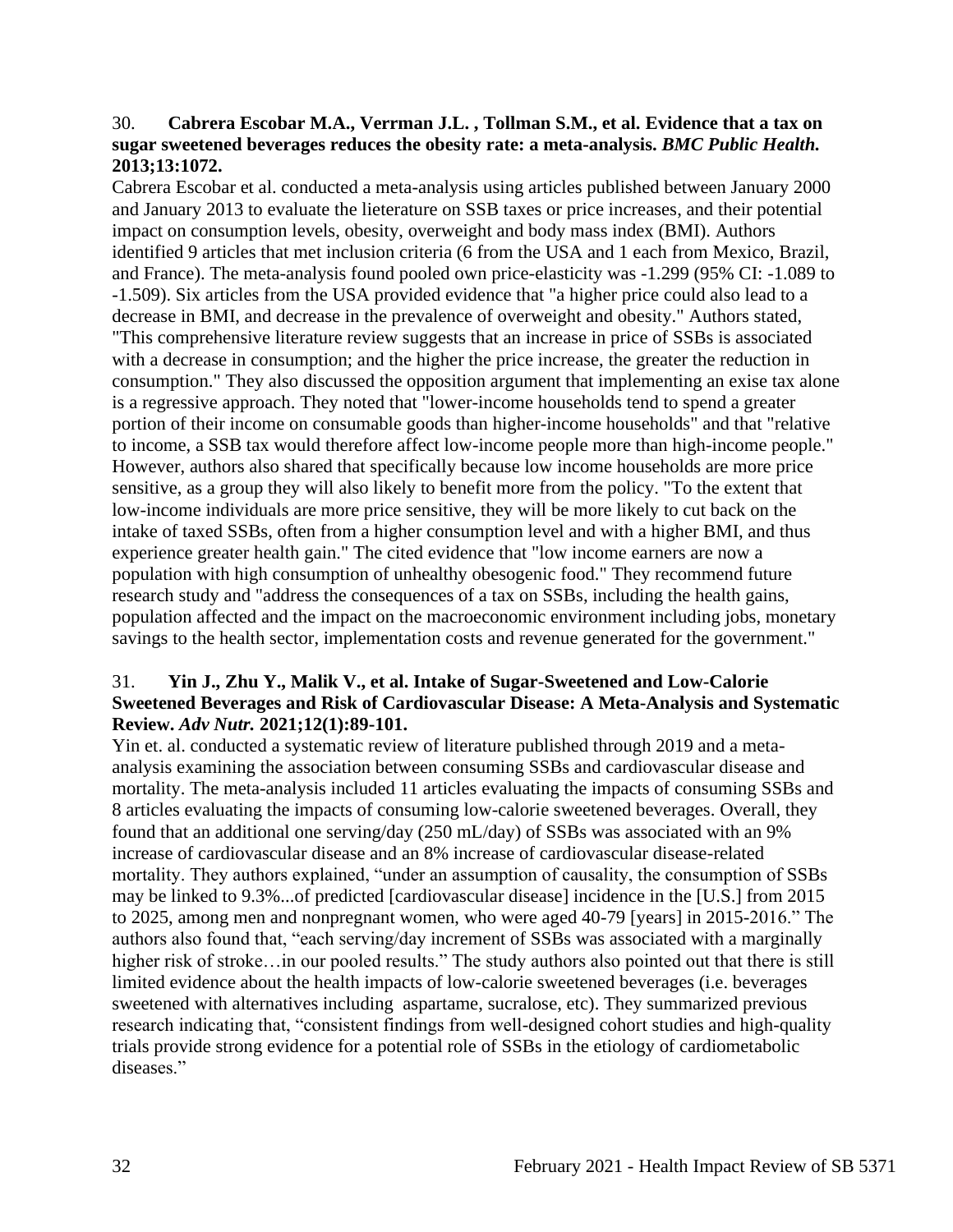30. **Cabrera Escobar M.A., Verrman J.L. , Tollman S.M., et al. Evidence that a tax on sugar sweetened beverages reduces the obesity rate: a meta-analysis. *BMC Public Health.* 2013;13:1072.**

Cabrera Escobar et al. conducted a meta-analysis using articles published between January 2000 and January 2013 to evaluate the lieterature on SSB taxes or price increases, and their potential impact on consumption levels, obesity, overweight and body mass index (BMI). Authors identified 9 articles that met inclusion criteria (6 from the USA and 1 each from Mexico, Brazil, and France). The meta-analysis found pooled own price-elasticity was -1.299 (95% CI: -1.089 to -1.509). Six articles from the USA provided evidence that "a higher price could also lead to a decrease in BMI, and decrease in the prevalence of overweight and obesity." Authors stated, "This comprehensive literature review suggests that an increase in price of SSBs is associated with a decrease in consumption; and the higher the price increase, the greater the reduction in consumption." They also discussed the opposition argument that implementing an exise tax alone is a regressive approach. They noted that "lower-income households tend to spend a greater portion of their income on consumable goods than higher-income households" and that "relative to income, a SSB tax would therefore affect low-income people more than high-income people." However, authors also shared that specifically because low income households are more price sensitive, as a group they will also likely to benefit more from the policy. "To the extent that low-income individuals are more price sensitive, they will be more likely to cut back on the intake of taxed SSBs, often from a higher consumption level and with a higher BMI, and thus experience greater health gain." The cited evidence that "low income earners are now a population with high consumption of unhealthy obesogenic food." They recommend future research study and "address the consequences of a tax on SSBs, including the health gains, population affected and the impact on the macroeconomic environment including jobs, monetary savings to the health sector, implementation costs and revenue generated for the government."

31. **Yin J., Zhu Y., Malik V., et al. Intake of Sugar-Sweetened and Low-Calorie Sweetened Beverages and Risk of Cardiovascular Disease: A Meta-Analysis and Systematic Review. *Adv Nutr.* 2021;12(1):89-101.**

Yin et. al. conducted a systematic review of literature published through 2019 and a meta-analysis examining the association between consuming SSBs and cardiovascular disease and mortality. The meta-analysis included 11 articles evaluating the impacts of consuming SSBs and 8 articles evaluating the impacts of consuming low-calorie sweetened beverages. Overall, they found that an additional one serving/day (250 mL/day) of SSBs was associated with an 9% increase of cardiovascular disease and an 8% increase of cardiovascular disease-related mortality. They authors explained, "under an assumption of causality, the consumption of SSBs may be linked to 9.3%...of predicted [cardiovascular disease] incidence in the [U.S.] from 2015 to 2025, among men and nonpregnant women, who were aged 40-79 [years] in 2015-2016." The authors also found that, "each serving/day increment of SSBs was associated with a marginally higher risk of stroke…in our pooled results." The study authors also pointed out that there is still limited evidence about the health impacts of low-calorie sweetened beverages (i.e. beverages sweetened with alternatives including aspartame, sucralose, etc). They summarized previous research indicating that, "consistent findings from well-designed cohort studies and high-quality trials provide strong evidence for a potential role of SSBs in the etiology of cardiometabolic diseases."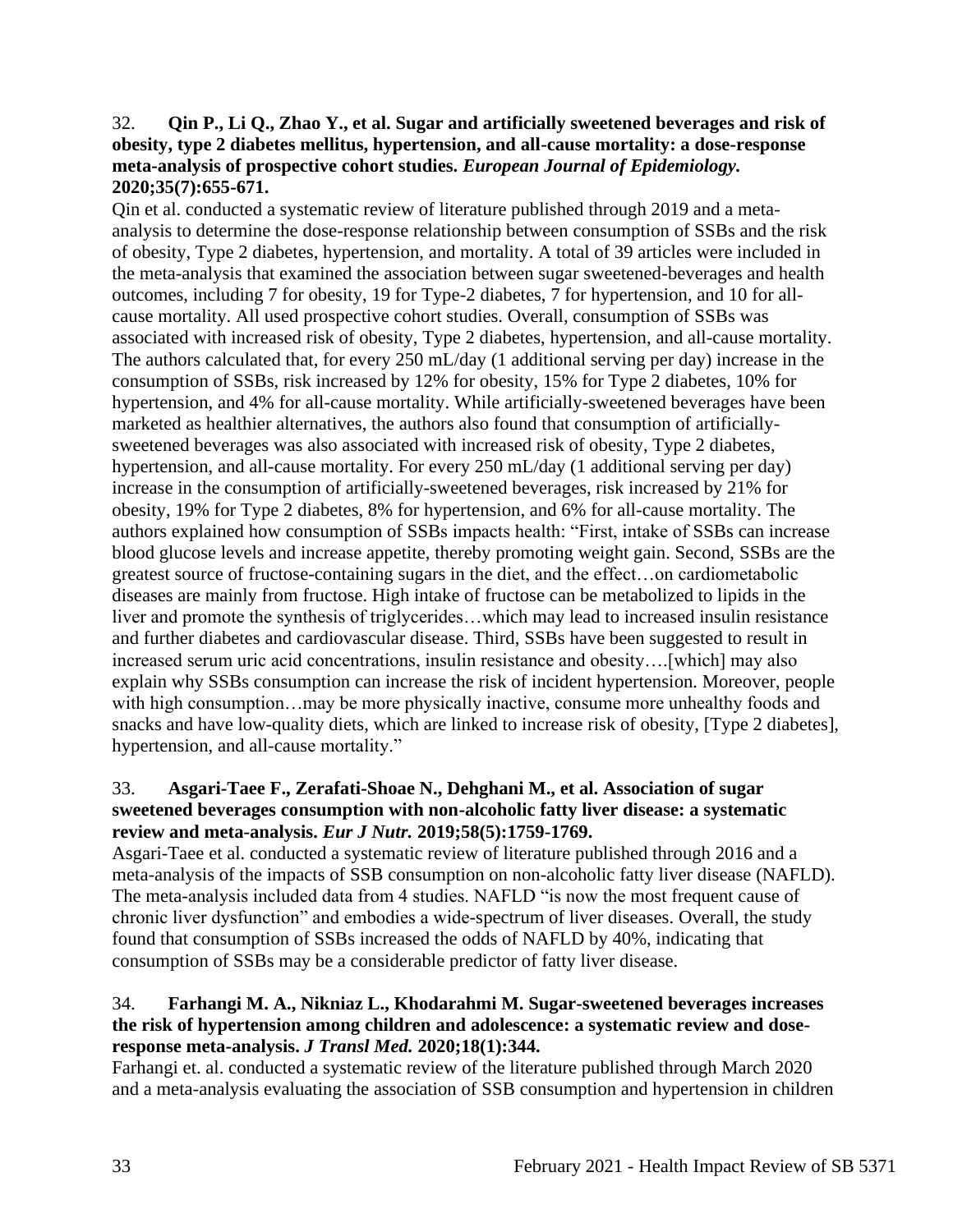32. **Qin P., Li Q., Zhao Y., et al. Sugar and artificially sweetened beverages and risk of obesity, type 2 diabetes mellitus, hypertension, and all-cause mortality: a dose-response meta-analysis of prospective cohort studies. *European Journal of Epidemiology.* 2020;35(7):655-671.**

Qin et al. conducted a systematic review of literature published through 2019 and a meta-analysis to determine the dose-response relationship between consumption of SSBs and the risk of obesity, Type 2 diabetes, hypertension, and mortality. A total of 39 articles were included in the meta-analysis that examined the association between sugar sweetened-beverages and health outcomes, including 7 for obesity, 19 for Type-2 diabetes, 7 for hypertension, and 10 for all-cause mortality. All used prospective cohort studies. Overall, consumption of SSBs was associated with increased risk of obesity, Type 2 diabetes, hypertension, and all-cause mortality. The authors calculated that, for every 250 mL/day (1 additional serving per day) increase in the consumption of SSBs, risk increased by 12% for obesity, 15% for Type 2 diabetes, 10% for hypertension, and 4% for all-cause mortality. While artificially-sweetened beverages have been marketed as healthier alternatives, the authors also found that consumption of artificially-sweetened beverages was also associated with increased risk of obesity, Type 2 diabetes, hypertension, and all-cause mortality. For every 250 mL/day (1 additional serving per day) increase in the consumption of artificially-sweetened beverages, risk increased by 21% for obesity, 19% for Type 2 diabetes, 8% for hypertension, and 6% for all-cause mortality. The authors explained how consumption of SSBs impacts health: "First, intake of SSBs can increase blood glucose levels and increase appetite, thereby promoting weight gain. Second, SSBs are the greatest source of fructose-containing sugars in the diet, and the effect…on cardiometabolic diseases are mainly from fructose. High intake of fructose can be metabolized to lipids in the liver and promote the synthesis of triglycerides…which may lead to increased insulin resistance and further diabetes and cardiovascular disease. Third, SSBs have been suggested to result in increased serum uric acid concentrations, insulin resistance and obesity….[which] may also explain why SSBs consumption can increase the risk of incident hypertension. Moreover, people with high consumption…may be more physically inactive, consume more unhealthy foods and snacks and have low-quality diets, which are linked to increase risk of obesity, [Type 2 diabetes], hypertension, and all-cause mortality."

33. **Asgari-Taee F., Zerafati-Shoae N., Dehghani M., et al. Association of sugar sweetened beverages consumption with non-alcoholic fatty liver disease: a systematic review and meta-analysis. *Eur J Nutr.* 2019;58(5):1759-1769.**

Asgari-Taee et al. conducted a systematic review of literature published through 2016 and a meta-analysis of the impacts of SSB consumption on non-alcoholic fatty liver disease (NAFLD). The meta-analysis included data from 4 studies. NAFLD "is now the most frequent cause of chronic liver dysfunction" and embodies a wide-spectrum of liver diseases. Overall, the study found that consumption of SSBs increased the odds of NAFLD by 40%, indicating that consumption of SSBs may be a considerable predictor of fatty liver disease.

34. **Farhangi M. A., Nikniaz L., Khodarahmi M. Sugar-sweetened beverages increases the risk of hypertension among children and adolescence: a systematic review and dose-response meta-analysis. *J Transl Med.* 2020;18(1):344.**

Farhangi et. al. conducted a systematic review of the literature published through March 2020 and a meta-analysis evaluating the association of SSB consumption and hypertension in children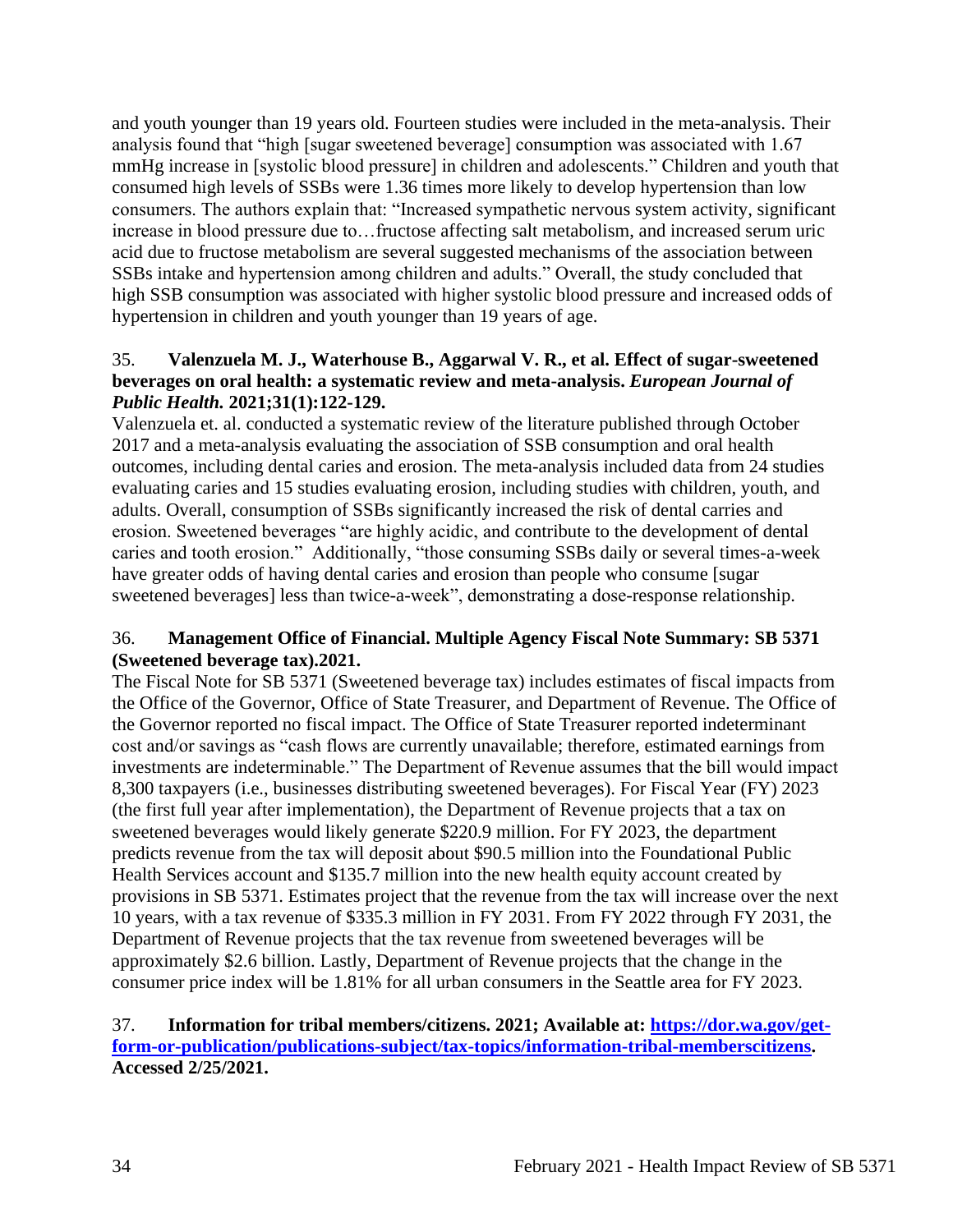and youth younger than 19 years old. Fourteen studies were included in the meta-analysis. Their analysis found that "high [sugar sweetened beverage] consumption was associated with 1.67 mmHg increase in [systolic blood pressure] in children and adolescents." Children and youth that consumed high levels of SSBs were 1.36 times more likely to develop hypertension than low consumers. The authors explain that: "Increased sympathetic nervous system activity, significant increase in blood pressure due to…fructose affecting salt metabolism, and increased serum uric acid due to fructose metabolism are several suggested mechanisms of the association between SSBs intake and hypertension among children and adults." Overall, the study concluded that high SSB consumption was associated with higher systolic blood pressure and increased odds of hypertension in children and youth younger than 19 years of age.

35. **Valenzuela M. J., Waterhouse B., Aggarwal V. R., et al. Effect of sugar-sweetened beverages on oral health: a systematic review and meta-analysis. *European Journal of Public Health.* 2021;31(1):122-129.**

Valenzuela et. al. conducted a systematic review of the literature published through October 2017 and a meta-analysis evaluating the association of SSB consumption and oral health outcomes, including dental caries and erosion. The meta-analysis included data from 24 studies evaluating caries and 15 studies evaluating erosion, including studies with children, youth, and adults. Overall, consumption of SSBs significantly increased the risk of dental carries and erosion. Sweetened beverages "are highly acidic, and contribute to the development of dental caries and tooth erosion." Additionally, "those consuming SSBs daily or several times-a-week have greater odds of having dental caries and erosion than people who consume [sugar sweetened beverages] less than twice-a-week", demonstrating a dose-response relationship.

36. **Management Office of Financial. Multiple Agency Fiscal Note Summary: SB 5371 (Sweetened beverage tax).2021.**

The Fiscal Note for SB 5371 (Sweetened beverage tax) includes estimates of fiscal impacts from the Office of the Governor, Office of State Treasurer, and Department of Revenue. The Office of the Governor reported no fiscal impact. The Office of State Treasurer reported indeterminant cost and/or savings as "cash flows are currently unavailable; therefore, estimated earnings from investments are indeterminable." The Department of Revenue assumes that the bill would impact 8,300 taxpayers (i.e., businesses distributing sweetened beverages). For Fiscal Year (FY) 2023 (the first full year after implementation), the Department of Revenue projects that a tax on sweetened beverages would likely generate $220.9 million. For FY 2023, the department predicts revenue from the tax will deposit about $90.5 million into the Foundational Public Health Services account and $135.7 million into the new health equity account created by provisions in SB 5371. Estimates project that the revenue from the tax will increase over the next 10 years, with a tax revenue of $335.3 million in FY 2031. From FY 2022 through FY 2031, the Department of Revenue projects that the tax revenue from sweetened beverages will be approximately $2.6 billion. Lastly, Department of Revenue projects that the change in the consumer price index will be 1.81% for all urban consumers in the Seattle area for FY 2023.

37. **Information for tribal members/citizens. 2021; Available at: [https://dor.wa.gov/get-form-or-publication/publications-subject/tax-topics/information-tribal-memberscitizens](https://dor.wa.gov/get-form-or-publication/publications-subject/tax-topics/information-tribal-memberscitizens). Accessed 2/25/2021.**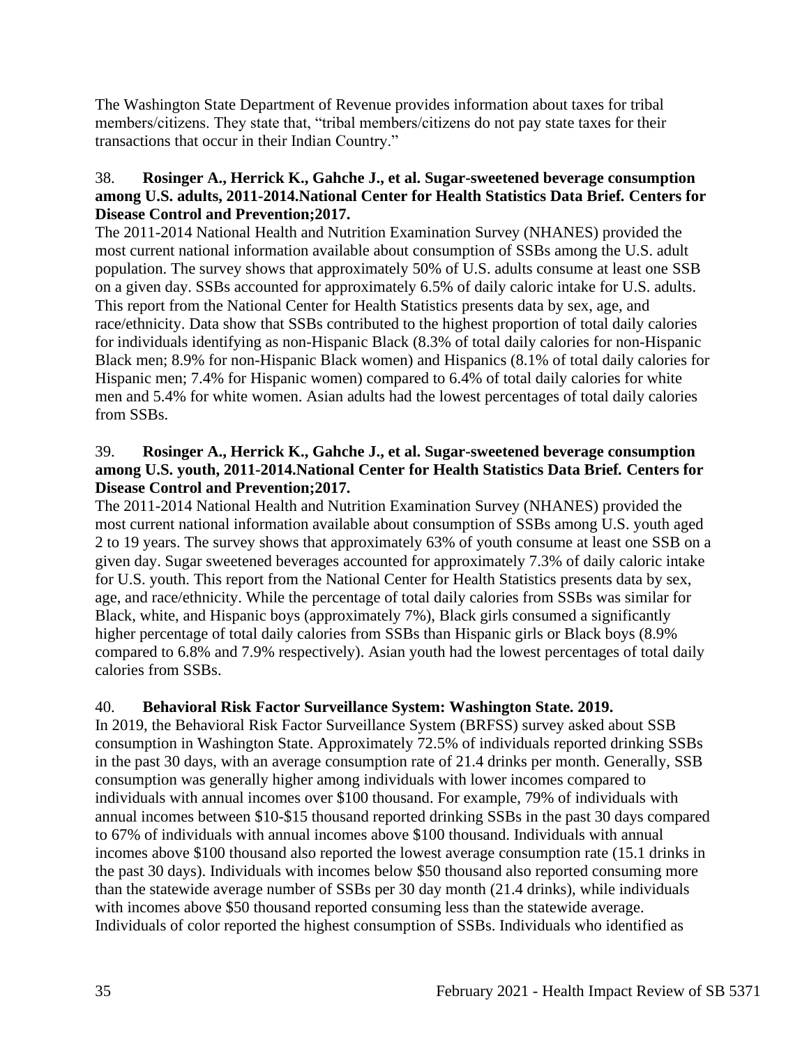The Washington State Department of Revenue provides information about taxes for tribal members/citizens. They state that, "tribal members/citizens do not pay state taxes for their transactions that occur in their Indian Country."

38. **Rosinger A., Herrick K., Gahche J., et al. Sugar-sweetened beverage consumption among U.S. adults, 2011-2014.National Center for Health Statistics Data Brief. Centers for Disease Control and Prevention;2017.**

The 2011-2014 National Health and Nutrition Examination Survey (NHANES) provided the most current national information available about consumption of SSBs among the U.S. adult population. The survey shows that approximately 50% of U.S. adults consume at least one SSB on a given day. SSBs accounted for approximately 6.5% of daily caloric intake for U.S. adults. This report from the National Center for Health Statistics presents data by sex, age, and race/ethnicity. Data show that SSBs contributed to the highest proportion of total daily calories for individuals identifying as non-Hispanic Black (8.3% of total daily calories for non-Hispanic Black men; 8.9% for non-Hispanic Black women) and Hispanics (8.1% of total daily calories for Hispanic men; 7.4% for Hispanic women) compared to 6.4% of total daily calories for white men and 5.4% for white women. Asian adults had the lowest percentages of total daily calories from SSBs.

39. **Rosinger A., Herrick K., Gahche J., et al. Sugar-sweetened beverage consumption among U.S. youth, 2011-2014.National Center for Health Statistics Data Brief. Centers for Disease Control and Prevention;2017.**

The 2011-2014 National Health and Nutrition Examination Survey (NHANES) provided the most current national information available about consumption of SSBs among U.S. youth aged 2 to 19 years. The survey shows that approximately 63% of youth consume at least one SSB on a given day. Sugar sweetened beverages accounted for approximately 7.3% of daily caloric intake for U.S. youth. This report from the National Center for Health Statistics presents data by sex, age, and race/ethnicity. While the percentage of total daily calories from SSBs was similar for Black, white, and Hispanic boys (approximately 7%), Black girls consumed a significantly higher percentage of total daily calories from SSBs than Hispanic girls or Black boys (8.9% compared to 6.8% and 7.9% respectively). Asian youth had the lowest percentages of total daily calories from SSBs.

40. **Behavioral Risk Factor Surveillance System: Washington State. 2019.**

In 2019, the Behavioral Risk Factor Surveillance System (BRFSS) survey asked about SSB consumption in Washington State. Approximately 72.5% of individuals reported drinking SSBs in the past 30 days, with an average consumption rate of 21.4 drinks per month. Generally, SSB consumption was generally higher among individuals with lower incomes compared to individuals with annual incomes over $100 thousand. For example, 79% of individuals with annual incomes between $10-$15 thousand reported drinking SSBs in the past 30 days compared to 67% of individuals with annual incomes above $100 thousand. Individuals with annual incomes above $100 thousand also reported the lowest average consumption rate (15.1 drinks in the past 30 days). Individuals with incomes below $50 thousand also reported consuming more than the statewide average number of SSBs per 30 day month (21.4 drinks), while individuals with incomes above $50 thousand reported consuming less than the statewide average. Individuals of color reported the highest consumption of SSBs. Individuals who identified as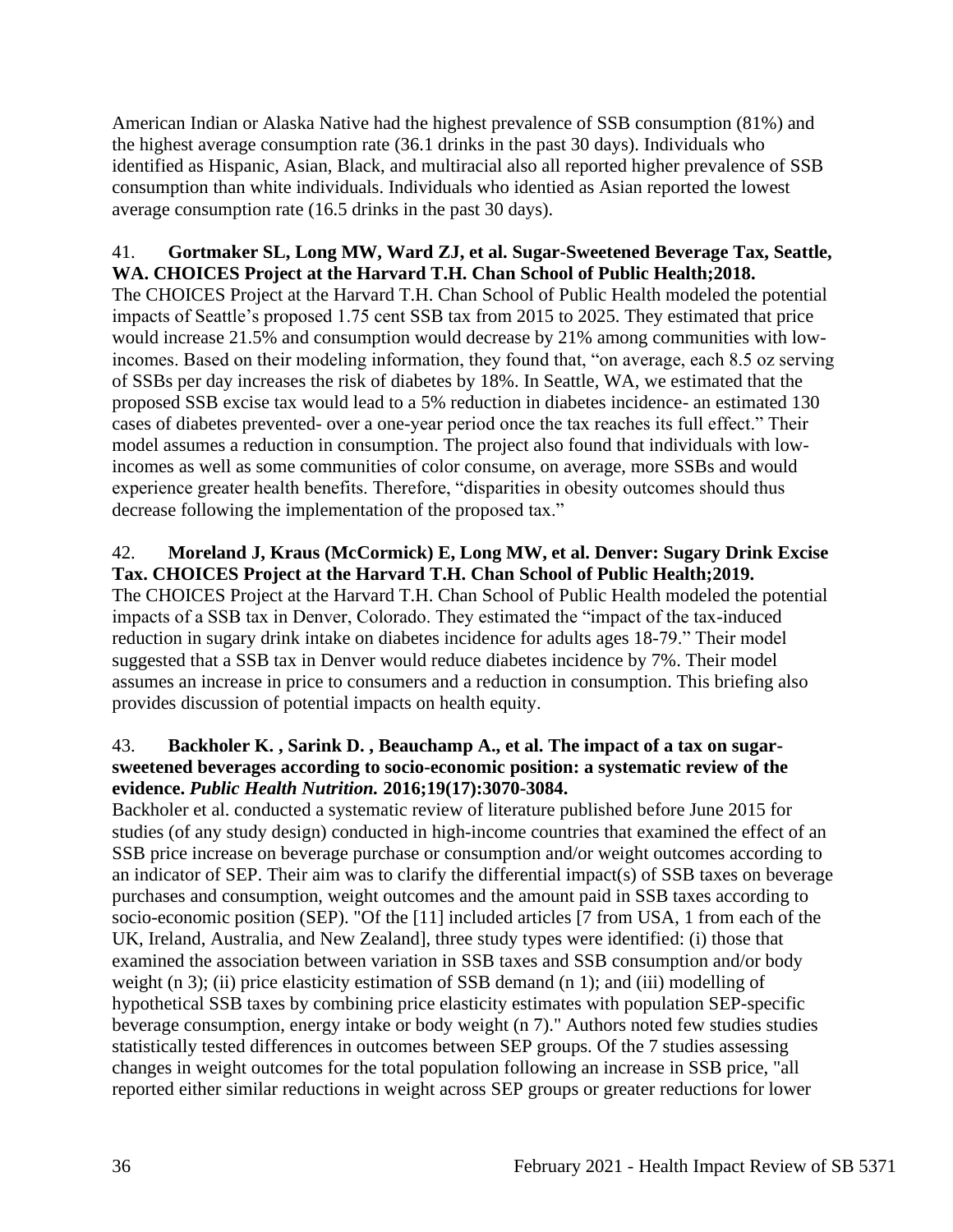American Indian or Alaska Native had the highest prevalence of SSB consumption (81%) and the highest average consumption rate (36.1 drinks in the past 30 days). Individuals who identified as Hispanic, Asian, Black, and multiracial also all reported higher prevalence of SSB consumption than white individuals. Individuals who identied as Asian reported the lowest average consumption rate (16.5 drinks in the past 30 days).

41. **Gortmaker SL, Long MW, Ward ZJ, et al. Sugar-Sweetened Beverage Tax, Seattle, WA. CHOICES Project at the Harvard T.H. Chan School of Public Health;2018.**
The CHOICES Project at the Harvard T.H. Chan School of Public Health modeled the potential impacts of Seattle's proposed 1.75 cent SSB tax from 2015 to 2025. They estimated that price would increase 21.5% and consumption would decrease by 21% among communities with low-incomes. Based on their modeling information, they found that, "on average, each 8.5 oz serving of SSBs per day increases the risk of diabetes by 18%. In Seattle, WA, we estimated that the proposed SSB excise tax would lead to a 5% reduction in diabetes incidence- an estimated 130 cases of diabetes prevented- over a one-year period once the tax reaches its full effect." Their model assumes a reduction in consumption. The project also found that individuals with low-incomes as well as some communities of color consume, on average, more SSBs and would experience greater health benefits. Therefore, "disparities in obesity outcomes should thus decrease following the implementation of the proposed tax."

42. **Moreland J, Kraus (McCormick) E, Long MW, et al. Denver: Sugary Drink Excise Tax. CHOICES Project at the Harvard T.H. Chan School of Public Health;2019.**
The CHOICES Project at the Harvard T.H. Chan School of Public Health modeled the potential impacts of a SSB tax in Denver, Colorado. They estimated the "impact of the tax-induced reduction in sugary drink intake on diabetes incidence for adults ages 18-79." Their model suggested that a SSB tax in Denver would reduce diabetes incidence by 7%. Their model assumes an increase in price to consumers and a reduction in consumption. This briefing also provides discussion of potential impacts on health equity.

43. **Backholer K. , Sarink D. , Beauchamp A., et al. The impact of a tax on sugar-sweetened beverages according to socio-economic position: a systematic review of the evidence. *Public Health Nutrition.* 2016;19(17):3070-3084.**
Backholer et al. conducted a systematic review of literature published before June 2015 for studies (of any study design) conducted in high-income countries that examined the effect of an SSB price increase on beverage purchase or consumption and/or weight outcomes according to an indicator of SEP. Their aim was to clarify the differential impact(s) of SSB taxes on beverage purchases and consumption, weight outcomes and the amount paid in SSB taxes according to socio-economic position (SEP). "Of the [11] included articles [7 from USA, 1 from each of the UK, Ireland, Australia, and New Zealand], three study types were identified: (i) those that examined the association between variation in SSB taxes and SSB consumption and/or body weight (n 3); (ii) price elasticity estimation of SSB demand (n 1); and (iii) modelling of hypothetical SSB taxes by combining price elasticity estimates with population SEP-specific beverage consumption, energy intake or body weight (n 7)." Authors noted few studies studies statistically tested differences in outcomes between SEP groups. Of the 7 studies assessing changes in weight outcomes for the total population following an increase in SSB price, "all reported either similar reductions in weight across SEP groups or greater reductions for lower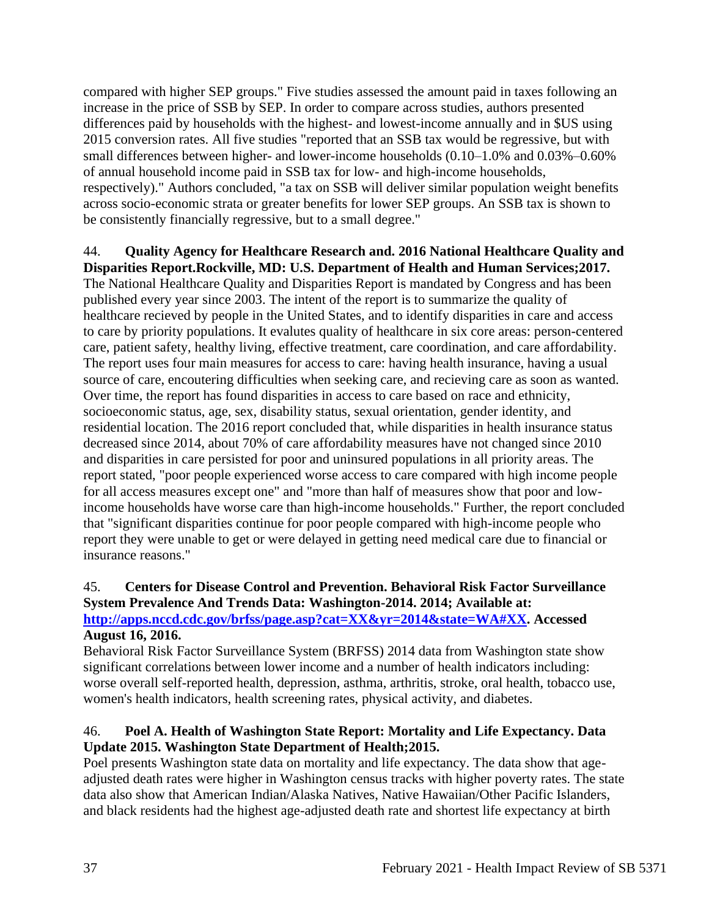compared with higher SEP groups." Five studies assessed the amount paid in taxes following an increase in the price of SSB by SEP. In order to compare across studies, authors presented differences paid by households with the highest- and lowest-income annually and in $US using 2015 conversion rates. All five studies "reported that an SSB tax would be regressive, but with small differences between higher- and lower-income households (0.10–1.0% and 0.03%–0.60% of annual household income paid in SSB tax for low- and high-income households, respectively)." Authors concluded, "a tax on SSB will deliver similar population weight benefits across socio-economic strata or greater benefits for lower SEP groups. An SSB tax is shown to be consistently financially regressive, but to a small degree."

44. **Quality Agency for Healthcare Research and. 2016 National Healthcare Quality and Disparities Report.Rockville, MD: U.S. Department of Health and Human Services;2017.**
The National Healthcare Quality and Disparities Report is mandated by Congress and has been published every year since 2003. The intent of the report is to summarize the quality of healthcare recieved by people in the United States, and to identify disparities in care and access to care by priority populations. It evalutes quality of healthcare in six core areas: person-centered care, patient safety, healthy living, effective treatment, care coordination, and care affordability. The report uses four main measures for access to care: having health insurance, having a usual source of care, encoutering difficulties when seeking care, and recieving care as soon as wanted. Over time, the report has found disparities in access to care based on race and ethnicity, socioeconomic status, age, sex, disability status, sexual orientation, gender identity, and residential location. The 2016 report concluded that, while disparities in health insurance status decreased since 2014, about 70% of care affordability measures have not changed since 2010 and disparities in care persisted for poor and uninsured populations in all priority areas. The report stated, "poor people experienced worse access to care compared with high income people for all access measures except one" and "more than half of measures show that poor and low-income households have worse care than high-income households." Further, the report concluded that "significant disparities continue for poor people compared with high-income people who report they were unable to get or were delayed in getting need medical care due to financial or insurance reasons."

45. **Centers for Disease Control and Prevention. Behavioral Risk Factor Surveillance System Prevalence And Trends Data: Washington-2014. 2014; Available at: [http://apps.nccd.cdc.gov/brfss/page.asp?cat=XX&yr=2014&state=WA#XX](http://apps.nccd.cdc.gov/brfss/page.asp?cat=XX&yr=2014&state=WA#XX). Accessed August 16, 2016.**
Behavioral Risk Factor Surveillance System (BRFSS) 2014 data from Washington state show significant correlations between lower income and a number of health indicators including: worse overall self-reported health, depression, asthma, arthritis, stroke, oral health, tobacco use, women's health indicators, health screening rates, physical activity, and diabetes.

46. **Poel A. Health of Washington State Report: Mortality and Life Expectancy. Data Update 2015. Washington State Department of Health;2015.**
Poel presents Washington state data on mortality and life expectancy. The data show that age-adjusted death rates were higher in Washington census tracks with higher poverty rates. The state data also show that American Indian/Alaska Natives, Native Hawaiian/Other Pacific Islanders, and black residents had the highest age-adjusted death rate and shortest life expectancy at birth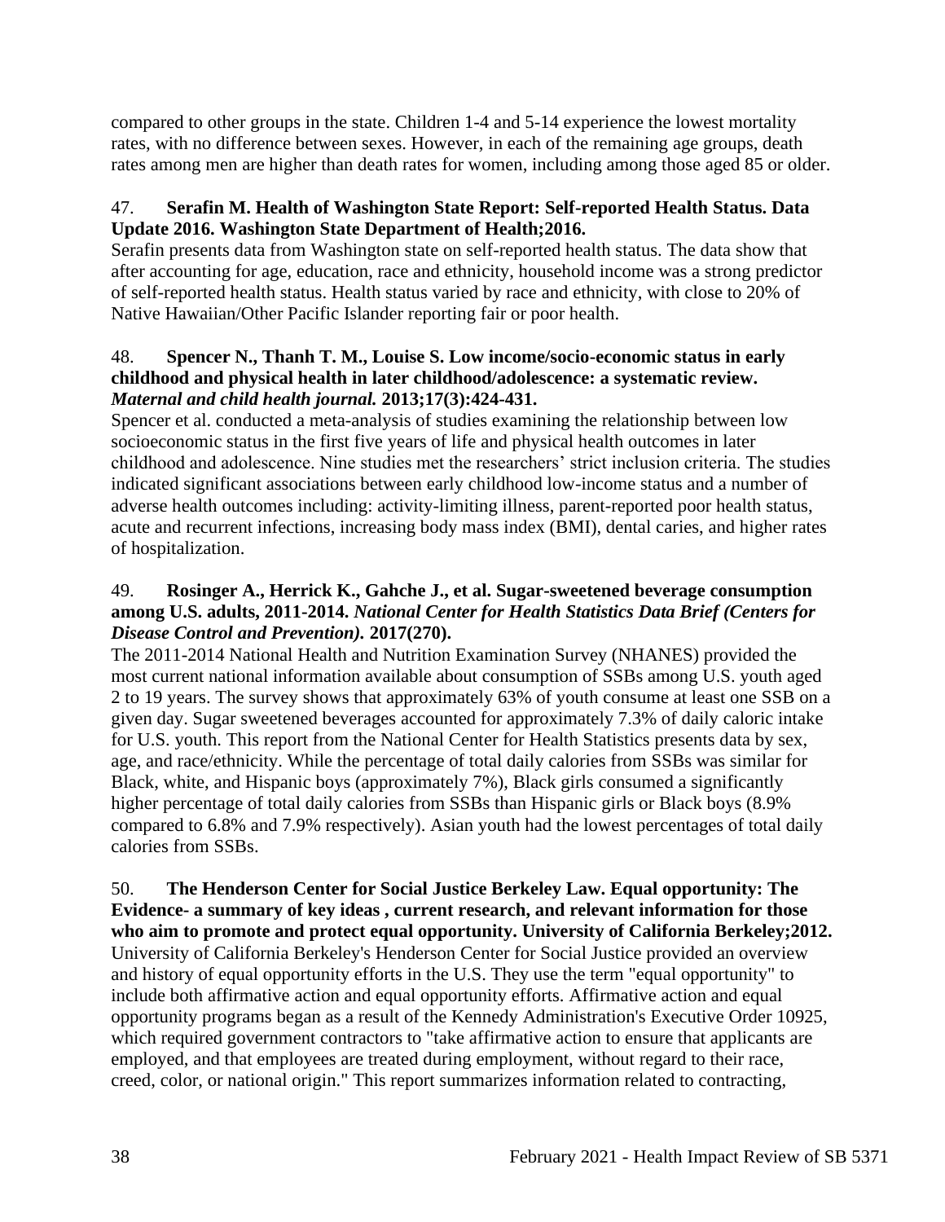compared to other groups in the state. Children 1-4 and 5-14 experience the lowest mortality rates, with no difference between sexes. However, in each of the remaining age groups, death rates among men are higher than death rates for women, including among those aged 85 or older.

47. **Serafin M. Health of Washington State Report: Self-reported Health Status. Data Update 2016. Washington State Department of Health;2016.**
Serafin presents data from Washington state on self-reported health status. The data show that after accounting for age, education, race and ethnicity, household income was a strong predictor of self-reported health status. Health status varied by race and ethnicity, with close to 20% of Native Hawaiian/Other Pacific Islander reporting fair or poor health.

48. **Spencer N., Thanh T. M., Louise S. Low income/socio-economic status in early childhood and physical health in later childhood/adolescence: a systematic review.** ***Maternal and child health journal.*** **2013;17(3):424-431.**
Spencer et al. conducted a meta-analysis of studies examining the relationship between low socioeconomic status in the first five years of life and physical health outcomes in later childhood and adolescence. Nine studies met the researchers' strict inclusion criteria. The studies indicated significant associations between early childhood low-income status and a number of adverse health outcomes including: activity-limiting illness, parent-reported poor health status, acute and recurrent infections, increasing body mass index (BMI), dental caries, and higher rates of hospitalization.

49. **Rosinger A., Herrick K., Gahche J., et al. Sugar-sweetened beverage consumption among U.S. adults, 2011-2014.** ***National Center for Health Statistics Data Brief (Centers for Disease Control and Prevention).*** **2017(270).**
The 2011-2014 National Health and Nutrition Examination Survey (NHANES) provided the most current national information available about consumption of SSBs among U.S. youth aged 2 to 19 years. The survey shows that approximately 63% of youth consume at least one SSB on a given day. Sugar sweetened beverages accounted for approximately 7.3% of daily caloric intake for U.S. youth. This report from the National Center for Health Statistics presents data by sex, age, and race/ethnicity. While the percentage of total daily calories from SSBs was similar for Black, white, and Hispanic boys (approximately 7%), Black girls consumed a significantly higher percentage of total daily calories from SSBs than Hispanic girls or Black boys (8.9% compared to 6.8% and 7.9% respectively). Asian youth had the lowest percentages of total daily calories from SSBs.

50. **The Henderson Center for Social Justice Berkeley Law. Equal opportunity: The Evidence- a summary of key ideas , current research, and relevant information for those who aim to promote and protect equal opportunity. University of California Berkeley;2012.**
University of California Berkeley's Henderson Center for Social Justice provided an overview and history of equal opportunity efforts in the U.S. They use the term "equal opportunity" to include both affirmative action and equal opportunity efforts. Affirmative action and equal opportunity programs began as a result of the Kennedy Administration's Executive Order 10925, which required government contractors to "take affirmative action to ensure that applicants are employed, and that employees are treated during employment, without regard to their race, creed, color, or national origin." This report summarizes information related to contracting,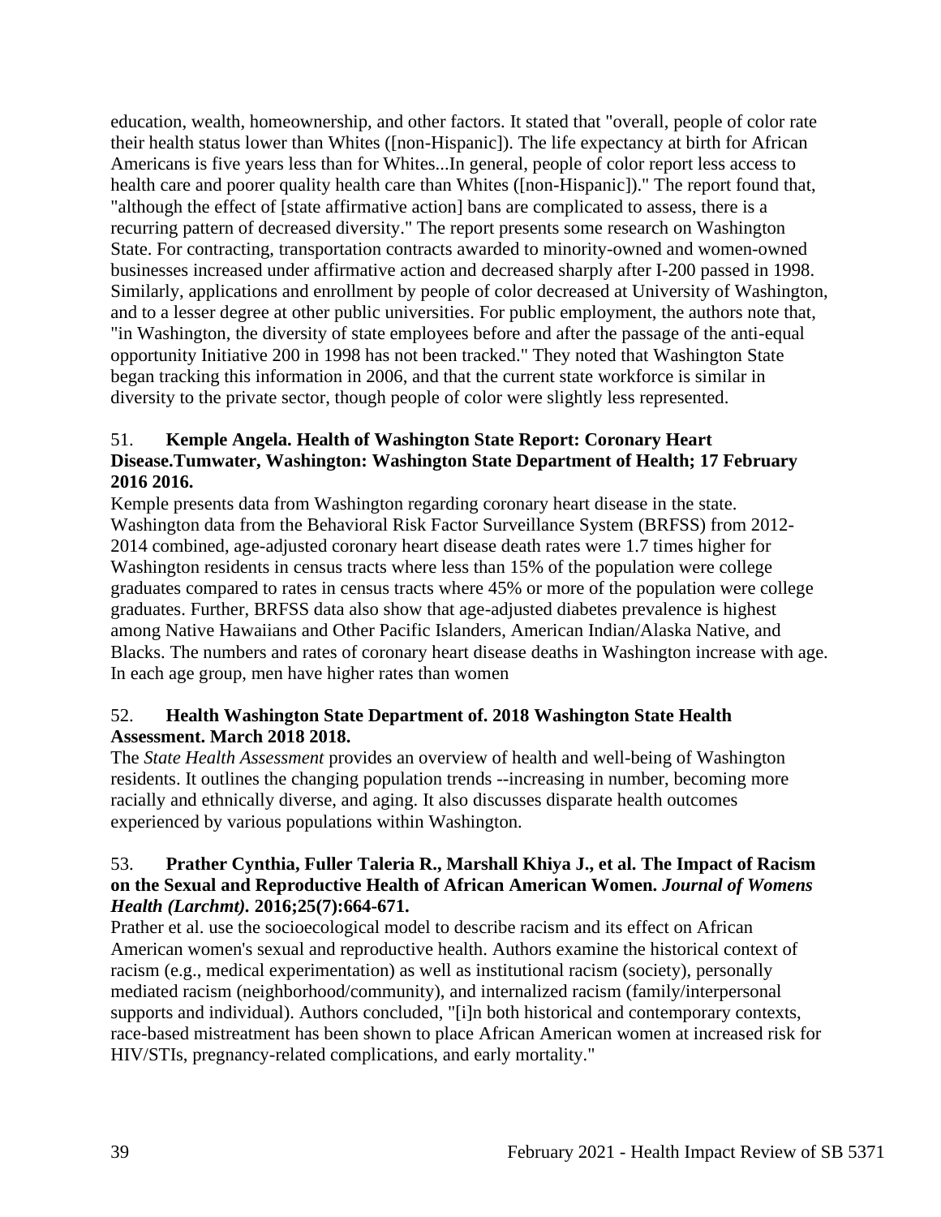education, wealth, homeownership, and other factors. It stated that "overall, people of color rate their health status lower than Whites ([non-Hispanic]). The life expectancy at birth for African Americans is five years less than for Whites...In general, people of color report less access to health care and poorer quality health care than Whites ([non-Hispanic])." The report found that, "although the effect of [state affirmative action] bans are complicated to assess, there is a recurring pattern of decreased diversity." The report presents some research on Washington State. For contracting, transportation contracts awarded to minority-owned and women-owned businesses increased under affirmative action and decreased sharply after I-200 passed in 1998. Similarly, applications and enrollment by people of color decreased at University of Washington, and to a lesser degree at other public universities. For public employment, the authors note that, "in Washington, the diversity of state employees before and after the passage of the anti-equal opportunity Initiative 200 in 1998 has not been tracked." They noted that Washington State began tracking this information in 2006, and that the current state workforce is similar in diversity to the private sector, though people of color were slightly less represented.

51. **Kemple Angela. Health of Washington State Report: Coronary Heart Disease.Tumwater, Washington: Washington State Department of Health; 17 February 2016 2016.**

Kemple presents data from Washington regarding coronary heart disease in the state. Washington data from the Behavioral Risk Factor Surveillance System (BRFSS) from 2012-2014 combined, age-adjusted coronary heart disease death rates were 1.7 times higher for Washington residents in census tracts where less than 15% of the population were college graduates compared to rates in census tracts where 45% or more of the population were college graduates. Further, BRFSS data also show that age-adjusted diabetes prevalence is highest among Native Hawaiians and Other Pacific Islanders, American Indian/Alaska Native, and Blacks. The numbers and rates of coronary heart disease deaths in Washington increase with age. In each age group, men have higher rates than women

52. **Health Washington State Department of. 2018 Washington State Health Assessment. March 2018 2018.**

The *State Health Assessment* provides an overview of health and well-being of Washington residents. It outlines the changing population trends --increasing in number, becoming more racially and ethnically diverse, and aging. It also discusses disparate health outcomes experienced by various populations within Washington.

53. **Prather Cynthia, Fuller Taleria R., Marshall Khiya J., et al. The Impact of Racism on the Sexual and Reproductive Health of African American Women. *Journal of Womens Health (Larchmt)*. 2016;25(7):664-671.**

Prather et al. use the socioecological model to describe racism and its effect on African American women's sexual and reproductive health. Authors examine the historical context of racism (e.g., medical experimentation) as well as institutional racism (society), personally mediated racism (neighborhood/community), and internalized racism (family/interpersonal supports and individual). Authors concluded, "[i]n both historical and contemporary contexts, race-based mistreatment has been shown to place African American women at increased risk for HIV/STIs, pregnancy-related complications, and early mortality."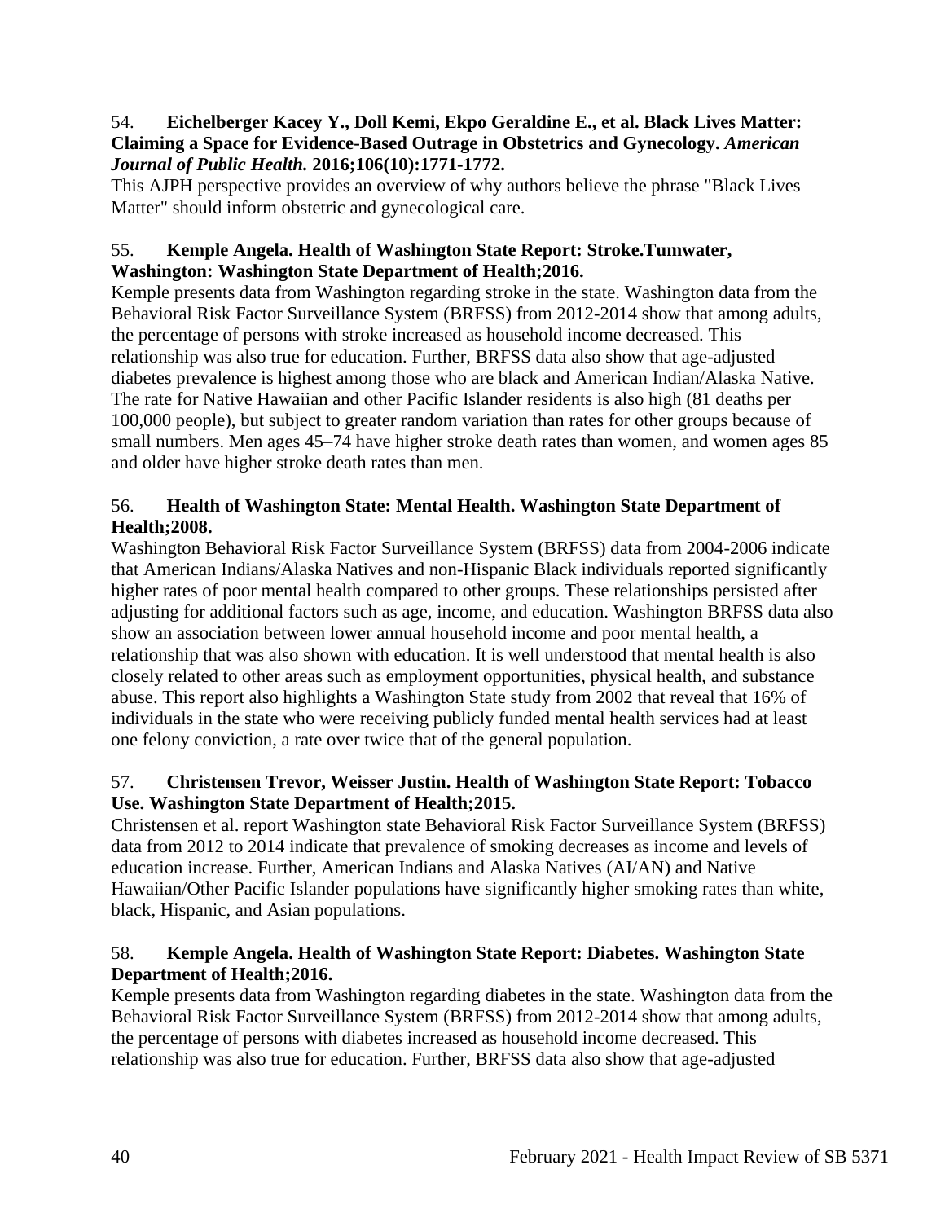54. **Eichelberger Kacey Y., Doll Kemi, Ekpo Geraldine E., et al. Black Lives Matter: Claiming a Space for Evidence-Based Outrage in Obstetrics and Gynecology.** ***American Journal of Public Health.*** **2016;106(10):1771-1772.**
This AJPH perspective provides an overview of why authors believe the phrase "Black Lives Matter" should inform obstetric and gynecological care.

55. **Kemple Angela. Health of Washington State Report: Stroke.Tumwater, Washington: Washington State Department of Health;2016.**
Kemple presents data from Washington regarding stroke in the state. Washington data from the Behavioral Risk Factor Surveillance System (BRFSS) from 2012-2014 show that among adults, the percentage of persons with stroke increased as household income decreased. This relationship was also true for education. Further, BRFSS data also show that age-adjusted diabetes prevalence is highest among those who are black and American Indian/Alaska Native. The rate for Native Hawaiian and other Pacific Islander residents is also high (81 deaths per 100,000 people), but subject to greater random variation than rates for other groups because of small numbers. Men ages 45–74 have higher stroke death rates than women, and women ages 85 and older have higher stroke death rates than men.

56. **Health of Washington State: Mental Health. Washington State Department of Health;2008.**
Washington Behavioral Risk Factor Surveillance System (BRFSS) data from 2004-2006 indicate that American Indians/Alaska Natives and non-Hispanic Black individuals reported significantly higher rates of poor mental health compared to other groups. These relationships persisted after adjusting for additional factors such as age, income, and education. Washington BRFSS data also show an association between lower annual household income and poor mental health, a relationship that was also shown with education. It is well understood that mental health is also closely related to other areas such as employment opportunities, physical health, and substance abuse. This report also highlights a Washington State study from 2002 that reveal that 16% of individuals in the state who were receiving publicly funded mental health services had at least one felony conviction, a rate over twice that of the general population.

57. **Christensen Trevor, Weisser Justin. Health of Washington State Report: Tobacco Use. Washington State Department of Health;2015.**
Christensen et al. report Washington state Behavioral Risk Factor Surveillance System (BRFSS) data from 2012 to 2014 indicate that prevalence of smoking decreases as income and levels of education increase. Further, American Indians and Alaska Natives (AI/AN) and Native Hawaiian/Other Pacific Islander populations have significantly higher smoking rates than white, black, Hispanic, and Asian populations.

58. **Kemple Angela. Health of Washington State Report: Diabetes. Washington State Department of Health;2016.**
Kemple presents data from Washington regarding diabetes in the state. Washington data from the Behavioral Risk Factor Surveillance System (BRFSS) from 2012-2014 show that among adults, the percentage of persons with diabetes increased as household income decreased. This relationship was also true for education. Further, BRFSS data also show that age-adjusted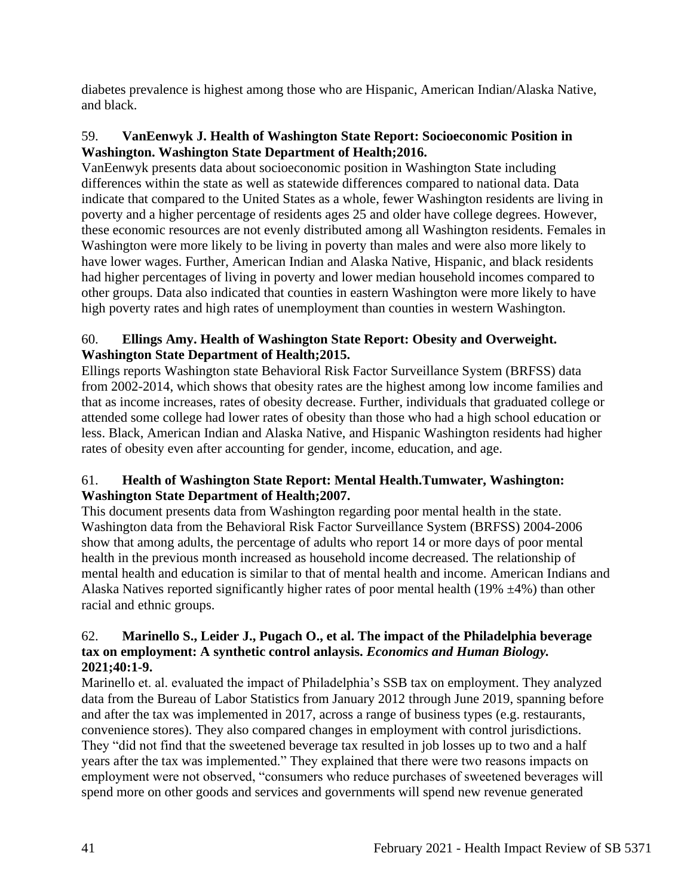diabetes prevalence is highest among those who are Hispanic, American Indian/Alaska Native, and black.

59. **VanEenwyk J. Health of Washington State Report: Socioeconomic Position in Washington. Washington State Department of Health;2016.**
VanEenwyk presents data about socioeconomic position in Washington State including differences within the state as well as statewide differences compared to national data. Data indicate that compared to the United States as a whole, fewer Washington residents are living in poverty and a higher percentage of residents ages 25 and older have college degrees. However, these economic resources are not evenly distributed among all Washington residents. Females in Washington were more likely to be living in poverty than males and were also more likely to have lower wages. Further, American Indian and Alaska Native, Hispanic, and black residents had higher percentages of living in poverty and lower median household incomes compared to other groups. Data also indicated that counties in eastern Washington were more likely to have high poverty rates and high rates of unemployment than counties in western Washington.

60. **Ellings Amy. Health of Washington State Report: Obesity and Overweight. Washington State Department of Health;2015.**
Ellings reports Washington state Behavioral Risk Factor Surveillance System (BRFSS) data from 2002-2014, which shows that obesity rates are the highest among low income families and that as income increases, rates of obesity decrease. Further, individuals that graduated college or attended some college had lower rates of obesity than those who had a high school education or less. Black, American Indian and Alaska Native, and Hispanic Washington residents had higher rates of obesity even after accounting for gender, income, education, and age.

61. **Health of Washington State Report: Mental Health.Tumwater, Washington: Washington State Department of Health;2007.**
This document presents data from Washington regarding poor mental health in the state. Washington data from the Behavioral Risk Factor Surveillance System (BRFSS) 2004-2006 show that among adults, the percentage of adults who report 14 or more days of poor mental health in the previous month increased as household income decreased. The relationship of mental health and education is similar to that of mental health and income. American Indians and Alaska Natives reported significantly higher rates of poor mental health (19% ±4%) than other racial and ethnic groups.

62. **Marinello S., Leider J., Pugach O., et al. The impact of the Philadelphia beverage tax on employment: A synthetic control anlaysis. *Economics and Human Biology.* 2021;40:1-9.**
Marinello et. al. evaluated the impact of Philadelphia's SSB tax on employment. They analyzed data from the Bureau of Labor Statistics from January 2012 through June 2019, spanning before and after the tax was implemented in 2017, across a range of business types (e.g. restaurants, convenience stores). They also compared changes in employment with control jurisdictions. They "did not find that the sweetened beverage tax resulted in job losses up to two and a half years after the tax was implemented." They explained that there were two reasons impacts on employment were not observed, "consumers who reduce purchases of sweetened beverages will spend more on other goods and services and governments will spend new revenue generated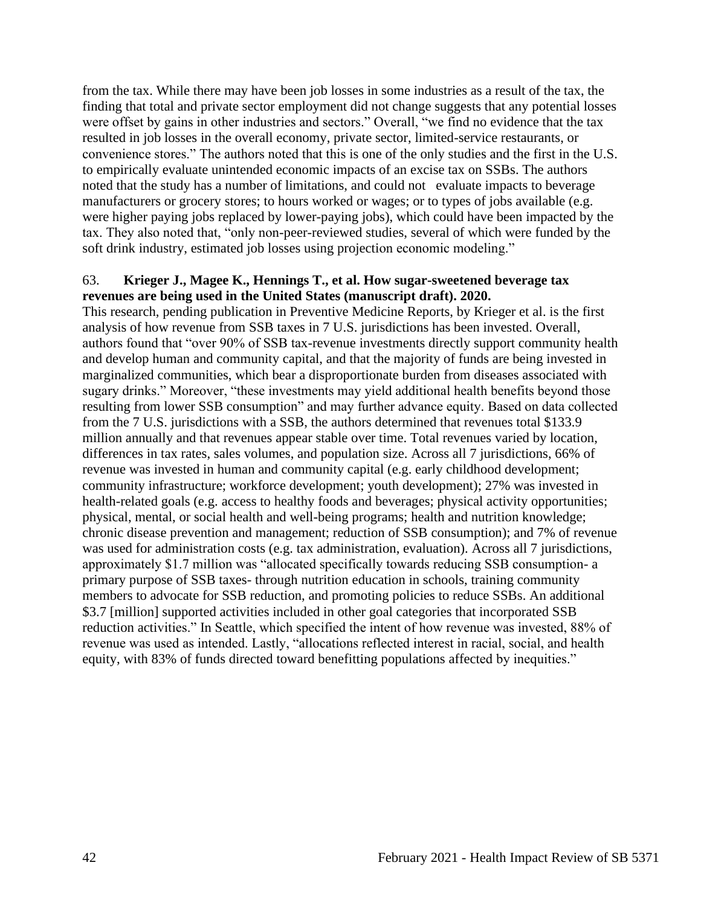from the tax. While there may have been job losses in some industries as a result of the tax, the finding that total and private sector employment did not change suggests that any potential losses were offset by gains in other industries and sectors." Overall, "we find no evidence that the tax resulted in job losses in the overall economy, private sector, limited-service restaurants, or convenience stores." The authors noted that this is one of the only studies and the first in the U.S. to empirically evaluate unintended economic impacts of an excise tax on SSBs. The authors noted that the study has a number of limitations, and could not evaluate impacts to beverage manufacturers or grocery stores; to hours worked or wages; or to types of jobs available (e.g. were higher paying jobs replaced by lower-paying jobs), which could have been impacted by the tax. They also noted that, "only non-peer-reviewed studies, several of which were funded by the soft drink industry, estimated job losses using projection economic modeling."

63. **Krieger J., Magee K., Hennings T., et al. How sugar-sweetened beverage tax revenues are being used in the United States (manuscript draft). 2020.**

This research, pending publication in Preventive Medicine Reports, by Krieger et al. is the first analysis of how revenue from SSB taxes in 7 U.S. jurisdictions has been invested. Overall, authors found that "over 90% of SSB tax-revenue investments directly support community health and develop human and community capital, and that the majority of funds are being invested in marginalized communities, which bear a disproportionate burden from diseases associated with sugary drinks." Moreover, "these investments may yield additional health benefits beyond those resulting from lower SSB consumption" and may further advance equity. Based on data collected from the 7 U.S. jurisdictions with a SSB, the authors determined that revenues total $133.9 million annually and that revenues appear stable over time. Total revenues varied by location, differences in tax rates, sales volumes, and population size. Across all 7 jurisdictions, 66% of revenue was invested in human and community capital (e.g. early childhood development; community infrastructure; workforce development; youth development); 27% was invested in health-related goals (e.g. access to healthy foods and beverages; physical activity opportunities; physical, mental, or social health and well-being programs; health and nutrition knowledge; chronic disease prevention and management; reduction of SSB consumption); and 7% of revenue was used for administration costs (e.g. tax administration, evaluation). Across all 7 jurisdictions, approximately $1.7 million was "allocated specifically towards reducing SSB consumption- a primary purpose of SSB taxes- through nutrition education in schools, training community members to advocate for SSB reduction, and promoting policies to reduce SSBs. An additional $3.7 [million] supported activities included in other goal categories that incorporated SSB reduction activities." In Seattle, which specified the intent of how revenue was invested, 88% of revenue was used as intended. Lastly, "allocations reflected interest in racial, social, and health equity, with 83% of funds directed toward benefitting populations affected by inequities."